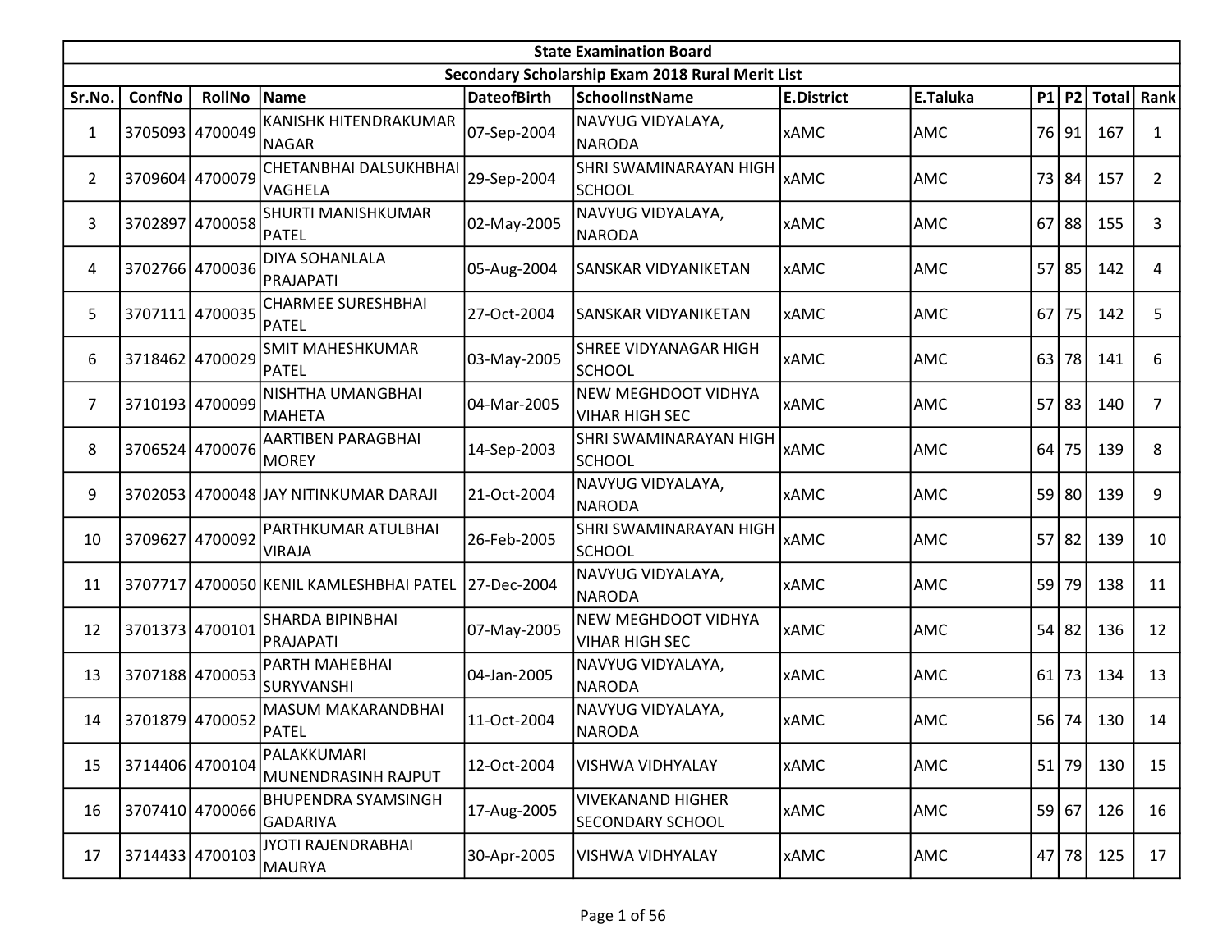| State Examination Board | | | | | | | | | | | |
|---|---|---|---|---|---|---|---|---|---|---|---|
| Secondary Scholarship Exam 2018 Rural Merit List | | | | | | | | | | | |
| Sr.No. | ConfNo | RollNo | Name | DateofBirth | SchoolInstName | E.District | E.Taluka | P1 | P2 | Total | Rank |
| 1 | 3705093 | 4700049 | KANISHK HITENDRAKUMAR NAGAR | 07-Sep-2004 | NAVYUG VIDYALAYA, NARODA | xAMC | AMC | 76 | 91 | 167 | 1 |
| 2 | 3709604 | 4700079 | CHETANBHAI DALSUKHBHAI VAGHELA | 29-Sep-2004 | SHRI SWAMINARAYAN HIGH SCHOOL | xAMC | AMC | 73 | 84 | 157 | 2 |
| 3 | 3702897 | 4700058 | SHURTI MANISHKUMAR PATEL | 02-May-2005 | NAVYUG VIDYALAYA, NARODA | xAMC | AMC | 67 | 88 | 155 | 3 |
| 4 | 3702766 | 4700036 | DIYA SOHANLALA PRAJAPATI | 05-Aug-2004 | SANSKAR VIDYANIKETAN | xAMC | AMC | 57 | 85 | 142 | 4 |
| 5 | 3707111 | 4700035 | CHARMEE SURESHBHAI PATEL | 27-Oct-2004 | SANSKAR VIDYANIKETAN | xAMC | AMC | 67 | 75 | 142 | 5 |
| 6 | 3718462 | 4700029 | SMIT MAHESHKUMAR PATEL | 03-May-2005 | SHREE VIDYANAGAR HIGH SCHOOL | xAMC | AMC | 63 | 78 | 141 | 6 |
| 7 | 3710193 | 4700099 | NISHTHA UMANGBHAI MAHETA | 04-Mar-2005 | NEW MEGHDOOT VIDHYA VIHAR HIGH SEC | xAMC | AMC | 57 | 83 | 140 | 7 |
| 8 | 3706524 | 4700076 | AARTIBEN PARAGBHAI MOREY | 14-Sep-2003 | SHRI SWAMINARAYAN HIGH SCHOOL | xAMC | AMC | 64 | 75 | 139 | 8 |
| 9 | 3702053 | 4700048 | JAY NITINKUMAR DARAJI | 21-Oct-2004 | NAVYUG VIDYALAYA, NARODA | xAMC | AMC | 59 | 80 | 139 | 9 |
| 10 | 3709627 | 4700092 | PARTHKUMAR ATULBHAI VIRAJA | 26-Feb-2005 | SHRI SWAMINARAYAN HIGH SCHOOL | xAMC | AMC | 57 | 82 | 139 | 10 |
| 11 | 3707717 | 4700050 | KENIL KAMLESHBHAI PATEL | 27-Dec-2004 | NAVYUG VIDYALAYA, NARODA | xAMC | AMC | 59 | 79 | 138 | 11 |
| 12 | 3701373 | 4700101 | SHARDA BIPINBHAI PRAJAPATI | 07-May-2005 | NEW MEGHDOOT VIDHYA VIHAR HIGH SEC | xAMC | AMC | 54 | 82 | 136 | 12 |
| 13 | 3707188 | 4700053 | PARTH MAHEBHAI SURYVANSHI | 04-Jan-2005 | NAVYUG VIDYALAYA, NARODA | xAMC | AMC | 61 | 73 | 134 | 13 |
| 14 | 3701879 | 4700052 | MASUM MAKARANDBHAI PATEL | 11-Oct-2004 | NAVYUG VIDYALAYA, NARODA | xAMC | AMC | 56 | 74 | 130 | 14 |
| 15 | 3714406 | 4700104 | PALAKKUMARI MUNENDRASINH RAJPUT | 12-Oct-2004 | VISHWA VIDHYALAY | xAMC | AMC | 51 | 79 | 130 | 15 |
| 16 | 3707410 | 4700066 | BHUPENDRA SYAMSINGH GADARIYA | 17-Aug-2005 | VIVEKANAND HIGHER SECONDARY SCHOOL | xAMC | AMC | 59 | 67 | 126 | 16 |
| 17 | 3714433 | 4700103 | JYOTI RAJENDRABHAI MAURYA | 30-Apr-2005 | VISHWA VIDHYALAY | xAMC | AMC | 47 | 78 | 125 | 17 |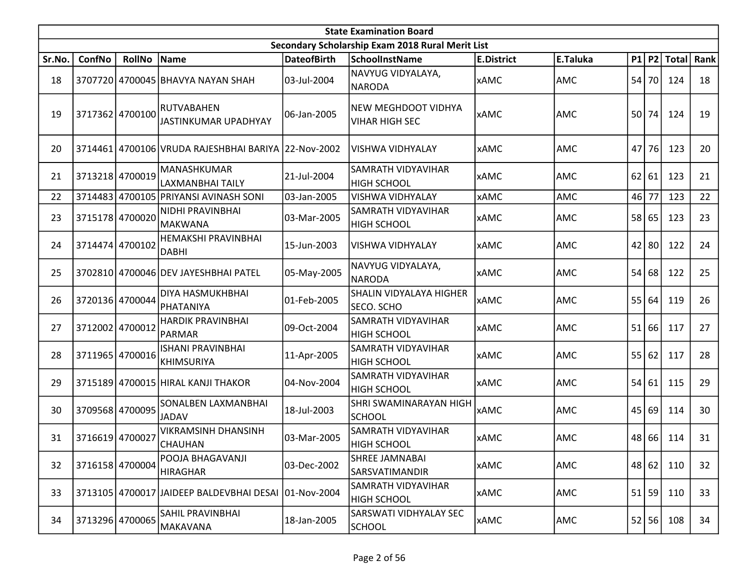| State Examination Board | | | | | | | | | | | | |
|---|---|---|---|---|---|---|---|---|---|---|---|---|
| Secondary Scholarship Exam 2018 Rural Merit List | | | | | | | | | | | | |
| Sr.No. | ConfNo | RollNo | Name | DateofBirth | SchoolInstName | E.District | E.Taluka | P1 | P2 | Total | Rank |
| 18 | 3707720 | 4700045 | BHAVYA NAYAN SHAH | 03-Jul-2004 | NAVYUG VIDYALAYA, NARODA | xAMC | AMC | 54 | 70 | 124 | 18 |
| 19 | 3717362 | 4700100 | RUTVABAHEN JASTINKUMAR UPADHYAY | 06-Jan-2005 | NEW MEGHDOOT VIDHYA VIHAR HIGH SEC | xAMC | AMC | 50 | 74 | 124 | 19 |
| 20 | 3714461 | 4700106 | VRUDA RAJESHBHAI BARIYA | 22-Nov-2002 | VISHWA VIDHYALAY | xAMC | AMC | 47 | 76 | 123 | 20 |
| 21 | 3713218 | 4700019 | MANASHKUMAR LAXMANBHAI TAILY | 21-Jul-2004 | SAMRATH VIDYAVIHAR HIGH SCHOOL | xAMC | AMC | 62 | 61 | 123 | 21 |
| 22 | 3714483 | 4700105 | PRIYANSI AVINASH SONI | 03-Jan-2005 | VISHWA VIDHYALAY | xAMC | AMC | 46 | 77 | 123 | 22 |
| 23 | 3715178 | 4700020 | NIDHI PRAVINBHAI MAKWANA | 03-Mar-2005 | SAMRATH VIDYAVIHAR HIGH SCHOOL | xAMC | AMC | 58 | 65 | 123 | 23 |
| 24 | 3714474 | 4700102 | HEMAKSHI PRAVINBHAI DABHI | 15-Jun-2003 | VISHWA VIDHYALAY | xAMC | AMC | 42 | 80 | 122 | 24 |
| 25 | 3702810 | 4700046 | DEV JAYESHBHAI PATEL | 05-May-2005 | NAVYUG VIDYALAYA, NARODA | xAMC | AMC | 54 | 68 | 122 | 25 |
| 26 | 3720136 | 4700044 | DIYA HASMUKHBHAI PHATANIYA | 01-Feb-2005 | SHALIN VIDYALAYA HIGHER SECO. SCHO | xAMC | AMC | 55 | 64 | 119 | 26 |
| 27 | 3712002 | 4700012 | HARDIK PRAVINBHAI PARMAR | 09-Oct-2004 | SAMRATH VIDYAVIHAR HIGH SCHOOL | xAMC | AMC | 51 | 66 | 117 | 27 |
| 28 | 3711965 | 4700016 | ISHANI PRAVINBHAI KHIMSURIYA | 11-Apr-2005 | SAMRATH VIDYAVIHAR HIGH SCHOOL | xAMC | AMC | 55 | 62 | 117 | 28 |
| 29 | 3715189 | 4700015 | HIRAL KANJI THAKOR | 04-Nov-2004 | SAMRATH VIDYAVIHAR HIGH SCHOOL | xAMC | AMC | 54 | 61 | 115 | 29 |
| 30 | 3709568 | 4700095 | SONALBEN LAXMANBHAI JADAV | 18-Jul-2003 | SHRI SWAMINARAYAN HIGH SCHOOL | xAMC | AMC | 45 | 69 | 114 | 30 |
| 31 | 3716619 | 4700027 | VIKRAMSINH DHANSINH CHAUHAN | 03-Mar-2005 | SAMRATH VIDYAVIHAR HIGH SCHOOL | xAMC | AMC | 48 | 66 | 114 | 31 |
| 32 | 3716158 | 4700004 | POOJA BHAGAVANJI HIRAGHAR | 03-Dec-2002 | SHREE JAMNABAI SARSVATIMANDIR | xAMC | AMC | 48 | 62 | 110 | 32 |
| 33 | 3713105 | 4700017 | JAIDEEP BALDEVBHAI DESAI | 01-Nov-2004 | SAMRATH VIDYAVIHAR HIGH SCHOOL | xAMC | AMC | 51 | 59 | 110 | 33 |
| 34 | 3713296 | 4700065 | SAHIL PRAVINBHAI MAKAVANA | 18-Jan-2005 | SARSWATI VIDHYALAY SEC SCHOOL | xAMC | AMC | 52 | 56 | 108 | 34 |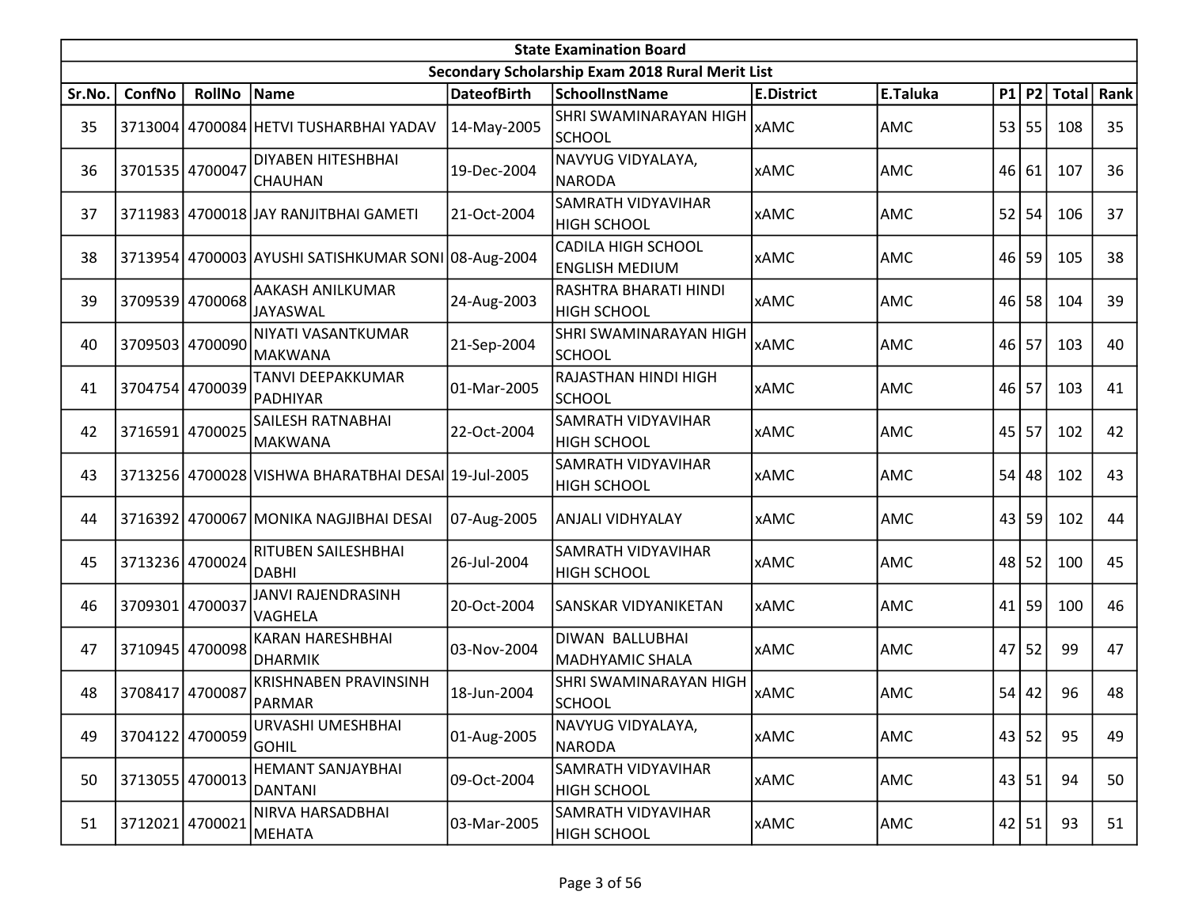| State Examination Board | | | | | | | | | | | | |
|---|---|---|---|---|---|---|---|---|---|---|---|---|
| Secondary Scholarship Exam 2018 Rural Merit List | | | | | | | | | | | | |
| Sr.No. | ConfNo | RollNo | Name | DateofBirth | SchoolInstName | E.District | E.Taluka | P1 | P2 | Total | Rank |
| 35 | 3713004 | 4700084 | HETVI TUSHARBHAI YADAV | 14-May-2005 | SHRI SWAMINARAYAN HIGH SCHOOL | xAMC | AMC | 53 | 55 | 108 | 35 |
| 36 | 3701535 | 4700047 | DIYABEN HITESHBHAI CHAUHAN | 19-Dec-2004 | NAVYUG VIDYALAYA, NARODA | xAMC | AMC | 46 | 61 | 107 | 36 |
| 37 | 3711983 | 4700018 | JAY RANJITBHAI GAMETI | 21-Oct-2004 | SAMRATH VIDYAVIHAR HIGH SCHOOL | xAMC | AMC | 52 | 54 | 106 | 37 |
| 38 | 3713954 | 4700003 | AYUSHI SATISHKUMAR SONI | 08-Aug-2004 | CADILA HIGH SCHOOL ENGLISH MEDIUM | xAMC | AMC | 46 | 59 | 105 | 38 |
| 39 | 3709539 | 4700068 | AAKASH ANILKUMAR JAYASWAL | 24-Aug-2003 | RASHTRA BHARATI HINDI HIGH SCHOOL | xAMC | AMC | 46 | 58 | 104 | 39 |
| 40 | 3709503 | 4700090 | NIYATI VASANTKUMAR MAKWANA | 21-Sep-2004 | SHRI SWAMINARAYAN HIGH SCHOOL | xAMC | AMC | 46 | 57 | 103 | 40 |
| 41 | 3704754 | 4700039 | TANVI DEEPAKKUMAR PADHIYAR | 01-Mar-2005 | RAJASTHAN HINDI HIGH SCHOOL | xAMC | AMC | 46 | 57 | 103 | 41 |
| 42 | 3716591 | 4700025 | SAILESH RATNABHAI MAKWANA | 22-Oct-2004 | SAMRATH VIDYAVIHAR HIGH SCHOOL | xAMC | AMC | 45 | 57 | 102 | 42 |
| 43 | 3713256 | 4700028 | VISHWA BHARATBHAI DESAI | 19-Jul-2005 | SAMRATH VIDYAVIHAR HIGH SCHOOL | xAMC | AMC | 54 | 48 | 102 | 43 |
| 44 | 3716392 | 4700067 | MONIKA NAGJIBHAI DESAI | 07-Aug-2005 | ANJALI VIDHYALAY | xAMC | AMC | 43 | 59 | 102 | 44 |
| 45 | 3713236 | 4700024 | RITUBEN SAILESHBHAI DABHI | 26-Jul-2004 | SAMRATH VIDYAVIHAR HIGH SCHOOL | xAMC | AMC | 48 | 52 | 100 | 45 |
| 46 | 3709301 | 4700037 | JANVI RAJENDRASINH VAGHELA | 20-Oct-2004 | SANSKAR VIDYANIKETAN | xAMC | AMC | 41 | 59 | 100 | 46 |
| 47 | 3710945 | 4700098 | KARAN HARESHBHAI DHARMIK | 03-Nov-2004 | DIWAN BALLUBHAI MADHYAMIC SHALA | xAMC | AMC | 47 | 52 | 99 | 47 |
| 48 | 3708417 | 4700087 | KRISHNABEN PRAVINSINH PARMAR | 18-Jun-2004 | SHRI SWAMINARAYAN HIGH SCHOOL | xAMC | AMC | 54 | 42 | 96 | 48 |
| 49 | 3704122 | 4700059 | URVASHI UMESHBHAI GOHIL | 01-Aug-2005 | NAVYUG VIDYALAYA, NARODA | xAMC | AMC | 43 | 52 | 95 | 49 |
| 50 | 3713055 | 4700013 | HEMANT SANJAYBHAI DANTANI | 09-Oct-2004 | SAMRATH VIDYAVIHAR HIGH SCHOOL | xAMC | AMC | 43 | 51 | 94 | 50 |
| 51 | 3712021 | 4700021 | NIRVA HARSADBHAI MEHATA | 03-Mar-2005 | SAMRATH VIDYAVIHAR HIGH SCHOOL | xAMC | AMC | 42 | 51 | 93 | 51 |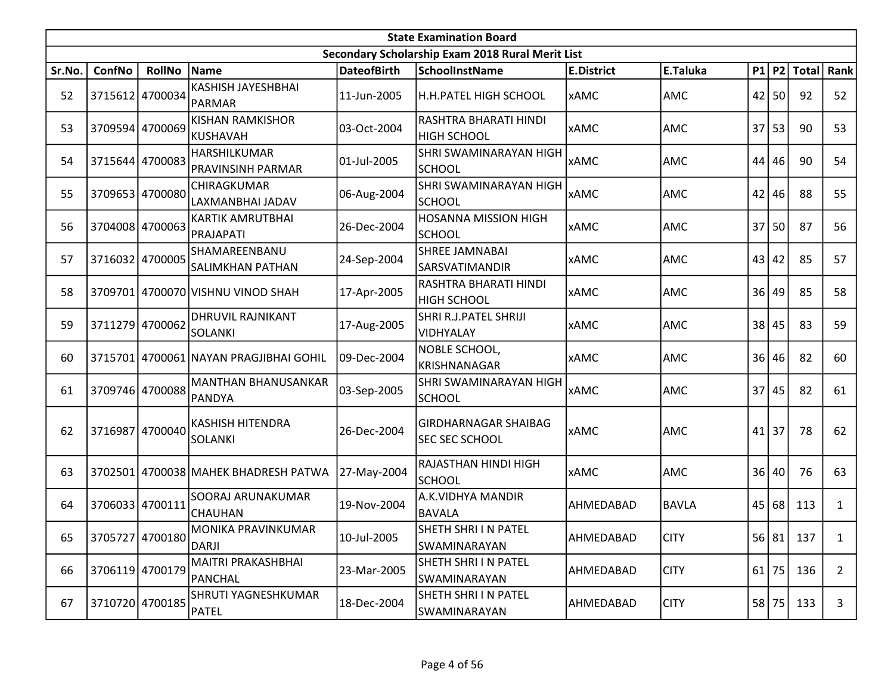| State Examination Board | | | | | | | | | | | | |
|---|---|---|---|---|---|---|---|---|---|---|---|---|
| Secondary Scholarship Exam 2018 Rural Merit List | | | | | | | | | | | | |
| Sr.No. | ConfNo | RollNo | Name | DateofBirth | SchoolInstName | E.District | E.Taluka | P1 | P2 | Total | Rank |
| 52 | 3715612 | 4700034 | KASHISH JAYESHBHAI PARMAR | 11-Jun-2005 | H.H.PATEL HIGH SCHOOL | xAMC | AMC | 42 | 50 | 92 | 52 |
| 53 | 3709594 | 4700069 | KISHAN RAMKISHOR KUSHAVAH | 03-Oct-2004 | RASHTRA BHARATI HINDI HIGH SCHOOL | xAMC | AMC | 37 | 53 | 90 | 53 |
| 54 | 3715644 | 4700083 | HARSHILKUMAR PRAVINSINH PARMAR | 01-Jul-2005 | SHRI SWAMINARAYAN HIGH SCHOOL | xAMC | AMC | 44 | 46 | 90 | 54 |
| 55 | 3709653 | 4700080 | CHIRAGKUMAR LAXMANBHAI JADAV | 06-Aug-2004 | SHRI SWAMINARAYAN HIGH SCHOOL | xAMC | AMC | 42 | 46 | 88 | 55 |
| 56 | 3704008 | 4700063 | KARTIK AMRUTBHAI PRAJAPATI | 26-Dec-2004 | HOSANNA MISSION HIGH SCHOOL | xAMC | AMC | 37 | 50 | 87 | 56 |
| 57 | 3716032 | 4700005 | SHAMAREENBANU SALIMKHAN PATHAN | 24-Sep-2004 | SHREE JAMNABAI SARSVATIMANDIR | xAMC | AMC | 43 | 42 | 85 | 57 |
| 58 | 3709701 | 4700070 | VISHNU VINOD SHAH | 17-Apr-2005 | RASHTRA BHARATI HINDI HIGH SCHOOL | xAMC | AMC | 36 | 49 | 85 | 58 |
| 59 | 3711279 | 4700062 | DHRUVIL RAJNIKANT SOLANKI | 17-Aug-2005 | SHRI R.J.PATEL SHRIJI VIDHYALAY | xAMC | AMC | 38 | 45 | 83 | 59 |
| 60 | 3715701 | 4700061 | NAYAN PRAGJIBHAI GOHIL | 09-Dec-2004 | NOBLE SCHOOL, KRISHNANAGAR | xAMC | AMC | 36 | 46 | 82 | 60 |
| 61 | 3709746 | 4700088 | MANTHAN BHANUSANKAR PANDYA | 03-Sep-2005 | SHRI SWAMINARAYAN HIGH SCHOOL | xAMC | AMC | 37 | 45 | 82 | 61 |
| 62 | 3716987 | 4700040 | KASHISH HITENDRA SOLANKI | 26-Dec-2004 | GIRDHARNAGAR SHAIBAG SEC SEC SCHOOL | xAMC | AMC | 41 | 37 | 78 | 62 |
| 63 | 3702501 | 4700038 | MAHEK BHADRESH PATWA | 27-May-2004 | RAJASTHAN HINDI HIGH SCHOOL | xAMC | AMC | 36 | 40 | 76 | 63 |
| 64 | 3706033 | 4700111 | SOORAJ ARUNAKUMAR CHAUHAN | 19-Nov-2004 | A.K.VIDHYA MANDIR BAVALA | AHMEDABAD | BAVLA | 45 | 68 | 113 | 1 |
| 65 | 3705727 | 4700180 | MONIKA PRAVINKUMAR DARJI | 10-Jul-2005 | SHETH SHRI I N PATEL SWAMINARAYAN | AHMEDABAD | CITY | 56 | 81 | 137 | 1 |
| 66 | 3706119 | 4700179 | MAITRI PRAKASHBHAI PANCHAL | 23-Mar-2005 | SHETH SHRI I N PATEL SWAMINARAYAN | AHMEDABAD | CITY | 61 | 75 | 136 | 2 |
| 67 | 3710720 | 4700185 | SHRUTI YAGNESHKUMAR PATEL | 18-Dec-2004 | SHETH SHRI I N PATEL SWAMINARAYAN | AHMEDABAD | CITY | 58 | 75 | 133 | 3 |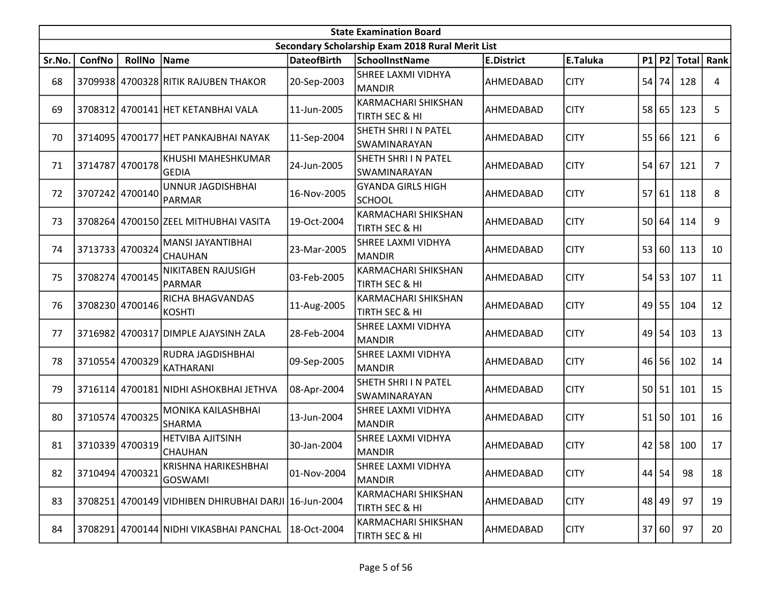| State Examination Board | | | | | | | | | | | |
|---|---|---|---|---|---|---|---|---|---|---|---|
| Secondary Scholarship Exam 2018 Rural Merit List | | | | | | | | | | | |
| Sr.No. | ConfNo | RollNo | Name | DateofBirth | SchoolInstName | E.District | E.Taluka | P1 | P2 | Total | Rank |
| 68 | 3709938 | 4700328 | RITIK RAJUBEN THAKOR | 20-Sep-2003 | SHREE LAXMI VIDHYA MANDIR | AHMEDABAD | CITY | 54 | 74 | 128 | 4 |
| 69 | 3708312 | 4700141 | HET KETANBHAI VALA | 11-Jun-2005 | KARMACHARI SHIKSHAN TIRTH SEC & HI | AHMEDABAD | CITY | 58 | 65 | 123 | 5 |
| 70 | 3714095 | 4700177 | HET PANKAJBHAI NAYAK | 11-Sep-2004 | SHETH SHRI I N PATEL SWAMINARAYAN | AHMEDABAD | CITY | 55 | 66 | 121 | 6 |
| 71 | 3714787 | 4700178 | KHUSHI MAHESHKUMAR GEDIA | 24-Jun-2005 | SHETH SHRI I N PATEL SWAMINARAYAN | AHMEDABAD | CITY | 54 | 67 | 121 | 7 |
| 72 | 3707242 | 4700140 | UNNUR JAGDISHBHAI PARMAR | 16-Nov-2005 | GYANDA GIRLS HIGH SCHOOL | AHMEDABAD | CITY | 57 | 61 | 118 | 8 |
| 73 | 3708264 | 4700150 | ZEEL MITHUBHAI VASITA | 19-Oct-2004 | KARMACHARI SHIKSHAN TIRTH SEC & HI | AHMEDABAD | CITY | 50 | 64 | 114 | 9 |
| 74 | 3713733 | 4700324 | MANSI JAYANTIBHAI CHAUHAN | 23-Mar-2005 | SHREE LAXMI VIDHYA MANDIR | AHMEDABAD | CITY | 53 | 60 | 113 | 10 |
| 75 | 3708274 | 4700145 | NIKITABEN RAJUSIGH PARMAR | 03-Feb-2005 | KARMACHARI SHIKSHAN TIRTH SEC & HI | AHMEDABAD | CITY | 54 | 53 | 107 | 11 |
| 76 | 3708230 | 4700146 | RICHA BHAGVANDAS KOSHTI | 11-Aug-2005 | KARMACHARI SHIKSHAN TIRTH SEC & HI | AHMEDABAD | CITY | 49 | 55 | 104 | 12 |
| 77 | 3716982 | 4700317 | DIMPLE AJAYSINH ZALA | 28-Feb-2004 | SHREE LAXMI VIDHYA MANDIR | AHMEDABAD | CITY | 49 | 54 | 103 | 13 |
| 78 | 3710554 | 4700329 | RUDRA JAGDISHBHAI KATHARANI | 09-Sep-2005 | SHREE LAXMI VIDHYA MANDIR | AHMEDABAD | CITY | 46 | 56 | 102 | 14 |
| 79 | 3716114 | 4700181 | NIDHI ASHOKBHAI JETHVA | 08-Apr-2004 | SHETH SHRI I N PATEL SWAMINARAYAN | AHMEDABAD | CITY | 50 | 51 | 101 | 15 |
| 80 | 3710574 | 4700325 | MONIKA KAILASHBHAI SHARMA | 13-Jun-2004 | SHREE LAXMI VIDHYA MANDIR | AHMEDABAD | CITY | 51 | 50 | 101 | 16 |
| 81 | 3710339 | 4700319 | HETVIBA AJITSINH CHAUHAN | 30-Jan-2004 | SHREE LAXMI VIDHYA MANDIR | AHMEDABAD | CITY | 42 | 58 | 100 | 17 |
| 82 | 3710494 | 4700321 | KRISHNA HARIKESHBHAI GOSWAMI | 01-Nov-2004 | SHREE LAXMI VIDHYA MANDIR | AHMEDABAD | CITY | 44 | 54 | 98 | 18 |
| 83 | 3708251 | 4700149 | VIDHIBEN DHIRUBHAI DARJI | 16-Jun-2004 | KARMACHARI SHIKSHAN TIRTH SEC & HI | AHMEDABAD | CITY | 48 | 49 | 97 | 19 |
| 84 | 3708291 | 4700144 | NIDHI VIKASBHAI PANCHAL | 18-Oct-2004 | KARMACHARI SHIKSHAN TIRTH SEC & HI | AHMEDABAD | CITY | 37 | 60 | 97 | 20 |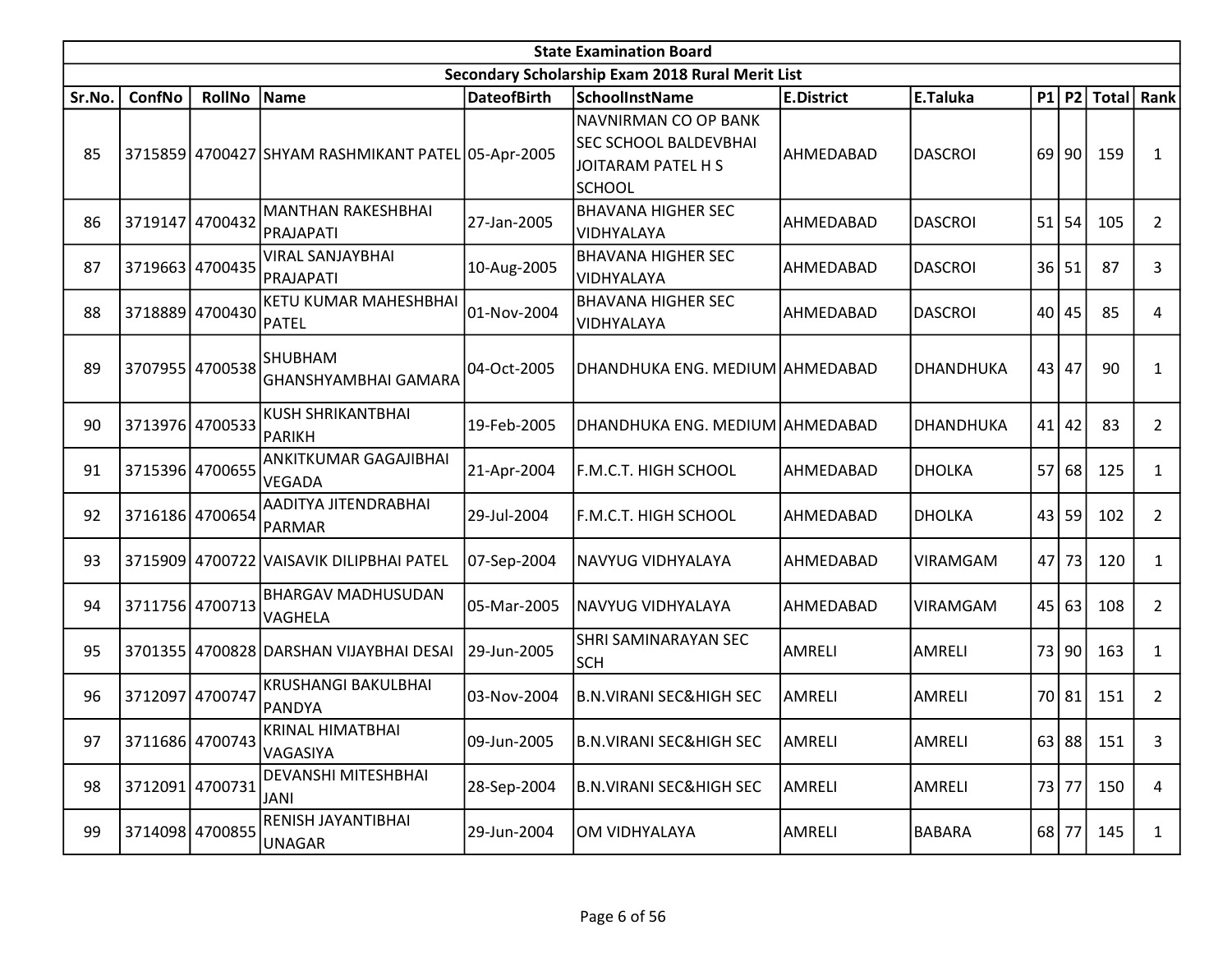| State Examination Board | | | | | | | | | | | | |
|---|---|---|---|---|---|---|---|---|---|---|---|---|
| Secondary Scholarship Exam 2018 Rural Merit List | | | | | | | | | | | | |
| Sr.No. | ConfNo | RollNo | Name | DateofBirth | SchoolInstName | E.District | E.Taluka | P1 | P2 | Total | Rank |
| 85 | 3715859 | 4700427 | SHYAM RASHMIKANT PATEL | 05-Apr-2005 | NAVNIRMAN CO OP BANK SEC SCHOOL BALDEVBHAI JOITARAM PATEL H S SCHOOL | AHMEDABAD | DASCROI | 69 | 90 | 159 | 1 |
| 86 | 3719147 | 4700432 | MANTHAN RAKESHBHAI PRAJAPATI | 27-Jan-2005 | BHAVANA HIGHER SEC VIDHYALAYA | AHMEDABAD | DASCROI | 51 | 54 | 105 | 2 |
| 87 | 3719663 | 4700435 | VIRAL SANJAYBHAI PRAJAPATI | 10-Aug-2005 | BHAVANA HIGHER SEC VIDHYALAYA | AHMEDABAD | DASCROI | 36 | 51 | 87 | 3 |
| 88 | 3718889 | 4700430 | KETU KUMAR MAHESHBHAI PATEL | 01-Nov-2004 | BHAVANA HIGHER SEC VIDHYALAYA | AHMEDABAD | DASCROI | 40 | 45 | 85 | 4 |
| 89 | 3707955 | 4700538 | SHUBHAM GHANSHYAMBHAI GAMARA | 04-Oct-2005 | DHANDHUKA ENG. MEDIUM | AHMEDABAD | DHANDHUKA | 43 | 47 | 90 | 1 |
| 90 | 3713976 | 4700533 | KUSH SHRIKANTBHAI PARIKH | 19-Feb-2005 | DHANDHUKA ENG. MEDIUM | AHMEDABAD | DHANDHUKA | 41 | 42 | 83 | 2 |
| 91 | 3715396 | 4700655 | ANKITKUMAR GAGAJIBHAI VEGADA | 21-Apr-2004 | F.M.C.T. HIGH SCHOOL | AHMEDABAD | DHOLKA | 57 | 68 | 125 | 1 |
| 92 | 3716186 | 4700654 | AADITYA JITENDRABHAI PARMAR | 29-Jul-2004 | F.M.C.T. HIGH SCHOOL | AHMEDABAD | DHOLKA | 43 | 59 | 102 | 2 |
| 93 | 3715909 | 4700722 | VAISAVIK DILIPBHAI PATEL | 07-Sep-2004 | NAVYUG VIDHYALAYA | AHMEDABAD | VIRAMGAM | 47 | 73 | 120 | 1 |
| 94 | 3711756 | 4700713 | BHARGAV MADHUSUDAN VAGHELA | 05-Mar-2005 | NAVYUG VIDHYALAYA | AHMEDABAD | VIRAMGAM | 45 | 63 | 108 | 2 |
| 95 | 3701355 | 4700828 | DARSHAN VIJAYBHAI DESAI | 29-Jun-2005 | SHRI SAMINARAYAN SEC SCH | AMRELI | AMRELI | 73 | 90 | 163 | 1 |
| 96 | 3712097 | 4700747 | KRUSHANGI BAKULBHAI PANDYA | 03-Nov-2004 | B.N.VIRANI SEC&HIGH SEC | AMRELI | AMRELI | 70 | 81 | 151 | 2 |
| 97 | 3711686 | 4700743 | KRINAL HIMATBHAI VAGASIYA | 09-Jun-2005 | B.N.VIRANI SEC&HIGH SEC | AMRELI | AMRELI | 63 | 88 | 151 | 3 |
| 98 | 3712091 | 4700731 | DEVANSHI MITESHBHAI JANI | 28-Sep-2004 | B.N.VIRANI SEC&HIGH SEC | AMRELI | AMRELI | 73 | 77 | 150 | 4 |
| 99 | 3714098 | 4700855 | RENISH JAYANTIBHAI UNAGAR | 29-Jun-2004 | OM VIDHYALAYA | AMRELI | BABARA | 68 | 77 | 145 | 1 |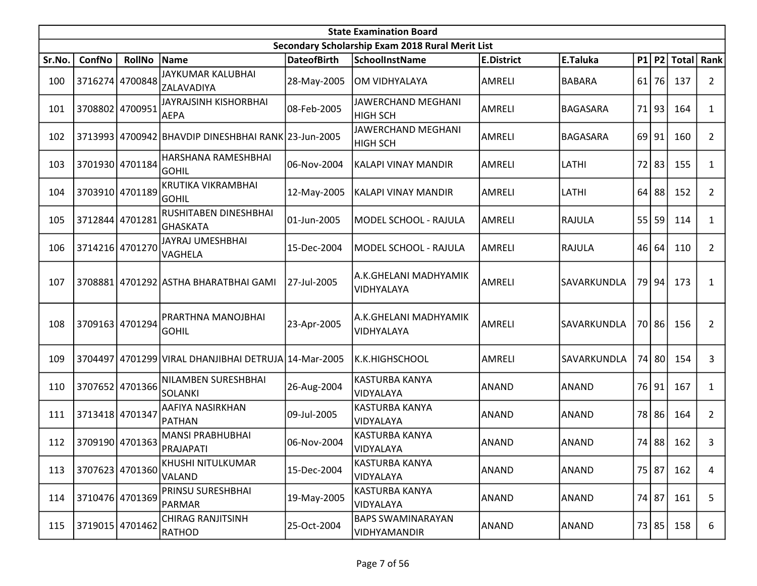| State Examination Board | | | | | | | | | | | | |
|---|---|---|---|---|---|---|---|---|---|---|---|---|
| Secondary Scholarship Exam 2018 Rural Merit List | | | | | | | | | | | | |
| Sr.No. | ConfNo | RollNo | Name | DateofBirth | SchoolInstName | E.District | E.Taluka | P1 | P2 | Total | Rank |
| 100 | 3716274 | 4700848 | JAYKUMAR KALUBHAI ZALAVADIYA | 28-May-2005 | OM VIDHYALAYA | AMRELI | BABARA | 61 | 76 | 137 | 2 |
| 101 | 3708802 | 4700951 | JAYRAJSINH KISHORBHAI AEPA | 08-Feb-2005 | JAWERCHAND MEGHANI HIGH SCH | AMRELI | BAGASARA | 71 | 93 | 164 | 1 |
| 102 | 3713993 | 4700942 | BHAVDIP DINESHBHAI RANK | 23-Jun-2005 | JAWERCHAND MEGHANI HIGH SCH | AMRELI | BAGASARA | 69 | 91 | 160 | 2 |
| 103 | 3701930 | 4701184 | HARSHANA RAMESHBHAI GOHIL | 06-Nov-2004 | KALAPI VINAY MANDIR | AMRELI | LATHI | 72 | 83 | 155 | 1 |
| 104 | 3703910 | 4701189 | KRUTIKA VIKRAMBHAI GOHIL | 12-May-2005 | KALAPI VINAY MANDIR | AMRELI | LATHI | 64 | 88 | 152 | 2 |
| 105 | 3712844 | 4701281 | RUSHITABEN DINESHBHAI GHASKATA | 01-Jun-2005 | MODEL SCHOOL - RAJULA | AMRELI | RAJULA | 55 | 59 | 114 | 1 |
| 106 | 3714216 | 4701270 | JAYRAJ UMESHBHAI VAGHELA | 15-Dec-2004 | MODEL SCHOOL - RAJULA | AMRELI | RAJULA | 46 | 64 | 110 | 2 |
| 107 | 3708881 | 4701292 | ASTHA BHARATBHAI GAMI | 27-Jul-2005 | A.K.GHELANI MADHYAMIK VIDHYALAYA | AMRELI | SAVARKUNDLA | 79 | 94 | 173 | 1 |
| 108 | 3709163 | 4701294 | PRARTHNA MANOJBHAI GOHIL | 23-Apr-2005 | A.K.GHELANI MADHYAMIK VIDHYALAYA | AMRELI | SAVARKUNDLA | 70 | 86 | 156 | 2 |
| 109 | 3704497 | 4701299 | VIRAL DHANJIBHAI DETRUJA | 14-Mar-2005 | K.K.HIGHSCHOOL | AMRELI | SAVARKUNDLA | 74 | 80 | 154 | 3 |
| 110 | 3707652 | 4701366 | NILAMBEN SURESHBHAI SOLANKI | 26-Aug-2004 | KASTURBA KANYA VIDYALAYA | ANAND | ANAND | 76 | 91 | 167 | 1 |
| 111 | 3713418 | 4701347 | AAFIYA NASIRKHAN PATHAN | 09-Jul-2005 | KASTURBA KANYA VIDYALAYA | ANAND | ANAND | 78 | 86 | 164 | 2 |
| 112 | 3709190 | 4701363 | MANSI PRABHUBHAI PRAJAPATI | 06-Nov-2004 | KASTURBA KANYA VIDYALAYA | ANAND | ANAND | 74 | 88 | 162 | 3 |
| 113 | 3707623 | 4701360 | KHUSHI NITULKUMAR VALAND | 15-Dec-2004 | KASTURBA KANYA VIDYALAYA | ANAND | ANAND | 75 | 87 | 162 | 4 |
| 114 | 3710476 | 4701369 | PRINSU SURESHBHAI PARMAR | 19-May-2005 | KASTURBA KANYA VIDYALAYA | ANAND | ANAND | 74 | 87 | 161 | 5 |
| 115 | 3719015 | 4701462 | CHIRAG RANJITSINH RATHOD | 25-Oct-2004 | BAPS SWAMINARAYAN VIDHYAMANDIR | ANAND | ANAND | 73 | 85 | 158 | 6 |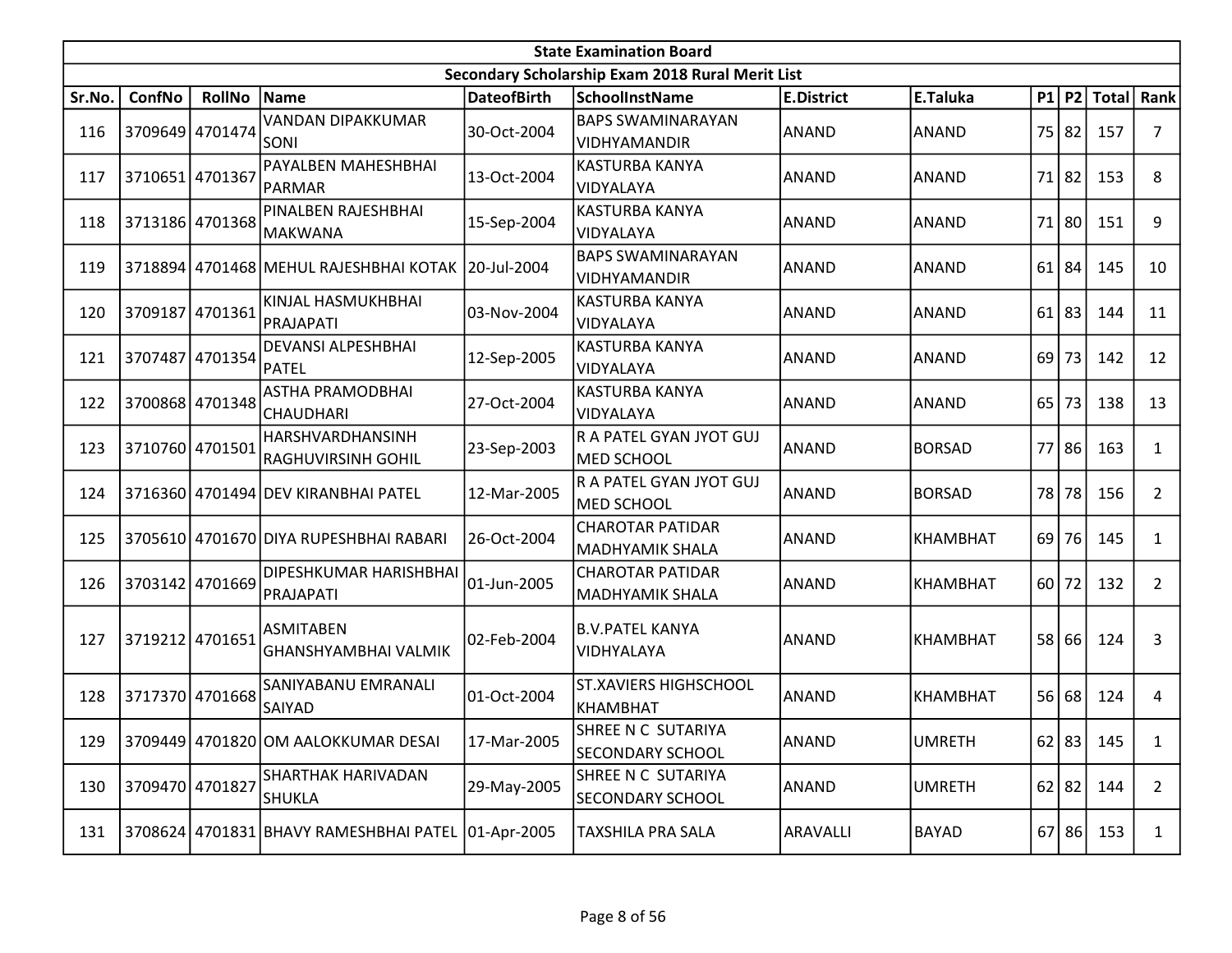| State Examination Board | | | | | | | | | | | |
|---|---|---|---|---|---|---|---|---|---|---|---|
| Secondary Scholarship Exam 2018 Rural Merit List | | | | | | | | | | | |
| Sr.No. | ConfNo | RollNo | Name | DateofBirth | SchoolInstName | E.District | E.Taluka | P1 | P2 | Total | Rank |
| 116 | 3709649 | 4701474 | VANDAN DIPAKKUMAR SONI | 30-Oct-2004 | BAPS SWAMINARAYAN VIDHYAMANDIR | ANAND | ANAND | 75 | 82 | 157 | 7 |
| 117 | 3710651 | 4701367 | PAYALBEN MAHESHBHAI PARMAR | 13-Oct-2004 | KASTURBA KANYA VIDYALAYA | ANAND | ANAND | 71 | 82 | 153 | 8 |
| 118 | 3713186 | 4701368 | PINALBEN RAJESHBHAI MAKWANA | 15-Sep-2004 | KASTURBA KANYA VIDYALAYA | ANAND | ANAND | 71 | 80 | 151 | 9 |
| 119 | 3718894 | 4701468 | MEHUL RAJESHBHAI KOTAK | 20-Jul-2004 | BAPS SWAMINARAYAN VIDHYAMANDIR | ANAND | ANAND | 61 | 84 | 145 | 10 |
| 120 | 3709187 | 4701361 | KINJAL HASMUKHBHAI PRAJAPATI | 03-Nov-2004 | KASTURBA KANYA VIDYALAYA | ANAND | ANAND | 61 | 83 | 144 | 11 |
| 121 | 3707487 | 4701354 | DEVANSI ALPESHBHAI PATEL | 12-Sep-2005 | KASTURBA KANYA VIDYALAYA | ANAND | ANAND | 69 | 73 | 142 | 12 |
| 122 | 3700868 | 4701348 | ASTHA PRAMODBHAI CHAUDHARI | 27-Oct-2004 | KASTURBA KANYA VIDYALAYA | ANAND | ANAND | 65 | 73 | 138 | 13 |
| 123 | 3710760 | 4701501 | HARSHVARDHANSINH RAGHUVIRSINH GOHIL | 23-Sep-2003 | R A PATEL GYAN JYOT GUJ MED SCHOOL | ANAND | BORSAD | 77 | 86 | 163 | 1 |
| 124 | 3716360 | 4701494 | DEV KIRANBHAI PATEL | 12-Mar-2005 | R A PATEL GYAN JYOT GUJ MED SCHOOL | ANAND | BORSAD | 78 | 78 | 156 | 2 |
| 125 | 3705610 | 4701670 | DIYA RUPESHBHAI RABARI | 26-Oct-2004 | CHAROTAR PATIDAR MADHYAMIK SHALA | ANAND | KHAMBHAT | 69 | 76 | 145 | 1 |
| 126 | 3703142 | 4701669 | DIPESHKUMAR HARISHBHAI PRAJAPATI | 01-Jun-2005 | CHAROTAR PATIDAR MADHYAMIK SHALA | ANAND | KHAMBHAT | 60 | 72 | 132 | 2 |
| 127 | 3719212 | 4701651 | ASMITABEN GHANSHYAMBHAI VALMIK | 02-Feb-2004 | B.V.PATEL KANYA VIDHYALAYA | ANAND | KHAMBHAT | 58 | 66 | 124 | 3 |
| 128 | 3717370 | 4701668 | SANIYABANU EMRANALI SAIYAD | 01-Oct-2004 | ST.XAVIERS HIGHSCHOOL KHAMBHAT | ANAND | KHAMBHAT | 56 | 68 | 124 | 4 |
| 129 | 3709449 | 4701820 | OM AALOKKUMAR DESAI | 17-Mar-2005 | SHREE N C SUTARIYA SECONDARY SCHOOL | ANAND | UMRETH | 62 | 83 | 145 | 1 |
| 130 | 3709470 | 4701827 | SHARTHAK HARIVADAN SHUKLA | 29-May-2005 | SHREE N C SUTARIYA SECONDARY SCHOOL | ANAND | UMRETH | 62 | 82 | 144 | 2 |
| 131 | 3708624 | 4701831 | BHAVY RAMESHBHAI PATEL | 01-Apr-2005 | TAXSHILA PRA SALA | ARAVALLI | BAYAD | 67 | 86 | 153 | 1 |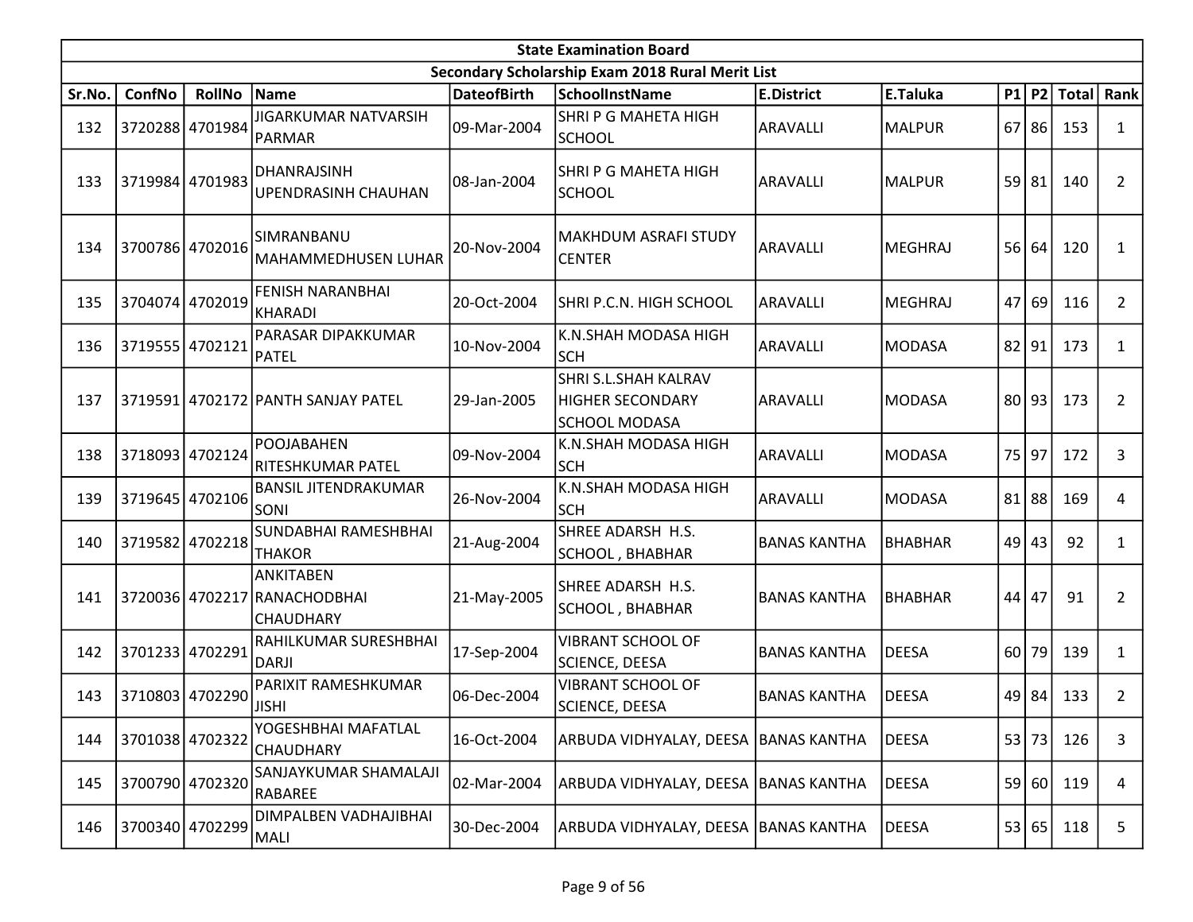| State Examination Board | | | | | | | | | | | |
|---|---|---|---|---|---|---|---|---|---|---|---|
| Secondary Scholarship Exam 2018 Rural Merit List | | | | | | | | | | | |
| Sr.No. | ConfNo | RollNo | Name | DateofBirth | SchoolInstName | E.District | E.Taluka | P1 | P2 | Total | Rank |
| 132 | 3720288 | 4701984 | JIGARKUMAR NATVARSIH PARMAR | 09-Mar-2004 | SHRI P G MAHETA HIGH SCHOOL | ARAVALLI | MALPUR | 67 | 86 | 153 | 1 |
| 133 | 3719984 | 4701983 | DHANRAJSINH UPENDRASINH CHAUHAN | 08-Jan-2004 | SHRI P G MAHETA HIGH SCHOOL | ARAVALLI | MALPUR | 59 | 81 | 140 | 2 |
| 134 | 3700786 | 4702016 | SIMRANBANU MAHAMMEDHUSEN LUHAR | 20-Nov-2004 | MAKHDUM ASRAFI STUDY CENTER | ARAVALLI | MEGHRAJ | 56 | 64 | 120 | 1 |
| 135 | 3704074 | 4702019 | FENISH NARANBHAI KHARADI | 20-Oct-2004 | SHRI P.C.N. HIGH SCHOOL | ARAVALLI | MEGHRAJ | 47 | 69 | 116 | 2 |
| 136 | 3719555 | 4702121 | PARASAR DIPAKKUMAR PATEL | 10-Nov-2004 | K.N.SHAH MODASA HIGH SCH | ARAVALLI | MODASA | 82 | 91 | 173 | 1 |
| 137 | 3719591 | 4702172 | PANTH SANJAY PATEL | 29-Jan-2005 | SHRI S.L.SHAH KALRAV HIGHER SECONDARY SCHOOL MODASA | ARAVALLI | MODASA | 80 | 93 | 173 | 2 |
| 138 | 3718093 | 4702124 | POOJABAHEN RITESHKUMAR PATEL | 09-Nov-2004 | K.N.SHAH MODASA HIGH SCH | ARAVALLI | MODASA | 75 | 97 | 172 | 3 |
| 139 | 3719645 | 4702106 | BANSIL JITENDRAKUMAR SONI | 26-Nov-2004 | K.N.SHAH MODASA HIGH SCH | ARAVALLI | MODASA | 81 | 88 | 169 | 4 |
| 140 | 3719582 | 4702218 | SUNDABHAI RAMESHBHAI THAKOR | 21-Aug-2004 | SHREE ADARSH H.S. SCHOOL , BHABHAR | BANAS KANTHA | BHABHAR | 49 | 43 | 92 | 1 |
| 141 | 3720036 | 4702217 | ANKITABEN RANACHODBHAI CHAUDHARY | 21-May-2005 | SHREE ADARSH H.S. SCHOOL , BHABHAR | BANAS KANTHA | BHABHAR | 44 | 47 | 91 | 2 |
| 142 | 3701233 | 4702291 | RAHILKUMAR SURESHBHAI DARJI | 17-Sep-2004 | VIBRANT SCHOOL OF SCIENCE, DEESA | BANAS KANTHA | DEESA | 60 | 79 | 139 | 1 |
| 143 | 3710803 | 4702290 | PARIXIT RAMESHKUMAR JISHI | 06-Dec-2004 | VIBRANT SCHOOL OF SCIENCE, DEESA | BANAS KANTHA | DEESA | 49 | 84 | 133 | 2 |
| 144 | 3701038 | 4702322 | YOGESHBHAI MAFATLAL CHAUDHARY | 16-Oct-2004 | ARBUDA VIDHYALAY, DEESA | BANAS KANTHA | DEESA | 53 | 73 | 126 | 3 |
| 145 | 3700790 | 4702320 | SANJAYKUMAR SHAMALAJI RABAREE | 02-Mar-2004 | ARBUDA VIDHYALAY, DEESA | BANAS KANTHA | DEESA | 59 | 60 | 119 | 4 |
| 146 | 3700340 | 4702299 | DIMPALBEN VADHAJIBHAI MALI | 30-Dec-2004 | ARBUDA VIDHYALAY, DEESA | BANAS KANTHA | DEESA | 53 | 65 | 118 | 5 |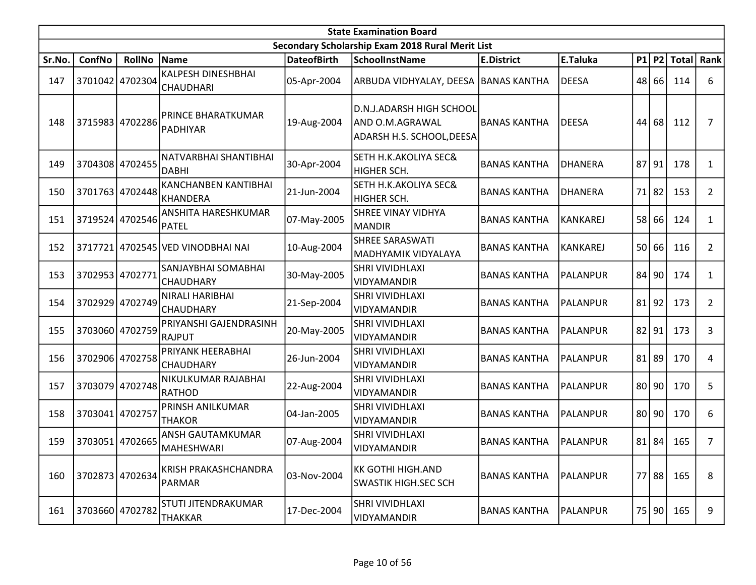| State Examination Board | | | | | | | | | | | | |
|---|---|---|---|---|---|---|---|---|---|---|---|---|
| Secondary Scholarship Exam 2018 Rural Merit List | | | | | | | | | | | | |
| Sr.No. | ConfNo | RollNo | Name | DateofBirth | SchoolInstName | E.District | E.Taluka | P1 | P2 | Total | Rank |
| 147 | 3701042 | 4702304 | KALPESH DINESHBHAI CHAUDHARI | 05-Apr-2004 | ARBUDA VIDHYALAY, DEESA | BANAS KANTHA | DEESA | 48 | 66 | 114 | 6 |
| 148 | 3715983 | 4702286 | PRINCE BHARATKUMAR PADHIYAR | 19-Aug-2004 | D.N.J.ADARSH HIGH SCHOOL AND O.M.AGRAWAL ADARSH H.S. SCHOOL,DEESA | BANAS KANTHA | DEESA | 44 | 68 | 112 | 7 |
| 149 | 3704308 | 4702455 | NATVARBHAI SHANTIBHAI DABHI | 30-Apr-2004 | SETH H.K.AKOLIYA SEC& HIGHER SCH. | BANAS KANTHA | DHANERA | 87 | 91 | 178 | 1 |
| 150 | 3701763 | 4702448 | KANCHANBEN KANTIBHAI KHANDERA | 21-Jun-2004 | SETH H.K.AKOLIYA SEC& HIGHER SCH. | BANAS KANTHA | DHANERA | 71 | 82 | 153 | 2 |
| 151 | 3719524 | 4702546 | ANSHITA HARESHKUMAR PATEL | 07-May-2005 | SHREE VINAY VIDHYA MANDIR | BANAS KANTHA | KANKAREJ | 58 | 66 | 124 | 1 |
| 152 | 3717721 | 4702545 | VED VINODBHAI NAI | 10-Aug-2004 | SHREE SARASWATI MADHYAMIK VIDYALAYA | BANAS KANTHA | KANKAREJ | 50 | 66 | 116 | 2 |
| 153 | 3702953 | 4702771 | SANJAYBHAI SOMABHAI CHAUDHARY | 30-May-2005 | SHRI VIVIDHLAXI VIDYAMANDIR | BANAS KANTHA | PALANPUR | 84 | 90 | 174 | 1 |
| 154 | 3702929 | 4702749 | NIRALI HARIBHAI CHAUDHARY | 21-Sep-2004 | SHRI VIVIDHLAXI VIDYAMANDIR | BANAS KANTHA | PALANPUR | 81 | 92 | 173 | 2 |
| 155 | 3703060 | 4702759 | PRIYANSHI GAJENDRASINH RAJPUT | 20-May-2005 | SHRI VIVIDHLAXI VIDYAMANDIR | BANAS KANTHA | PALANPUR | 82 | 91 | 173 | 3 |
| 156 | 3702906 | 4702758 | PRIYANK HEERABHAI CHAUDHARY | 26-Jun-2004 | SHRI VIVIDHLAXI VIDYAMANDIR | BANAS KANTHA | PALANPUR | 81 | 89 | 170 | 4 |
| 157 | 3703079 | 4702748 | NIKULKUMAR RAJABHAI RATHOD | 22-Aug-2004 | SHRI VIVIDHLAXI VIDYAMANDIR | BANAS KANTHA | PALANPUR | 80 | 90 | 170 | 5 |
| 158 | 3703041 | 4702757 | PRINSH ANILKUMAR THAKOR | 04-Jan-2005 | SHRI VIVIDHLAXI VIDYAMANDIR | BANAS KANTHA | PALANPUR | 80 | 90 | 170 | 6 |
| 159 | 3703051 | 4702665 | ANSH GAUTAMKUMAR MAHESHWARI | 07-Aug-2004 | SHRI VIVIDHLAXI VIDYAMANDIR | BANAS KANTHA | PALANPUR | 81 | 84 | 165 | 7 |
| 160 | 3702873 | 4702634 | KRISH PRAKASHCHANDRA PARMAR | 03-Nov-2004 | KK GOTHI HIGH.AND SWASTIK HIGH.SEC SCH | BANAS KANTHA | PALANPUR | 77 | 88 | 165 | 8 |
| 161 | 3703660 | 4702782 | STUTI JITENDRAKUMAR THAKKAR | 17-Dec-2004 | SHRI VIVIDHLAXI VIDYAMANDIR | BANAS KANTHA | PALANPUR | 75 | 90 | 165 | 9 |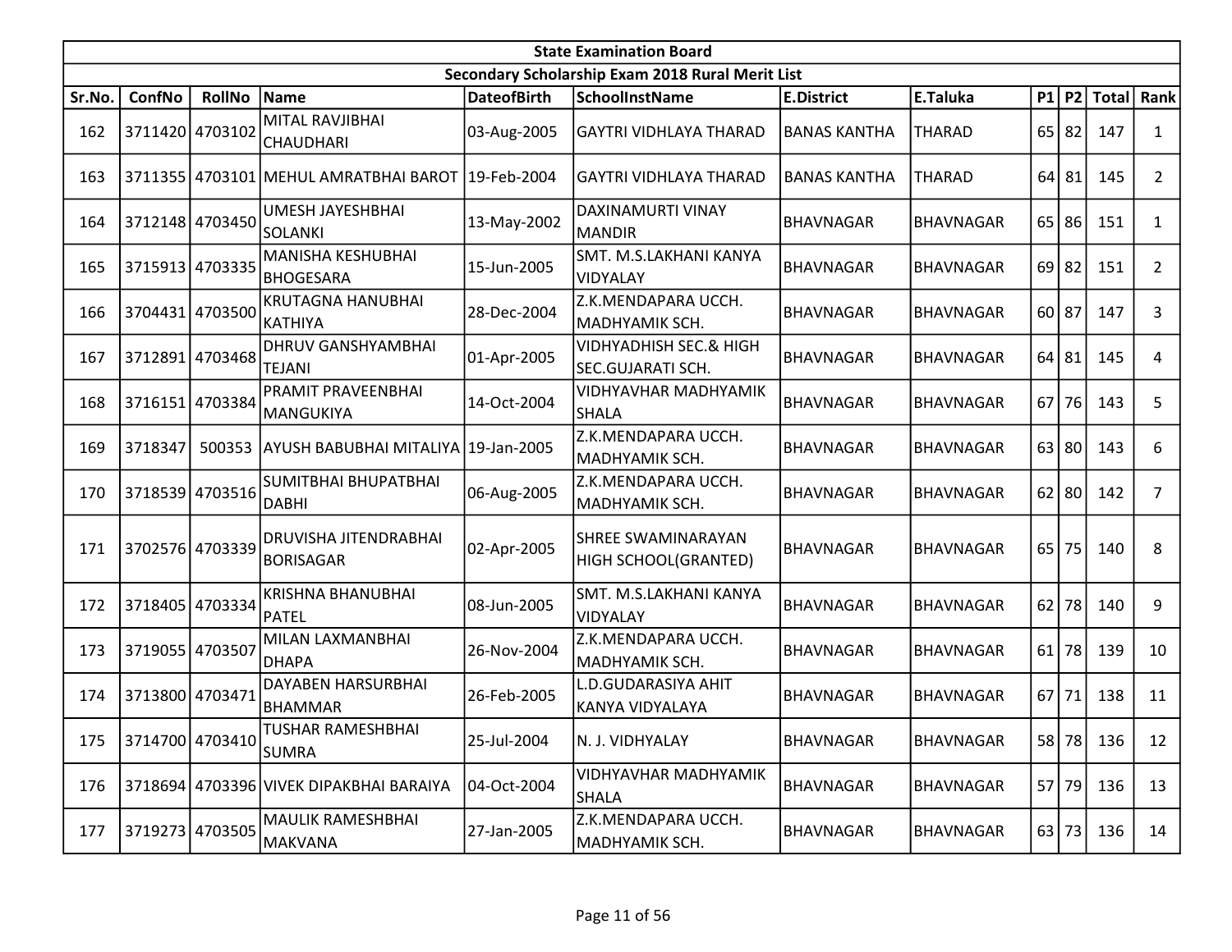| State Examination Board | | | | | | | | | | | |
|---|---|---|---|---|---|---|---|---|---|---|---|
| Secondary Scholarship Exam 2018 Rural Merit List | | | | | | | | | | | |
| Sr.No. | ConfNo | RollNo | Name | DateofBirth | SchoolInstName | E.District | E.Taluka | P1 | P2 | Total | Rank |
| 162 | 3711420 | 4703102 | MITAL RAVJIBHAI CHAUDHARI | 03-Aug-2005 | GAYTRI VIDHLAYA THARAD | BANAS KANTHA | THARAD | 65 | 82 | 147 | 1 |
| 163 | 3711355 | 4703101 | MEHUL AMRATBHAI BAROT | 19-Feb-2004 | GAYTRI VIDHLAYA THARAD | BANAS KANTHA | THARAD | 64 | 81 | 145 | 2 |
| 164 | 3712148 | 4703450 | UMESH JAYESHBHAI SOLANKI | 13-May-2002 | DAXINAMURTI VINAY MANDIR | BHAVNAGAR | BHAVNAGAR | 65 | 86 | 151 | 1 |
| 165 | 3715913 | 4703335 | MANISHA KESHUBHAI BHOGESARA | 15-Jun-2005 | SMT. M.S.LAKHANI KANYA VIDYALAY | BHAVNAGAR | BHAVNAGAR | 69 | 82 | 151 | 2 |
| 166 | 3704431 | 4703500 | KRUTAGNA HANUBHAI KATHIYA | 28-Dec-2004 | Z.K.MENDAPARA UCCH. MADHYAMIK SCH. | BHAVNAGAR | BHAVNAGAR | 60 | 87 | 147 | 3 |
| 167 | 3712891 | 4703468 | DHRUV GANSHYAMBHAI TEJANI | 01-Apr-2005 | VIDHYADHISH SEC.& HIGH SEC.GUJARATI SCH. | BHAVNAGAR | BHAVNAGAR | 64 | 81 | 145 | 4 |
| 168 | 3716151 | 4703384 | PRAMIT PRAVEENBHAI MANGUKIYA | 14-Oct-2004 | VIDHYAVHAR MADHYAMIK SHALA | BHAVNAGAR | BHAVNAGAR | 67 | 76 | 143 | 5 |
| 169 | 3718347 | 500353 | AYUSH BABUBHAI MITALIYA | 19-Jan-2005 | Z.K.MENDAPARA UCCH. MADHYAMIK SCH. | BHAVNAGAR | BHAVNAGAR | 63 | 80 | 143 | 6 |
| 170 | 3718539 | 4703516 | SUMITBHAI BHUPATBHAI DABHI | 06-Aug-2005 | Z.K.MENDAPARA UCCH. MADHYAMIK SCH. | BHAVNAGAR | BHAVNAGAR | 62 | 80 | 142 | 7 |
| 171 | 3702576 | 4703339 | DRUVISHA JITENDRABHAI BORISAGAR | 02-Apr-2005 | SHREE SWAMINARAYAN HIGH SCHOOL(GRANTED) | BHAVNAGAR | BHAVNAGAR | 65 | 75 | 140 | 8 |
| 172 | 3718405 | 4703334 | KRISHNA BHANUBHAI PATEL | 08-Jun-2005 | SMT. M.S.LAKHANI KANYA VIDYALAY | BHAVNAGAR | BHAVNAGAR | 62 | 78 | 140 | 9 |
| 173 | 3719055 | 4703507 | MILAN LAXMANBHAI DHAPA | 26-Nov-2004 | Z.K.MENDAPARA UCCH. MADHYAMIK SCH. | BHAVNAGAR | BHAVNAGAR | 61 | 78 | 139 | 10 |
| 174 | 3713800 | 4703471 | DAYABEN HARSURBHAI BHAMMAR | 26-Feb-2005 | L.D.GUDARASIYA AHIT KANYA VIDYALAYA | BHAVNAGAR | BHAVNAGAR | 67 | 71 | 138 | 11 |
| 175 | 3714700 | 4703410 | TUSHAR RAMESHBHAI SUMRA | 25-Jul-2004 | N. J. VIDHYALAY | BHAVNAGAR | BHAVNAGAR | 58 | 78 | 136 | 12 |
| 176 | 3718694 | 4703396 | VIVEK DIPAKBHAI BARAIYA | 04-Oct-2004 | VIDHYAVHAR MADHYAMIK SHALA | BHAVNAGAR | BHAVNAGAR | 57 | 79 | 136 | 13 |
| 177 | 3719273 | 4703505 | MAULIK RAMESHBHAI MAKVANA | 27-Jan-2005 | Z.K.MENDAPARA UCCH. MADHYAMIK SCH. | BHAVNAGAR | BHAVNAGAR | 63 | 73 | 136 | 14 |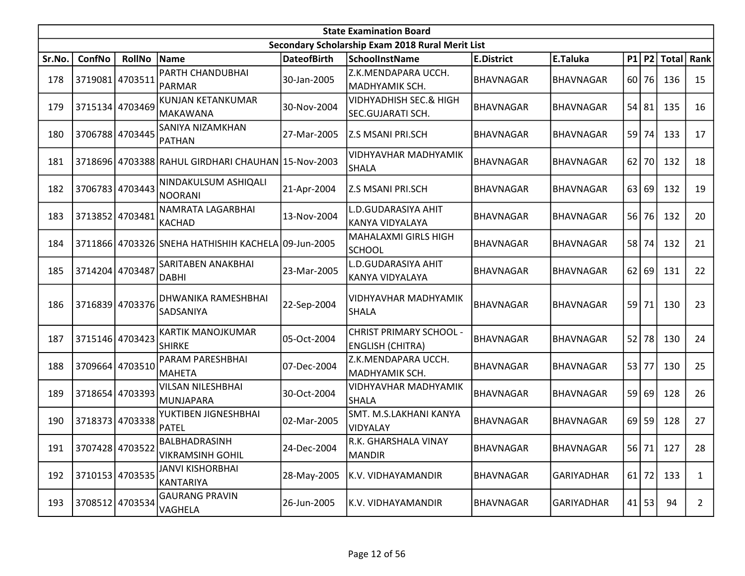| State Examination Board | | | | | | | | | | | | |
|---|---|---|---|---|---|---|---|---|---|---|---|---|
| Secondary Scholarship Exam 2018 Rural Merit List | | | | | | | | | | | | |
| Sr.No. | ConfNo | RollNo | Name | DateofBirth | SchoolInstName | E.District | E.Taluka | P1 | P2 | Total | Rank |
| 178 | 3719081 | 4703511 | PARTH CHANDUBHAI PARMAR | 30-Jan-2005 | Z.K.MENDAPARA UCCH. MADHYAMIK SCH. | BHAVNAGAR | BHAVNAGAR | 60 | 76 | 136 | 15 |
| 179 | 3715134 | 4703469 | KUNJAN KETANKUMAR MAKAWANA | 30-Nov-2004 | VIDHYADHISH SEC.& HIGH SEC.GUJARATI SCH. | BHAVNAGAR | BHAVNAGAR | 54 | 81 | 135 | 16 |
| 180 | 3706788 | 4703445 | SANIYA NIZAMKHAN PATHAN | 27-Mar-2005 | Z.S MSANI PRI.SCH | BHAVNAGAR | BHAVNAGAR | 59 | 74 | 133 | 17 |
| 181 | 3718696 | 4703388 | RAHUL GIRDHARI CHAUHAN | 15-Nov-2003 | VIDHYAVHAR MADHYAMIK SHALA | BHAVNAGAR | BHAVNAGAR | 62 | 70 | 132 | 18 |
| 182 | 3706783 | 4703443 | NINDAKULSUM ASHIQALI NOORANI | 21-Apr-2004 | Z.S MSANI PRI.SCH | BHAVNAGAR | BHAVNAGAR | 63 | 69 | 132 | 19 |
| 183 | 3713852 | 4703481 | NAMRATA LAGARBHAI KACHAD | 13-Nov-2004 | L.D.GUDARASIYA AHIT KANYA VIDYALAYA | BHAVNAGAR | BHAVNAGAR | 56 | 76 | 132 | 20 |
| 184 | 3711866 | 4703326 | SNEHA HATHISHIH KACHELA | 09-Jun-2005 | MAHALAXMI GIRLS HIGH SCHOOL | BHAVNAGAR | BHAVNAGAR | 58 | 74 | 132 | 21 |
| 185 | 3714204 | 4703487 | SARITABEN ANAKBHAI DABHI | 23-Mar-2005 | L.D.GUDARASIYA AHIT KANYA VIDYALAYA | BHAVNAGAR | BHAVNAGAR | 62 | 69 | 131 | 22 |
| 186 | 3716839 | 4703376 | DHWANIKA RAMESHBHAI SADSANIYA | 22-Sep-2004 | VIDHYAVHAR MADHYAMIK SHALA | BHAVNAGAR | BHAVNAGAR | 59 | 71 | 130 | 23 |
| 187 | 3715146 | 4703423 | KARTIK MANOJKUMAR SHIRKE | 05-Oct-2004 | CHRIST PRIMARY SCHOOL - ENGLISH (CHITRA) | BHAVNAGAR | BHAVNAGAR | 52 | 78 | 130 | 24 |
| 188 | 3709664 | 4703510 | PARAM PARESHBHAI MAHETA | 07-Dec-2004 | Z.K.MENDAPARA UCCH. MADHYAMIK SCH. | BHAVNAGAR | BHAVNAGAR | 53 | 77 | 130 | 25 |
| 189 | 3718654 | 4703393 | VILSAN NILESHBHAI MUNJAPARA | 30-Oct-2004 | VIDHYAVHAR MADHYAMIK SHALA | BHAVNAGAR | BHAVNAGAR | 59 | 69 | 128 | 26 |
| 190 | 3718373 | 4703338 | YUKTIBEN JIGNESHBHAI PATEL | 02-Mar-2005 | SMT. M.S.LAKHANI KANYA VIDYALAY | BHAVNAGAR | BHAVNAGAR | 69 | 59 | 128 | 27 |
| 191 | 3707428 | 4703522 | BALBHADRASINH VIKRAMSINH GOHIL | 24-Dec-2004 | R.K. GHARSHALA VINAY MANDIR | BHAVNAGAR | BHAVNAGAR | 56 | 71 | 127 | 28 |
| 192 | 3710153 | 4703535 | JANVI KISHORBHAI KANTARIYA | 28-May-2005 | K.V. VIDHAYAMANDIR | BHAVNAGAR | GARIYADHAR | 61 | 72 | 133 | 1 |
| 193 | 3708512 | 4703534 | GAURANG PRAVIN VAGHELA | 26-Jun-2005 | K.V. VIDHAYAMANDIR | BHAVNAGAR | GARIYADHAR | 41 | 53 | 94 | 2 |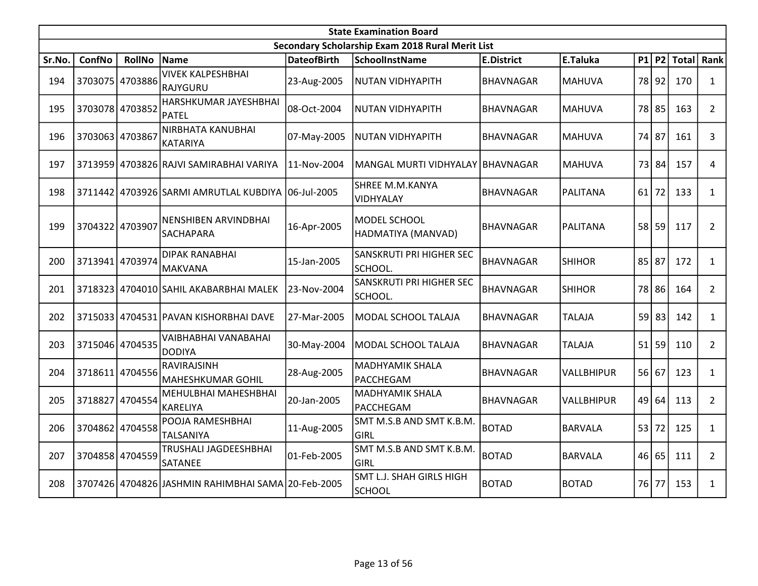| State Examination Board | | | | | | | | | | | |
|---|---|---|---|---|---|---|---|---|---|---|---|
| Secondary Scholarship Exam 2018 Rural Merit List | | | | | | | | | | | |
| Sr.No. | ConfNo | RollNo | Name | DateofBirth | SchoolInstName | E.District | E.Taluka | P1 | P2 | Total | Rank |
| 194 | 3703075 | 4703886 | VIVEK KALPESHBHAI RAJYGURU | 23-Aug-2005 | NUTAN VIDHYAPITH | BHAVNAGAR | MAHUVA | 78 | 92 | 170 | 1 |
| 195 | 3703078 | 4703852 | HARSHKUMAR JAYESHBHAI PATEL | 08-Oct-2004 | NUTAN VIDHYAPITH | BHAVNAGAR | MAHUVA | 78 | 85 | 163 | 2 |
| 196 | 3703063 | 4703867 | NIRBHATA KANUBHAI KATARIYA | 07-May-2005 | NUTAN VIDHYAPITH | BHAVNAGAR | MAHUVA | 74 | 87 | 161 | 3 |
| 197 | 3713959 | 4703826 | RAJVI SAMIRABHAI VARIYA | 11-Nov-2004 | MANGAL MURTI VIDHYALAY | BHAVNAGAR | MAHUVA | 73 | 84 | 157 | 4 |
| 198 | 3711442 | 4703926 | SARMI AMRUTLAL KUBDIYA | 06-Jul-2005 | SHREE M.M.KANYA VIDHYALAY | BHAVNAGAR | PALITANA | 61 | 72 | 133 | 1 |
| 199 | 3704322 | 4703907 | NENSHIBEN ARVINDBHAI SACHAPARA | 16-Apr-2005 | MODEL SCHOOL HADMATIYA (MANVAD) | BHAVNAGAR | PALITANA | 58 | 59 | 117 | 2 |
| 200 | 3713941 | 4703974 | DIPAK RANABHAI MAKVANA | 15-Jan-2005 | SANSKRUTI PRI HIGHER SEC SCHOOL. | BHAVNAGAR | SHIHOR | 85 | 87 | 172 | 1 |
| 201 | 3718323 | 4704010 | SAHIL AKABARBHAI MALEK | 23-Nov-2004 | SANSKRUTI PRI HIGHER SEC SCHOOL. | BHAVNAGAR | SHIHOR | 78 | 86 | 164 | 2 |
| 202 | 3715033 | 4704531 | PAVAN KISHORBHAI DAVE | 27-Mar-2005 | MODAL SCHOOL TALAJA | BHAVNAGAR | TALAJA | 59 | 83 | 142 | 1 |
| 203 | 3715046 | 4704535 | VAIBHABHAI VANABAHAI DODIYA | 30-May-2004 | MODAL SCHOOL TALAJA | BHAVNAGAR | TALAJA | 51 | 59 | 110 | 2 |
| 204 | 3718611 | 4704556 | RAVIRAJSINH MAHESHKUMAR GOHIL | 28-Aug-2005 | MADHYAMIK SHALA PACCHEGAM | BHAVNAGAR | VALLBHIPUR | 56 | 67 | 123 | 1 |
| 205 | 3718827 | 4704554 | MEHULBHAI MAHESHBHAI KARELIYA | 20-Jan-2005 | MADHYAMIK SHALA PACCHEGAM | BHAVNAGAR | VALLBHIPUR | 49 | 64 | 113 | 2 |
| 206 | 3704862 | 4704558 | POOJA RAMESHBHAI TALSANIYA | 11-Aug-2005 | SMT M.S.B AND SMT K.B.M. GIRL | BOTAD | BARVALA | 53 | 72 | 125 | 1 |
| 207 | 3704858 | 4704559 | TRUSHALI JAGDEESHBHAI SATANEE | 01-Feb-2005 | SMT M.S.B AND SMT K.B.M. GIRL | BOTAD | BARVALA | 46 | 65 | 111 | 2 |
| 208 | 3707426 | 4704826 | JASHMIN RAHIMBHAI SAMA | 20-Feb-2005 | SMT L.J. SHAH GIRLS HIGH SCHOOL | BOTAD | BOTAD | 76 | 77 | 153 | 1 |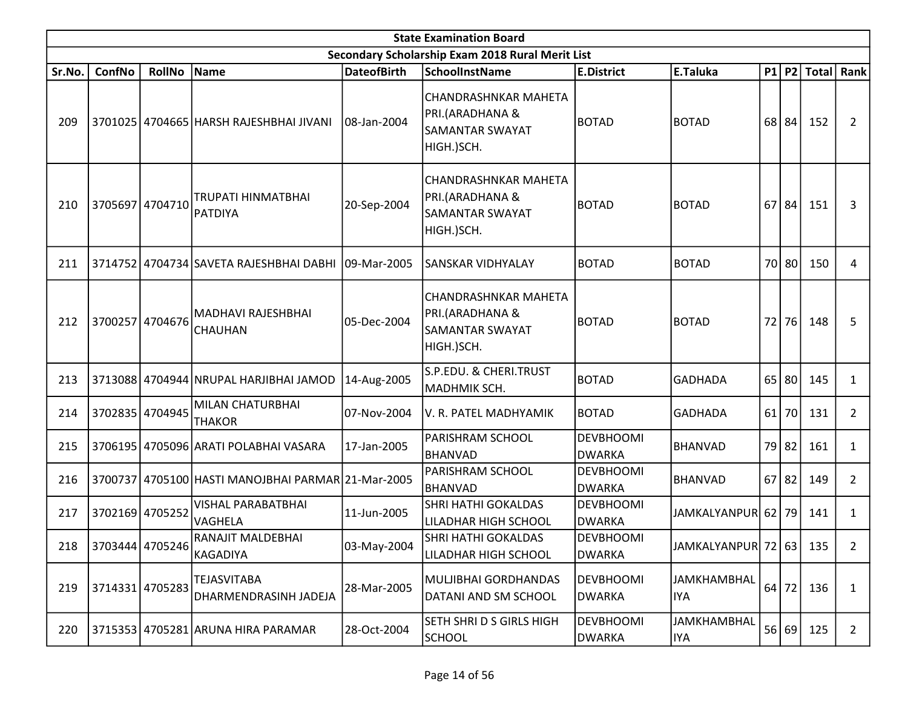| State Examination Board | | | | | | | | | | | | |
|---|---|---|---|---|---|---|---|---|---|---|---|---|
| Secondary Scholarship Exam 2018 Rural Merit List | | | | | | | | | | | | |
| Sr.No. | ConfNo | RollNo | Name | DateofBirth | SchoolInstName | E.District | E.Taluka | P1 | P2 | Total | Rank |
| 209 | 3701025 | 4704665 | HARSH RAJESHBHAI JIVANI | 08-Jan-2004 | CHANDRASHNKAR MAHETA PRI.(ARADHANA & SAMANTAR SWAYAT HIGH.)SCH. | BOTAD | BOTAD | 68 | 84 | 152 | 2 |
| 210 | 3705697 | 4704710 | TRUPATI HINMATBHAI PATDIYA | 20-Sep-2004 | CHANDRASHNKAR MAHETA PRI.(ARADHANA & SAMANTAR SWAYAT HIGH.)SCH. | BOTAD | BOTAD | 67 | 84 | 151 | 3 |
| 211 | 3714752 | 4704734 | SAVETA RAJESHBHAI DABHI | 09-Mar-2005 | SANSKAR VIDHYALAY | BOTAD | BOTAD | 70 | 80 | 150 | 4 |
| 212 | 3700257 | 4704676 | MADHAVI RAJESHBHAI CHAUHAN | 05-Dec-2004 | CHANDRASHNKAR MAHETA PRI.(ARADHANA & SAMANTAR SWAYAT HIGH.)SCH. | BOTAD | BOTAD | 72 | 76 | 148 | 5 |
| 213 | 3713088 | 4704944 | NRUPAL HARJIBHAI JAMOD | 14-Aug-2005 | S.P.EDU. & CHERI.TRUST MADHMIK SCH. | BOTAD | GADHADA | 65 | 80 | 145 | 1 |
| 214 | 3702835 | 4704945 | MILAN CHATURBHAI THAKOR | 07-Nov-2004 | V. R. PATEL MADHYAMIK | BOTAD | GADHADA | 61 | 70 | 131 | 2 |
| 215 | 3706195 | 4705096 | ARATI POLABHAI VASARA | 17-Jan-2005 | PARISHRAM SCHOOL BHANVAD | DEVBHOOMI DWARKA | BHANVAD | 79 | 82 | 161 | 1 |
| 216 | 3700737 | 4705100 | HASTI MANOJBHAI PARMAR | 21-Mar-2005 | PARISHRAM SCHOOL BHANVAD | DEVBHOOMI DWARKA | BHANVAD | 67 | 82 | 149 | 2 |
| 217 | 3702169 | 4705252 | VISHAL PARABATBHAI VAGHELA | 11-Jun-2005 | SHRI HATHI GOKALDAS LILADHAR HIGH SCHOOL | DEVBHOOMI DWARKA | JAMKALYANPUR | 62 | 79 | 141 | 1 |
| 218 | 3703444 | 4705246 | RANAJIT MALDEBHAI KAGADIYA | 03-May-2004 | SHRI HATHI GOKALDAS LILADHAR HIGH SCHOOL | DEVBHOOMI DWARKA | JAMKALYANPUR | 72 | 63 | 135 | 2 |
| 219 | 3714331 | 4705283 | TEJASVITABA DHARMENDRASINH JADEJA | 28-Mar-2005 | MULJIBHAI GORDHANDAS DATANI AND SM SCHOOL | DEVBHOOMI DWARKA | JAMKHAMBHALIYA | 64 | 72 | 136 | 1 |
| 220 | 3715353 | 4705281 | ARUNA HIRA PARAMAR | 28-Oct-2004 | SETH SHRI D S GIRLS HIGH SCHOOL | DEVBHOOMI DWARKA | JAMKHAMBHALIYA | 56 | 69 | 125 | 2 |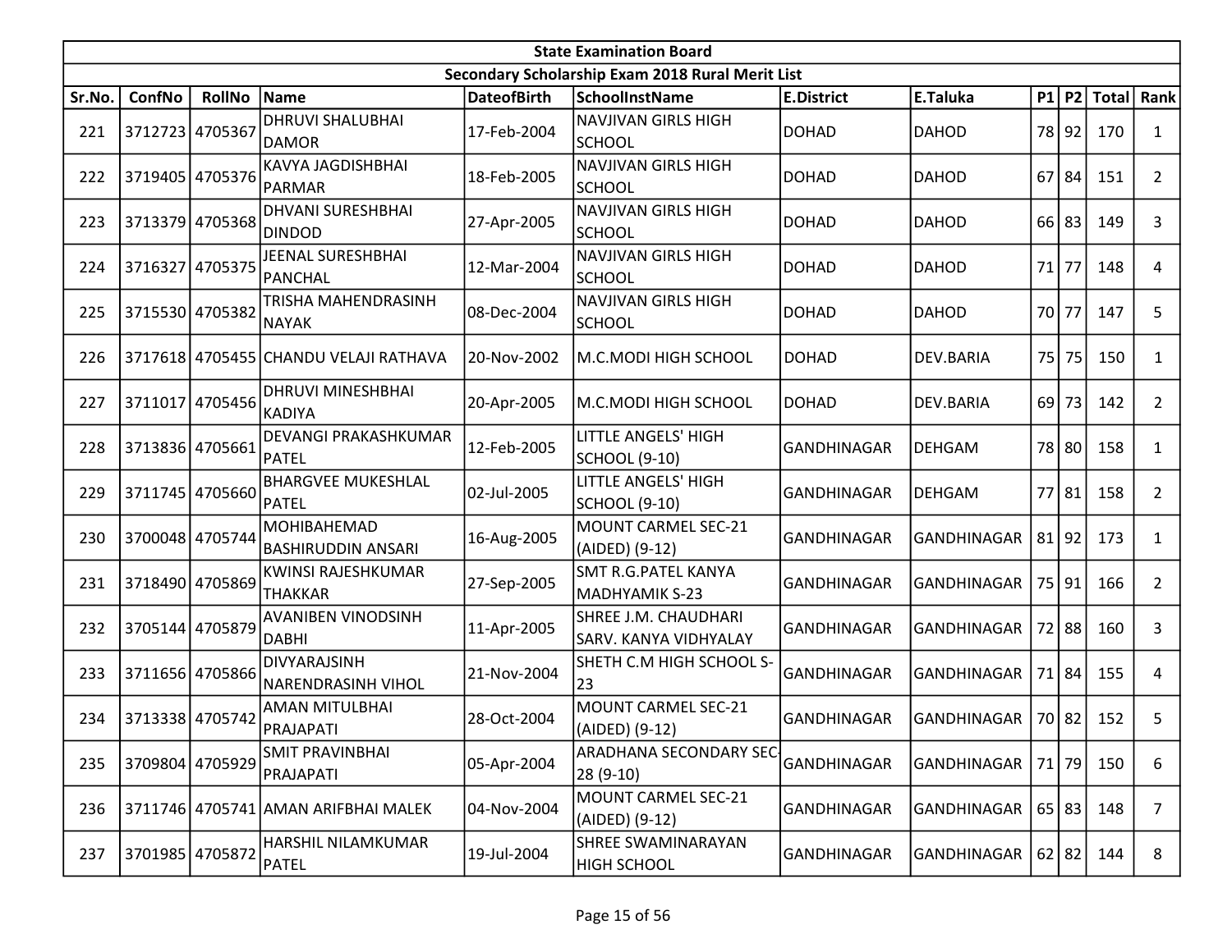| State Examination Board | | | | | | | | | | | | |
|---|---|---|---|---|---|---|---|---|---|---|---|---|
| Secondary Scholarship Exam 2018 Rural Merit List | | | | | | | | | | | | |
| Sr.No. | ConfNo | RollNo | Name | DateofBirth | SchoolInstName | E.District | E.Taluka | P1 | P2 | Total | Rank |
| 221 | 3712723 | 4705367 | DHRUVI SHALUBHAI DAMOR | 17-Feb-2004 | NAVJIVAN GIRLS HIGH SCHOOL | DOHAD | DAHOD | 78 | 92 | 170 | 1 |
| 222 | 3719405 | 4705376 | KAVYA JAGDISHBHAI PARMAR | 18-Feb-2005 | NAVJIVAN GIRLS HIGH SCHOOL | DOHAD | DAHOD | 67 | 84 | 151 | 2 |
| 223 | 3713379 | 4705368 | DHVANI SURESHBHAI DINDOD | 27-Apr-2005 | NAVJIVAN GIRLS HIGH SCHOOL | DOHAD | DAHOD | 66 | 83 | 149 | 3 |
| 224 | 3716327 | 4705375 | JEENAL SURESHBHAI PANCHAL | 12-Mar-2004 | NAVJIVAN GIRLS HIGH SCHOOL | DOHAD | DAHOD | 71 | 77 | 148 | 4 |
| 225 | 3715530 | 4705382 | TRISHA MAHENDRASINH NAYAK | 08-Dec-2004 | NAVJIVAN GIRLS HIGH SCHOOL | DOHAD | DAHOD | 70 | 77 | 147 | 5 |
| 226 | 3717618 | 4705455 | CHANDU VELAJI RATHAVA | 20-Nov-2002 | M.C.MODI HIGH SCHOOL | DOHAD | DEV.BARIA | 75 | 75 | 150 | 1 |
| 227 | 3711017 | 4705456 | DHRUVI MINESHBHAI KADIYA | 20-Apr-2005 | M.C.MODI HIGH SCHOOL | DOHAD | DEV.BARIA | 69 | 73 | 142 | 2 |
| 228 | 3713836 | 4705661 | DEVANGI PRAKASHKUMAR PATEL | 12-Feb-2005 | LITTLE ANGELS' HIGH SCHOOL (9-10) | GANDHINAGAR | DEHGAM | 78 | 80 | 158 | 1 |
| 229 | 3711745 | 4705660 | BHARGVEE MUKESHLAL PATEL | 02-Jul-2005 | LITTLE ANGELS' HIGH SCHOOL (9-10) | GANDHINAGAR | DEHGAM | 77 | 81 | 158 | 2 |
| 230 | 3700048 | 4705744 | MOHIBAHEMAD BASHIRUDDIN ANSARI | 16-Aug-2005 | MOUNT CARMEL SEC-21 (AIDED) (9-12) | GANDHINAGAR | GANDHINAGAR | 81 | 92 | 173 | 1 |
| 231 | 3718490 | 4705869 | KWINSI RAJESHKUMAR THAKKAR | 27-Sep-2005 | SMT R.G.PATEL KANYA MADHYAMIK S-23 | GANDHINAGAR | GANDHINAGAR | 75 | 91 | 166 | 2 |
| 232 | 3705144 | 4705879 | AVANIBEN VINODSINH DABHI | 11-Apr-2005 | SHREE J.M. CHAUDHARI SARV. KANYA VIDHYALAY | GANDHINAGAR | GANDHINAGAR | 72 | 88 | 160 | 3 |
| 233 | 3711656 | 4705866 | DIVYARAJSINH NARENDRASINH VIHOL | 21-Nov-2004 | SHETH C.M HIGH SCHOOL S-23 | GANDHINAGAR | GANDHINAGAR | 71 | 84 | 155 | 4 |
| 234 | 3713338 | 4705742 | AMAN MITULBHAI PRAJAPATI | 28-Oct-2004 | MOUNT CARMEL SEC-21 (AIDED) (9-12) | GANDHINAGAR | GANDHINAGAR | 70 | 82 | 152 | 5 |
| 235 | 3709804 | 4705929 | SMIT PRAVINBHAI PRAJAPATI | 05-Apr-2004 | ARADHANA SECONDARY SEC-28 (9-10) | GANDHINAGAR | GANDHINAGAR | 71 | 79 | 150 | 6 |
| 236 | 3711746 | 4705741 | AMAN ARIFBHAI MALEK | 04-Nov-2004 | MOUNT CARMEL SEC-21 (AIDED) (9-12) | GANDHINAGAR | GANDHINAGAR | 65 | 83 | 148 | 7 |
| 237 | 3701985 | 4705872 | HARSHIL NILAMKUMAR PATEL | 19-Jul-2004 | SHREE SWAMINARAYAN HIGH SCHOOL | GANDHINAGAR | GANDHINAGAR | 62 | 82 | 144 | 8 |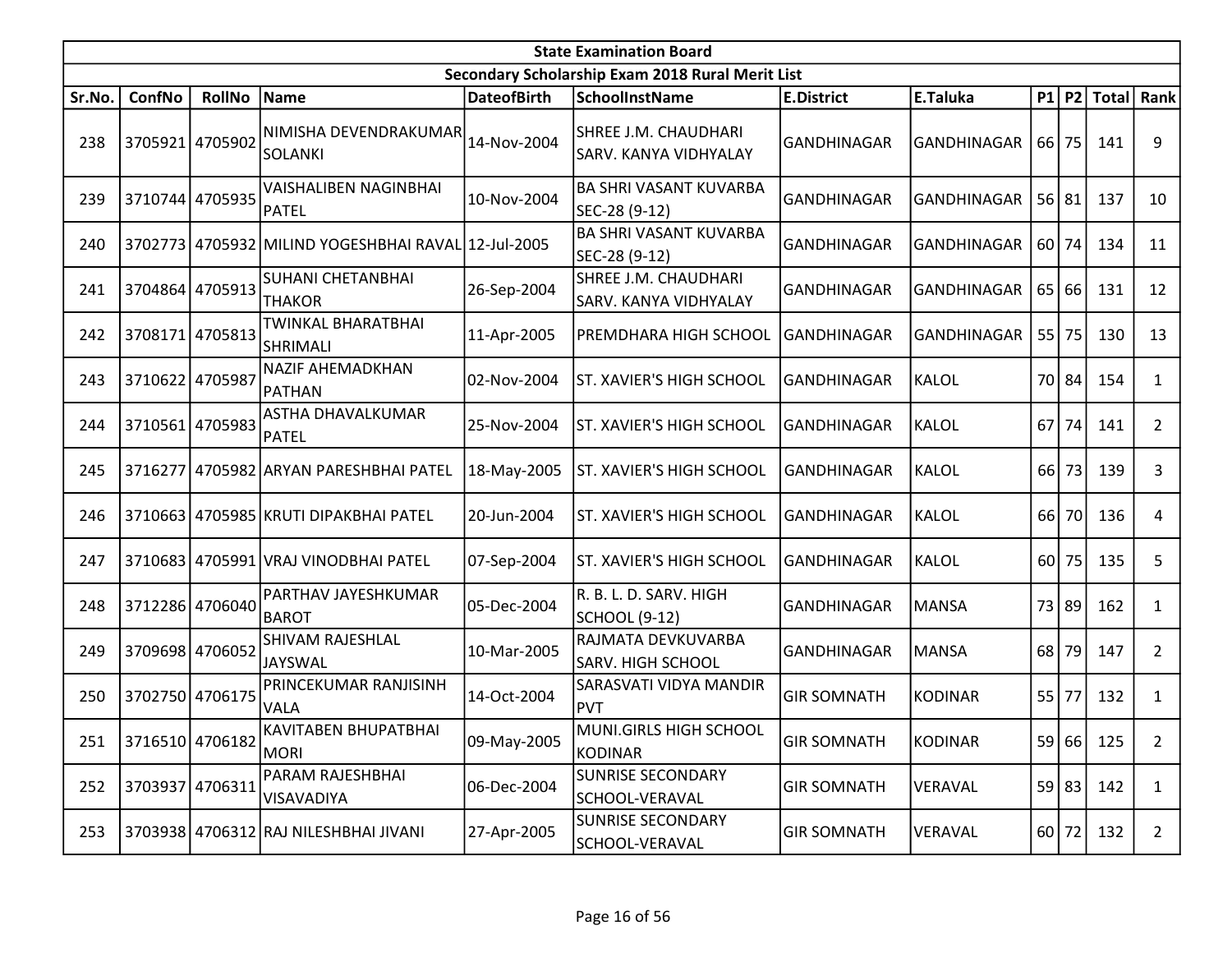| State Examination Board | | | | | | | | | | | |
|---|---|---|---|---|---|---|---|---|---|---|---|
| Secondary Scholarship Exam 2018 Rural Merit List | | | | | | | | | | | |
| Sr.No. | ConfNo | RollNo | Name | DateofBirth | SchoolInstName | E.District | E.Taluka | P1 | P2 | Total | Rank |
| 238 | 3705921 | 4705902 | NIMISHA DEVENDRAKUMAR SOLANKI | 14-Nov-2004 | SHREE J.M. CHAUDHARI SARV. KANYA VIDHYALAY | GANDHINAGAR | GANDHINAGAR | 66 | 75 | 141 | 9 |
| 239 | 3710744 | 4705935 | VAISHALIBEN NAGINBHAI PATEL | 10-Nov-2004 | BA SHRI VASANT KUVARBA SEC-28 (9-12) | GANDHINAGAR | GANDHINAGAR | 56 | 81 | 137 | 10 |
| 240 | 3702773 | 4705932 | MILIND YOGESHBHAI RAVAL | 12-Jul-2005 | BA SHRI VASANT KUVARBA SEC-28 (9-12) | GANDHINAGAR | GANDHINAGAR | 60 | 74 | 134 | 11 |
| 241 | 3704864 | 4705913 | SUHANI CHETANBHAI THAKOR | 26-Sep-2004 | SHREE J.M. CHAUDHARI SARV. KANYA VIDHYALAY | GANDHINAGAR | GANDHINAGAR | 65 | 66 | 131 | 12 |
| 242 | 3708171 | 4705813 | TWINKAL BHARATBHAI SHRIMALI | 11-Apr-2005 | PREMDHARA HIGH SCHOOL | GANDHINAGAR | GANDHINAGAR | 55 | 75 | 130 | 13 |
| 243 | 3710622 | 4705987 | NAZIF AHEMADKHAN PATHAN | 02-Nov-2004 | ST. XAVIER'S HIGH SCHOOL | GANDHINAGAR | KALOL | 70 | 84 | 154 | 1 |
| 244 | 3710561 | 4705983 | ASTHA DHAVALKUMAR PATEL | 25-Nov-2004 | ST. XAVIER'S HIGH SCHOOL | GANDHINAGAR | KALOL | 67 | 74 | 141 | 2 |
| 245 | 3716277 | 4705982 | ARYAN PARESHBHAI PATEL | 18-May-2005 | ST. XAVIER'S HIGH SCHOOL | GANDHINAGAR | KALOL | 66 | 73 | 139 | 3 |
| 246 | 3710663 | 4705985 | KRUTI DIPAKBHAI PATEL | 20-Jun-2004 | ST. XAVIER'S HIGH SCHOOL | GANDHINAGAR | KALOL | 66 | 70 | 136 | 4 |
| 247 | 3710683 | 4705991 | VRAJ VINODBHAI PATEL | 07-Sep-2004 | ST. XAVIER'S HIGH SCHOOL | GANDHINAGAR | KALOL | 60 | 75 | 135 | 5 |
| 248 | 3712286 | 4706040 | PARTHAV JAYESHKUMAR BAROT | 05-Dec-2004 | R. B. L. D. SARV. HIGH SCHOOL (9-12) | GANDHINAGAR | MANSA | 73 | 89 | 162 | 1 |
| 249 | 3709698 | 4706052 | SHIVAM RAJESHLAL JAYSWAL | 10-Mar-2005 | RAJMATA DEVKUVARBA SARV. HIGH SCHOOL | GANDHINAGAR | MANSA | 68 | 79 | 147 | 2 |
| 250 | 3702750 | 4706175 | PRINCEKUMAR RANJISINH VALA | 14-Oct-2004 | SARASVATI VIDYA MANDIR PVT | GIR SOMNATH | KODINAR | 55 | 77 | 132 | 1 |
| 251 | 3716510 | 4706182 | KAVITABEN BHUPATBHAI MORI | 09-May-2005 | MUNI.GIRLS HIGH SCHOOL KODINAR | GIR SOMNATH | KODINAR | 59 | 66 | 125 | 2 |
| 252 | 3703937 | 4706311 | PARAM RAJESHBHAI VISAVADIYA | 06-Dec-2004 | SUNRISE SECONDARY SCHOOL-VERAVAL | GIR SOMNATH | VERAVAL | 59 | 83 | 142 | 1 |
| 253 | 3703938 | 4706312 | RAJ NILESHBHAI JIVANI | 27-Apr-2005 | SUNRISE SECONDARY SCHOOL-VERAVAL | GIR SOMNATH | VERAVAL | 60 | 72 | 132 | 2 |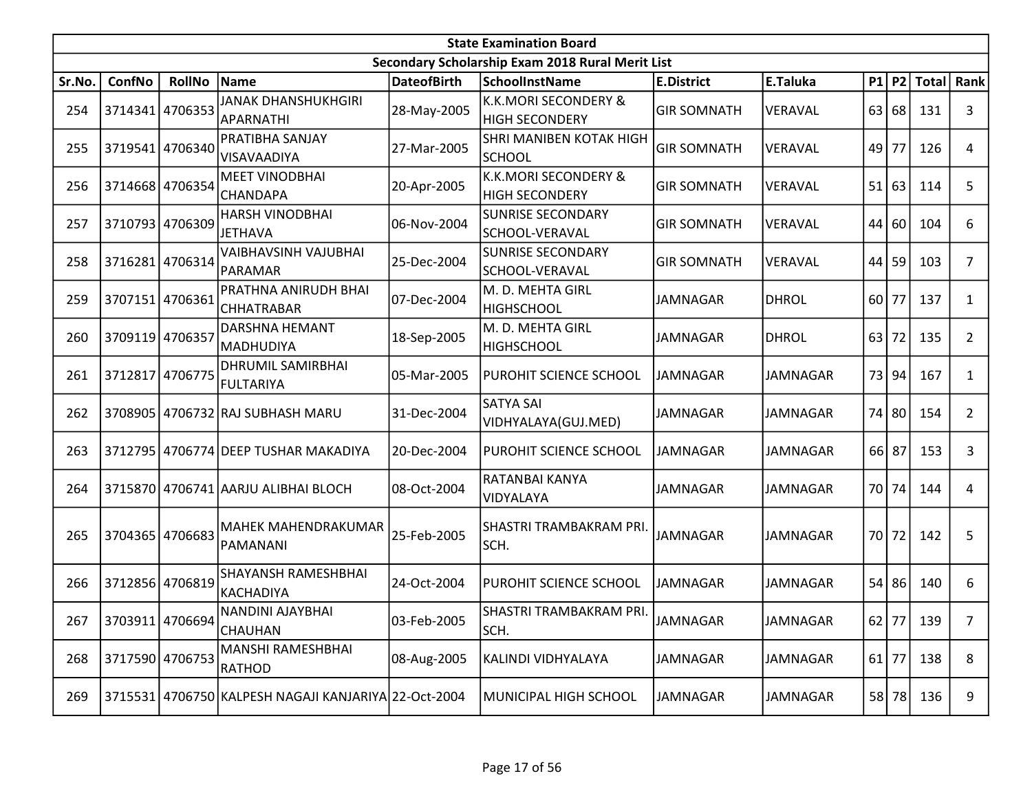| State Examination Board | | | | | | | | | | | | |
|---|---|---|---|---|---|---|---|---|---|---|---|---|
| Secondary Scholarship Exam 2018 Rural Merit List | | | | | | | | | | | | |
| Sr.No. | ConfNo | RollNo | Name | DateofBirth | SchoolInstName | E.District | E.Taluka | P1 | P2 | Total | Rank |
| 254 | 3714341 | 4706353 | JANAK DHANSHUKHGIRI APARNATHI | 28-May-2005 | K.K.MORI SECONDERY & HIGH SECONDERY | GIR SOMNATH | VERAVAL | 63 | 68 | 131 | 3 |
| 255 | 3719541 | 4706340 | PRATIBHA SANJAY VISAVAADIYA | 27-Mar-2005 | SHRI MANIBEN KOTAK HIGH SCHOOL | GIR SOMNATH | VERAVAL | 49 | 77 | 126 | 4 |
| 256 | 3714668 | 4706354 | MEET VINODBHAI CHANDAPA | 20-Apr-2005 | K.K.MORI SECONDERY & HIGH SECONDERY | GIR SOMNATH | VERAVAL | 51 | 63 | 114 | 5 |
| 257 | 3710793 | 4706309 | HARSH VINODBHAI JETHAVA | 06-Nov-2004 | SUNRISE SECONDARY SCHOOL-VERAVAL | GIR SOMNATH | VERAVAL | 44 | 60 | 104 | 6 |
| 258 | 3716281 | 4706314 | VAIBHAVSINH VAJUBHAI PARAMAR | 25-Dec-2004 | SUNRISE SECONDARY SCHOOL-VERAVAL | GIR SOMNATH | VERAVAL | 44 | 59 | 103 | 7 |
| 259 | 3707151 | 4706361 | PRATHNA ANIRUDH BHAI CHHATRABAR | 07-Dec-2004 | M. D. MEHTA GIRL HIGHSCHOOL | JAMNAGAR | DHROL | 60 | 77 | 137 | 1 |
| 260 | 3709119 | 4706357 | DARSHNA HEMANT MADHUDIYA | 18-Sep-2005 | M. D. MEHTA GIRL HIGHSCHOOL | JAMNAGAR | DHROL | 63 | 72 | 135 | 2 |
| 261 | 3712817 | 4706775 | DHRUMIL SAMIRBHAI FULTARIYA | 05-Mar-2005 | PUROHIT SCIENCE SCHOOL | JAMNAGAR | JAMNAGAR | 73 | 94 | 167 | 1 |
| 262 | 3708905 | 4706732 | RAJ SUBHASH MARU | 31-Dec-2004 | SATYA SAI VIDHYALAYA(GUJ.MED) | JAMNAGAR | JAMNAGAR | 74 | 80 | 154 | 2 |
| 263 | 3712795 | 4706774 | DEEP TUSHAR MAKADIYA | 20-Dec-2004 | PUROHIT SCIENCE SCHOOL | JAMNAGAR | JAMNAGAR | 66 | 87 | 153 | 3 |
| 264 | 3715870 | 4706741 | AARJU ALIBHAI BLOCH | 08-Oct-2004 | RATANBAI KANYA VIDYALAYA | JAMNAGAR | JAMNAGAR | 70 | 74 | 144 | 4 |
| 265 | 3704365 | 4706683 | MAHEK MAHENDRAKUMAR PAMANANI | 25-Feb-2005 | SHASTRI TRAMBAKRAM PRI. SCH. | JAMNAGAR | JAMNAGAR | 70 | 72 | 142 | 5 |
| 266 | 3712856 | 4706819 | SHAYANSH RAMESHBHAI KACHADIYA | 24-Oct-2004 | PUROHIT SCIENCE SCHOOL | JAMNAGAR | JAMNAGAR | 54 | 86 | 140 | 6 |
| 267 | 3703911 | 4706694 | NANDINI AJAYBHAI CHAUHAN | 03-Feb-2005 | SHASTRI TRAMBAKRAM PRI. SCH. | JAMNAGAR | JAMNAGAR | 62 | 77 | 139 | 7 |
| 268 | 3717590 | 4706753 | MANSHI RAMESHBHAI RATHOD | 08-Aug-2005 | KALINDI VIDHYALAYA | JAMNAGAR | JAMNAGAR | 61 | 77 | 138 | 8 |
| 269 | 3715531 | 4706750 | KALPESH NAGAJI KANJARIYA | 22-Oct-2004 | MUNICIPAL HIGH SCHOOL | JAMNAGAR | JAMNAGAR | 58 | 78 | 136 | 9 |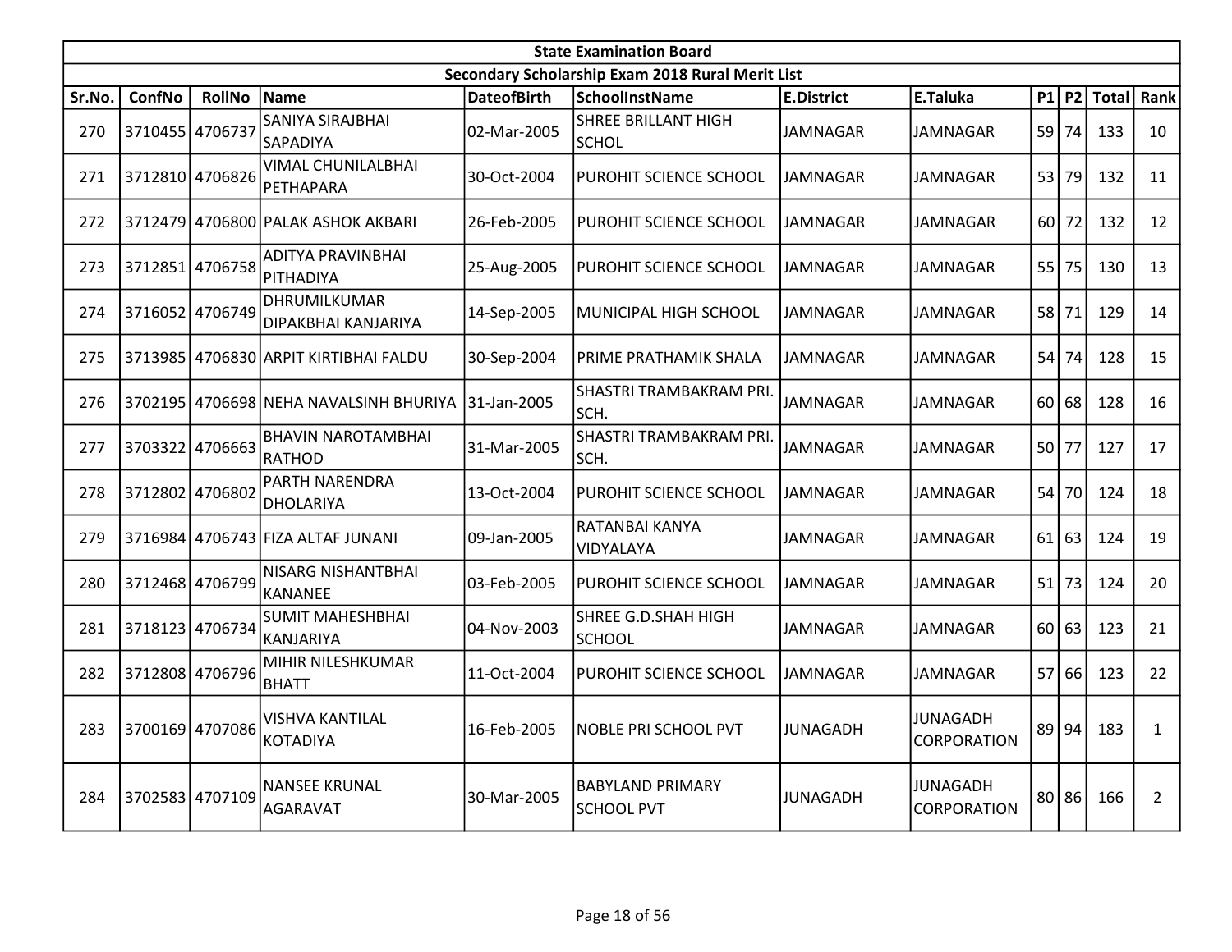| State Examination Board | | | | | | | | | | | | |
|---|---|---|---|---|---|---|---|---|---|---|---|---|
| Secondary Scholarship Exam 2018 Rural Merit List | | | | | | | | | | | | |
| Sr.No. | ConfNo | RollNo | Name | DateofBirth | SchoolInstName | E.District | E.Taluka | P1 | P2 | Total | Rank |
| 270 | 3710455 | 4706737 | SANIYA SIRAJBHAI SAPADIYA | 02-Mar-2005 | SHREE BRILLANT HIGH SCHOL | JAMNAGAR | JAMNAGAR | 59 | 74 | 133 | 10 |
| 271 | 3712810 | 4706826 | VIMAL CHUNILALBHAI PETHAPARA | 30-Oct-2004 | PUROHIT SCIENCE SCHOOL | JAMNAGAR | JAMNAGAR | 53 | 79 | 132 | 11 |
| 272 | 3712479 | 4706800 | PALAK ASHOK AKBARI | 26-Feb-2005 | PUROHIT SCIENCE SCHOOL | JAMNAGAR | JAMNAGAR | 60 | 72 | 132 | 12 |
| 273 | 3712851 | 4706758 | ADITYA PRAVINBHAI PITHADIYA | 25-Aug-2005 | PUROHIT SCIENCE SCHOOL | JAMNAGAR | JAMNAGAR | 55 | 75 | 130 | 13 |
| 274 | 3716052 | 4706749 | DHRUMILKUMAR DIPAKBHAI KANJARIYA | 14-Sep-2005 | MUNICIPAL HIGH SCHOOL | JAMNAGAR | JAMNAGAR | 58 | 71 | 129 | 14 |
| 275 | 3713985 | 4706830 | ARPIT KIRTIBHAI FALDU | 30-Sep-2004 | PRIME PRATHAMIK SHALA | JAMNAGAR | JAMNAGAR | 54 | 74 | 128 | 15 |
| 276 | 3702195 | 4706698 | NEHA NAVALSINH BHURIYA | 31-Jan-2005 | SHASTRI TRAMBAKRAM PRI. SCH. | JAMNAGAR | JAMNAGAR | 60 | 68 | 128 | 16 |
| 277 | 3703322 | 4706663 | BHAVIN NAROTAMBHAI RATHOD | 31-Mar-2005 | SHASTRI TRAMBAKRAM PRI. SCH. | JAMNAGAR | JAMNAGAR | 50 | 77 | 127 | 17 |
| 278 | 3712802 | 4706802 | PARTH NARENDRA DHOLARIYA | 13-Oct-2004 | PUROHIT SCIENCE SCHOOL | JAMNAGAR | JAMNAGAR | 54 | 70 | 124 | 18 |
| 279 | 3716984 | 4706743 | FIZA ALTAF JUNANI | 09-Jan-2005 | RATANBAI KANYA VIDYALAYA | JAMNAGAR | JAMNAGAR | 61 | 63 | 124 | 19 |
| 280 | 3712468 | 4706799 | NISARG NISHANTBHAI KANANEE | 03-Feb-2005 | PUROHIT SCIENCE SCHOOL | JAMNAGAR | JAMNAGAR | 51 | 73 | 124 | 20 |
| 281 | 3718123 | 4706734 | SUMIT MAHESHBHAI KANJARIYA | 04-Nov-2003 | SHREE G.D.SHAH HIGH SCHOOL | JAMNAGAR | JAMNAGAR | 60 | 63 | 123 | 21 |
| 282 | 3712808 | 4706796 | MIHIR NILESHKUMAR BHATT | 11-Oct-2004 | PUROHIT SCIENCE SCHOOL | JAMNAGAR | JAMNAGAR | 57 | 66 | 123 | 22 |
| 283 | 3700169 | 4707086 | VISHVA KANTILAL KOTADIYA | 16-Feb-2005 | NOBLE PRI SCHOOL PVT | JUNAGADH | JUNAGADH CORPORATION | 89 | 94 | 183 | 1 |
| 284 | 3702583 | 4707109 | NANSEE KRUNAL AGARAVAT | 30-Mar-2005 | BABYLAND PRIMARY SCHOOL PVT | JUNAGADH | JUNAGADH CORPORATION | 80 | 86 | 166 | 2 |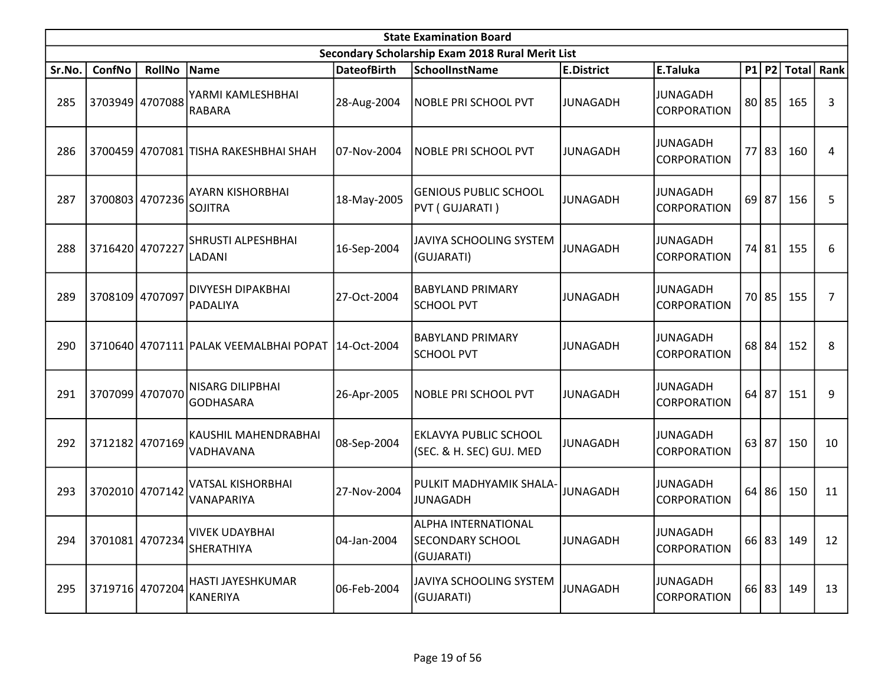| State Examination Board | | | | | | | | | | | | |
|---|---|---|---|---|---|---|---|---|---|---|---|---|
| Secondary Scholarship Exam 2018 Rural Merit List | | | | | | | | | | | | |
| Sr.No. | ConfNo | RollNo | Name | DateofBirth | SchoolInstName | E.District | E.Taluka | P1 | P2 | Total | Rank |
| 285 | 3703949 | 4707088 | YARMI KAMLESHBHAI RABARA | 28-Aug-2004 | NOBLE PRI SCHOOL PVT | JUNAGADH | JUNAGADH CORPORATION | 80 | 85 | 165 | 3 |
| 286 | 3700459 | 4707081 | TISHA RAKESHBHAI SHAH | 07-Nov-2004 | NOBLE PRI SCHOOL PVT | JUNAGADH | JUNAGADH CORPORATION | 77 | 83 | 160 | 4 |
| 287 | 3700803 | 4707236 | AYARN KISHORBHAI SOJITRA | 18-May-2005 | GENIOUS PUBLIC SCHOOL PVT ( GUJARATI ) | JUNAGADH | JUNAGADH CORPORATION | 69 | 87 | 156 | 5 |
| 288 | 3716420 | 4707227 | SHRUSTI ALPESHBHAI LADANI | 16-Sep-2004 | JAVIYA SCHOOLING SYSTEM (GUJARATI) | JUNAGADH | JUNAGADH CORPORATION | 74 | 81 | 155 | 6 |
| 289 | 3708109 | 4707097 | DIVYESH DIPAKBHAI PADALIYA | 27-Oct-2004 | BABYLAND PRIMARY SCHOOL PVT | JUNAGADH | JUNAGADH CORPORATION | 70 | 85 | 155 | 7 |
| 290 | 3710640 | 4707111 | PALAK VEEMALBHAI POPAT | 14-Oct-2004 | BABYLAND PRIMARY SCHOOL PVT | JUNAGADH | JUNAGADH CORPORATION | 68 | 84 | 152 | 8 |
| 291 | 3707099 | 4707070 | NISARG DILIPBHAI GODHASARA | 26-Apr-2005 | NOBLE PRI SCHOOL PVT | JUNAGADH | JUNAGADH CORPORATION | 64 | 87 | 151 | 9 |
| 292 | 3712182 | 4707169 | KAUSHIL MAHENDRABHAI VADHAVANA | 08-Sep-2004 | EKLAVYA PUBLIC SCHOOL (SEC. & H. SEC) GUJ. MED | JUNAGADH | JUNAGADH CORPORATION | 63 | 87 | 150 | 10 |
| 293 | 3702010 | 4707142 | VATSAL KISHORBHAI VANAPARIYA | 27-Nov-2004 | PULKIT MADHYAMIK SHALA-JUNAGADH | JUNAGADH | JUNAGADH CORPORATION | 64 | 86 | 150 | 11 |
| 294 | 3701081 | 4707234 | VIVEK UDAYBHAI SHERATHIYA | 04-Jan-2004 | ALPHA INTERNATIONAL SECONDARY SCHOOL (GUJARATI) | JUNAGADH | JUNAGADH CORPORATION | 66 | 83 | 149 | 12 |
| 295 | 3719716 | 4707204 | HASTI JAYESHKUMAR KANERIYA | 06-Feb-2004 | JAVIYA SCHOOLING SYSTEM (GUJARATI) | JUNAGADH | JUNAGADH CORPORATION | 66 | 83 | 149 | 13 |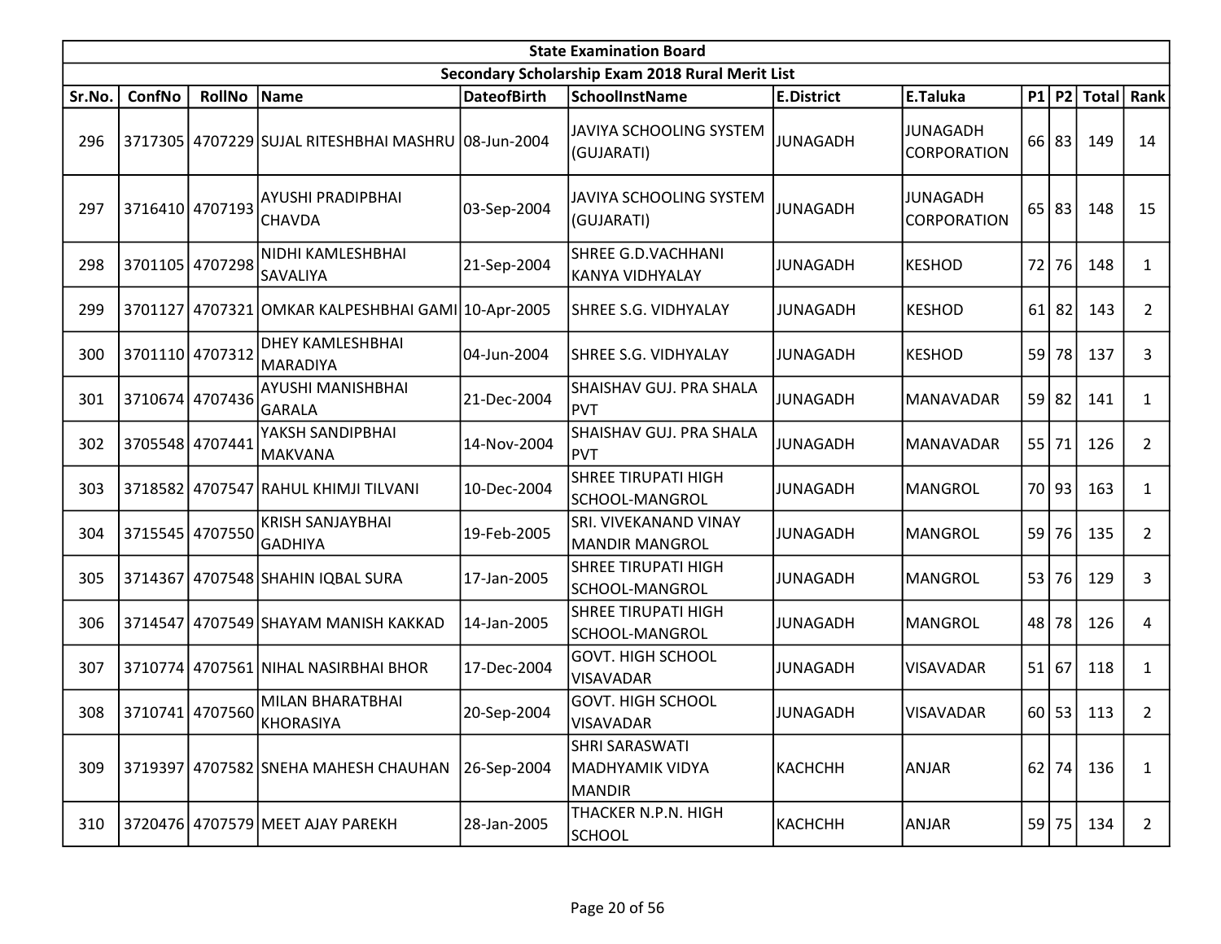| State Examination Board | | | | | | | | | | | | |
|---|---|---|---|---|---|---|---|---|---|---|---|---|
| Secondary Scholarship Exam 2018 Rural Merit List | | | | | | | | | | | | |
| Sr.No. | ConfNo | RollNo | Name | DateofBirth | SchoolInstName | E.District | E.Taluka | P1 | P2 | Total | Rank |
| 296 | 3717305 | 4707229 | SUJAL RITESHBHAI MASHRU | 08-Jun-2004 | JAVIYA SCHOOLING SYSTEM (GUJARATI) | JUNAGADH | JUNAGADH CORPORATION | 66 | 83 | 149 | 14 |
| 297 | 3716410 | 4707193 | AYUSHI PRADIPBHAI CHAVDA | 03-Sep-2004 | JAVIYA SCHOOLING SYSTEM (GUJARATI) | JUNAGADH | JUNAGADH CORPORATION | 65 | 83 | 148 | 15 |
| 298 | 3701105 | 4707298 | NIDHI KAMLESHBHAI SAVALIYA | 21-Sep-2004 | SHREE G.D.VACHHANI KANYA VIDHYALAY | JUNAGADH | KESHOD | 72 | 76 | 148 | 1 |
| 299 | 3701127 | 4707321 | OMKAR KALPESHBHAI GAMI | 10-Apr-2005 | SHREE S.G. VIDHYALAY | JUNAGADH | KESHOD | 61 | 82 | 143 | 2 |
| 300 | 3701110 | 4707312 | DHEY KAMLESHBHAI MARADIYA | 04-Jun-2004 | SHREE S.G. VIDHYALAY | JUNAGADH | KESHOD | 59 | 78 | 137 | 3 |
| 301 | 3710674 | 4707436 | AYUSHI MANISHBHAI GARALA | 21-Dec-2004 | SHAISHAV GUJ. PRA SHALA PVT | JUNAGADH | MANAVADAR | 59 | 82 | 141 | 1 |
| 302 | 3705548 | 4707441 | YAKSH SANDIPBHAI MAKVANA | 14-Nov-2004 | SHAISHAV GUJ. PRA SHALA PVT | JUNAGADH | MANAVADAR | 55 | 71 | 126 | 2 |
| 303 | 3718582 | 4707547 | RAHUL KHIMJI TILVANI | 10-Dec-2004 | SHREE TIRUPATI HIGH SCHOOL-MANGROL | JUNAGADH | MANGROL | 70 | 93 | 163 | 1 |
| 304 | 3715545 | 4707550 | KRISH SANJAYBHAI GADHIYA | 19-Feb-2005 | SRI. VIVEKANAND VINAY MANDIR MANGROL | JUNAGADH | MANGROL | 59 | 76 | 135 | 2 |
| 305 | 3714367 | 4707548 | SHAHIN IQBAL SURA | 17-Jan-2005 | SHREE TIRUPATI HIGH SCHOOL-MANGROL | JUNAGADH | MANGROL | 53 | 76 | 129 | 3 |
| 306 | 3714547 | 4707549 | SHAYAM MANISH KAKKAD | 14-Jan-2005 | SHREE TIRUPATI HIGH SCHOOL-MANGROL | JUNAGADH | MANGROL | 48 | 78 | 126 | 4 |
| 307 | 3710774 | 4707561 | NIHAL NASIRBHAI BHOR | 17-Dec-2004 | GOVT. HIGH SCHOOL VISAVADAR | JUNAGADH | VISAVADAR | 51 | 67 | 118 | 1 |
| 308 | 3710741 | 4707560 | MILAN BHARATBHAI KHORASIYA | 20-Sep-2004 | GOVT. HIGH SCHOOL VISAVADAR | JUNAGADH | VISAVADAR | 60 | 53 | 113 | 2 |
| 309 | 3719397 | 4707582 | SNEHA MAHESH CHAUHAN | 26-Sep-2004 | SHRI SARASWATI MADHYAMIK VIDYA MANDIR | KACHCHH | ANJAR | 62 | 74 | 136 | 1 |
| 310 | 3720476 | 4707579 | MEET AJAY PAREKH | 28-Jan-2005 | THACKER N.P.N. HIGH SCHOOL | KACHCHH | ANJAR | 59 | 75 | 134 | 2 |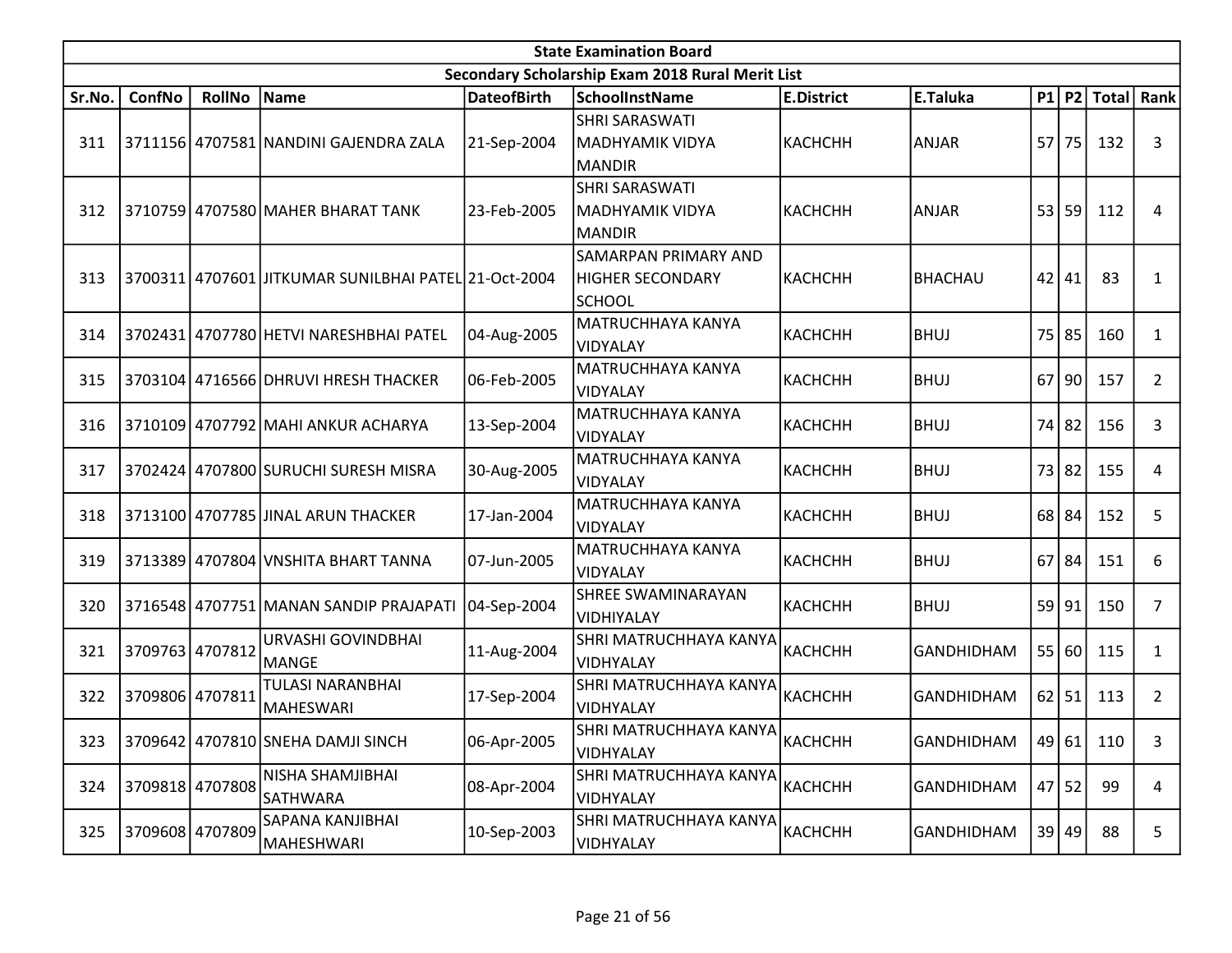| State Examination Board | | | | | | | | | | | |
|---|---|---|---|---|---|---|---|---|---|---|---|
| Secondary Scholarship Exam 2018 Rural Merit List | | | | | | | | | | | |
| Sr.No. | ConfNo | RollNo | Name | DateofBirth | SchoolInstName | E.District | E.Taluka | P1 | P2 | Total | Rank |
| 311 | 3711156 | 4707581 | NANDINI GAJENDRA ZALA | 21-Sep-2004 | SHRI SARASWATI MADHYAMIK VIDYA MANDIR | KACHCHH | ANJAR | 57 | 75 | 132 | 3 |
| 312 | 3710759 | 4707580 | MAHER BHARAT TANK | 23-Feb-2005 | SHRI SARASWATI MADHYAMIK VIDYA MANDIR | KACHCHH | ANJAR | 53 | 59 | 112 | 4 |
| 313 | 3700311 | 4707601 | JITKUMAR SUNILBHAI PATEL | 21-Oct-2004 | SAMARPAN PRIMARY AND HIGHER SECONDARY SCHOOL | KACHCHH | BHACHAU | 42 | 41 | 83 | 1 |
| 314 | 3702431 | 4707780 | HETVI NARESHBHAI PATEL | 04-Aug-2005 | MATRUCHHAYA KANYA VIDYALAY | KACHCHH | BHUJ | 75 | 85 | 160 | 1 |
| 315 | 3703104 | 4716566 | DHRUVI HRESH THACKER | 06-Feb-2005 | MATRUCHHAYA KANYA VIDYALAY | KACHCHH | BHUJ | 67 | 90 | 157 | 2 |
| 316 | 3710109 | 4707792 | MAHI ANKUR ACHARYA | 13-Sep-2004 | MATRUCHHAYA KANYA VIDYALAY | KACHCHH | BHUJ | 74 | 82 | 156 | 3 |
| 317 | 3702424 | 4707800 | SURUCHI SURESH MISRA | 30-Aug-2005 | MATRUCHHAYA KANYA VIDYALAY | KACHCHH | BHUJ | 73 | 82 | 155 | 4 |
| 318 | 3713100 | 4707785 | JINAL ARUN THACKER | 17-Jan-2004 | MATRUCHHAYA KANYA VIDYALAY | KACHCHH | BHUJ | 68 | 84 | 152 | 5 |
| 319 | 3713389 | 4707804 | VNSHITA BHART TANNA | 07-Jun-2005 | MATRUCHHAYA KANYA VIDYALAY | KACHCHH | BHUJ | 67 | 84 | 151 | 6 |
| 320 | 3716548 | 4707751 | MANAN SANDIP PRAJAPATI | 04-Sep-2004 | SHREE SWAMINARAYAN VIDHIYALAY | KACHCHH | BHUJ | 59 | 91 | 150 | 7 |
| 321 | 3709763 | 4707812 | URVASHI GOVINDBHAI MANGE | 11-Aug-2004 | SHRI MATRUCHHAYA KANYA VIDHYALAY | KACHCHH | GANDHIDHAM | 55 | 60 | 115 | 1 |
| 322 | 3709806 | 4707811 | TULASI NARANBHAI MAHESWARI | 17-Sep-2004 | SHRI MATRUCHHAYA KANYA VIDHYALAY | KACHCHH | GANDHIDHAM | 62 | 51 | 113 | 2 |
| 323 | 3709642 | 4707810 | SNEHA DAMJI SINCH | 06-Apr-2005 | SHRI MATRUCHHAYA KANYA VIDHYALAY | KACHCHH | GANDHIDHAM | 49 | 61 | 110 | 3 |
| 324 | 3709818 | 4707808 | NISHA SHAMJIBHAI SATHWARA | 08-Apr-2004 | SHRI MATRUCHHAYA KANYA VIDHYALAY | KACHCHH | GANDHIDHAM | 47 | 52 | 99 | 4 |
| 325 | 3709608 | 4707809 | SAPANA KANJIBHAI MAHESHWARI | 10-Sep-2003 | SHRI MATRUCHHAYA KANYA VIDHYALAY | KACHCHH | GANDHIDHAM | 39 | 49 | 88 | 5 |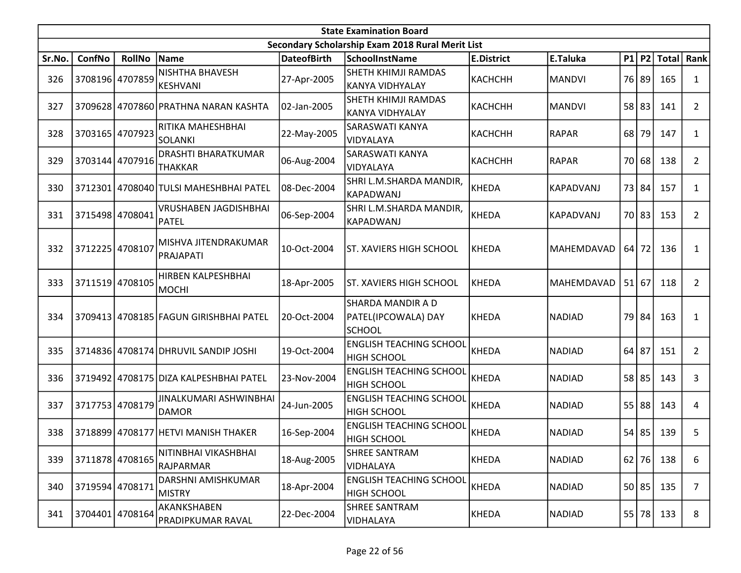| State Examination Board | | | | | | | | | | | | |
|---|---|---|---|---|---|---|---|---|---|---|---|---|
| Secondary Scholarship Exam 2018 Rural Merit List | | | | | | | | | | | | |
| Sr.No. | ConfNo | RollNo | Name | DateofBirth | SchoolInstName | E.District | E.Taluka | P1 | P2 | Total | Rank |
| 326 | 3708196 | 4707859 | NISHTHA BHAVESH KESHVANI | 27-Apr-2005 | SHETH KHIMJI RAMDAS KANYA VIDHYALAY | KACHCHH | MANDVI | 76 | 89 | 165 | 1 |
| 327 | 3709628 | 4707860 | PRATHNA NARAN KASHTA | 02-Jan-2005 | SHETH KHIMJI RAMDAS KANYA VIDHYALAY | KACHCHH | MANDVI | 58 | 83 | 141 | 2 |
| 328 | 3703165 | 4707923 | RITIKA MAHESHBHAI SOLANKI | 22-May-2005 | SARASWATI KANYA VIDYALAYA | KACHCHH | RAPAR | 68 | 79 | 147 | 1 |
| 329 | 3703144 | 4707916 | DRASHTI BHARATKUMAR THAKKAR | 06-Aug-2004 | SARASWATI KANYA VIDYALAYA | KACHCHH | RAPAR | 70 | 68 | 138 | 2 |
| 330 | 3712301 | 4708040 | TULSI MAHESHBHAI PATEL | 08-Dec-2004 | SHRI L.M.SHARDA MANDIR, KAPADWANJ | KHEDA | KAPADVANJ | 73 | 84 | 157 | 1 |
| 331 | 3715498 | 4708041 | VRUSHABEN JAGDISHBHAI PATEL | 06-Sep-2004 | SHRI L.M.SHARDA MANDIR, KAPADWANJ | KHEDA | KAPADVANJ | 70 | 83 | 153 | 2 |
| 332 | 3712225 | 4708107 | MISHVA JITENDRAKUMAR PRAJAPATI | 10-Oct-2004 | ST. XAVIERS HIGH SCHOOL | KHEDA | MAHEMDAVAD | 64 | 72 | 136 | 1 |
| 333 | 3711519 | 4708105 | HIRBEN KALPESHBHAI MOCHI | 18-Apr-2005 | ST. XAVIERS HIGH SCHOOL | KHEDA | MAHEMDAVAD | 51 | 67 | 118 | 2 |
| 334 | 3709413 | 4708185 | FAGUN GIRISHBHAI PATEL | 20-Oct-2004 | SHARDA MANDIR A D PATEL(IPCOWALA) DAY SCHOOL | KHEDA | NADIAD | 79 | 84 | 163 | 1 |
| 335 | 3714836 | 4708174 | DHRUVIL SANDIP JOSHI | 19-Oct-2004 | ENGLISH TEACHING SCHOOL HIGH SCHOOL | KHEDA | NADIAD | 64 | 87 | 151 | 2 |
| 336 | 3719492 | 4708175 | DIZA KALPESHBHAI PATEL | 23-Nov-2004 | ENGLISH TEACHING SCHOOL HIGH SCHOOL | KHEDA | NADIAD | 58 | 85 | 143 | 3 |
| 337 | 3717753 | 4708179 | JINALKUMARI ASHWINBHAI DAMOR | 24-Jun-2005 | ENGLISH TEACHING SCHOOL HIGH SCHOOL | KHEDA | NADIAD | 55 | 88 | 143 | 4 |
| 338 | 3718899 | 4708177 | HETVI MANISH THAKER | 16-Sep-2004 | ENGLISH TEACHING SCHOOL HIGH SCHOOL | KHEDA | NADIAD | 54 | 85 | 139 | 5 |
| 339 | 3711878 | 4708165 | NITINBHAI VIKASHBHAI RAJPARMAR | 18-Aug-2005 | SHREE SANTRAM VIDHALAYA | KHEDA | NADIAD | 62 | 76 | 138 | 6 |
| 340 | 3719594 | 4708171 | DARSHNI AMISHKUMAR MISTRY | 18-Apr-2004 | ENGLISH TEACHING SCHOOL HIGH SCHOOL | KHEDA | NADIAD | 50 | 85 | 135 | 7 |
| 341 | 3704401 | 4708164 | AKANKSHABEN PRADIPKUMAR RAVAL | 22-Dec-2004 | SHREE SANTRAM VIDHALAYA | KHEDA | NADIAD | 55 | 78 | 133 | 8 |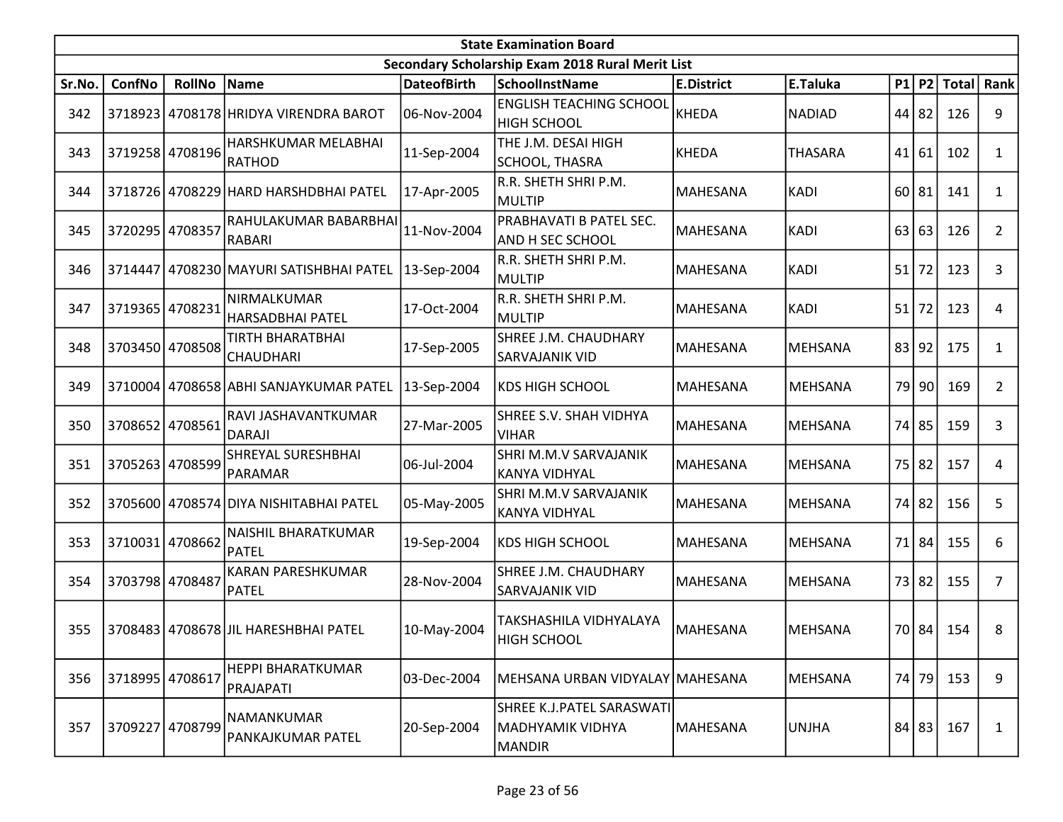| State Examination Board | | | | | | | | | | | |
|---|---|---|---|---|---|---|---|---|---|---|---|
| Secondary Scholarship Exam 2018 Rural Merit List | | | | | | | | | | | |
| Sr.No. | ConfNo | RollNo | Name | DateofBirth | SchoolInstName | E.District | E.Taluka | P1 | P2 | Total | Rank |
| 342 | 3718923 | 4708178 | HRIDYA VIRENDRA BAROT | 06-Nov-2004 | ENGLISH TEACHING SCHOOL HIGH SCHOOL | KHEDA | NADIAD | 44 | 82 | 126 | 9 |
| 343 | 3719258 | 4708196 | HARSHKUMAR MELABHAI RATHOD | 11-Sep-2004 | THE J.M. DESAI HIGH SCHOOL, THASRA | KHEDA | THASARA | 41 | 61 | 102 | 1 |
| 344 | 3718726 | 4708229 | HARD HARSHDBHAI PATEL | 17-Apr-2005 | R.R. SHETH SHRI P.M. MULTIP | MAHESANA | KADI | 60 | 81 | 141 | 1 |
| 345 | 3720295 | 4708357 | RAHULAKUMAR BABARBHAI RABARI | 11-Nov-2004 | PRABHAVATI B PATEL SEC. AND H SEC SCHOOL | MAHESANA | KADI | 63 | 63 | 126 | 2 |
| 346 | 3714447 | 4708230 | MAYURI SATISHBHAI PATEL | 13-Sep-2004 | R.R. SHETH SHRI P.M. MULTIP | MAHESANA | KADI | 51 | 72 | 123 | 3 |
| 347 | 3719365 | 4708231 | NIRMALKUMAR HARSADBHAI PATEL | 17-Oct-2004 | R.R. SHETH SHRI P.M. MULTIP | MAHESANA | KADI | 51 | 72 | 123 | 4 |
| 348 | 3703450 | 4708508 | TIRTH BHARATBHAI CHAUDHARI | 17-Sep-2005 | SHREE J.M. CHAUDHARY SARVAJANIK VID | MAHESANA | MEHSANA | 83 | 92 | 175 | 1 |
| 349 | 3710004 | 4708658 | ABHI SANJAYKUMAR PATEL | 13-Sep-2004 | KDS HIGH SCHOOL | MAHESANA | MEHSANA | 79 | 90 | 169 | 2 |
| 350 | 3708652 | 4708561 | RAVI JASHAVANTKUMAR DARAJI | 27-Mar-2005 | SHREE S.V. SHAH VIDHYA VIHAR | MAHESANA | MEHSANA | 74 | 85 | 159 | 3 |
| 351 | 3705263 | 4708599 | SHREYAL SURESHBHAI PARAMAR | 06-Jul-2004 | SHRI M.M.V SARVAJANIK KANYA VIDHYAL | MAHESANA | MEHSANA | 75 | 82 | 157 | 4 |
| 352 | 3705600 | 4708574 | DIYA NISHITABHAI PATEL | 05-May-2005 | SHRI M.M.V SARVAJANIK KANYA VIDHYAL | MAHESANA | MEHSANA | 74 | 82 | 156 | 5 |
| 353 | 3710031 | 4708662 | NAISHIL BHARATKUMAR PATEL | 19-Sep-2004 | KDS HIGH SCHOOL | MAHESANA | MEHSANA | 71 | 84 | 155 | 6 |
| 354 | 3703798 | 4708487 | KARAN PARESHKUMAR PATEL | 28-Nov-2004 | SHREE J.M. CHAUDHARY SARVAJANIK VID | MAHESANA | MEHSANA | 73 | 82 | 155 | 7 |
| 355 | 3708483 | 4708678 | JIL HARESHBHAI PATEL | 10-May-2004 | TAKSHASHILA VIDHYALAYA HIGH SCHOOL | MAHESANA | MEHSANA | 70 | 84 | 154 | 8 |
| 356 | 3718995 | 4708617 | HEPPI BHARATKUMAR PRAJAPATI | 03-Dec-2004 | MEHSANA URBAN VIDYALAY | MAHESANA | MEHSANA | 74 | 79 | 153 | 9 |
| 357 | 3709227 | 4708799 | NAMANKUMAR PANKAJKUMAR PATEL | 20-Sep-2004 | SHREE K.J.PATEL SARASWATI MADHYAMIK VIDHYA MANDIR | MAHESANA | UNJHA | 84 | 83 | 167 | 1 |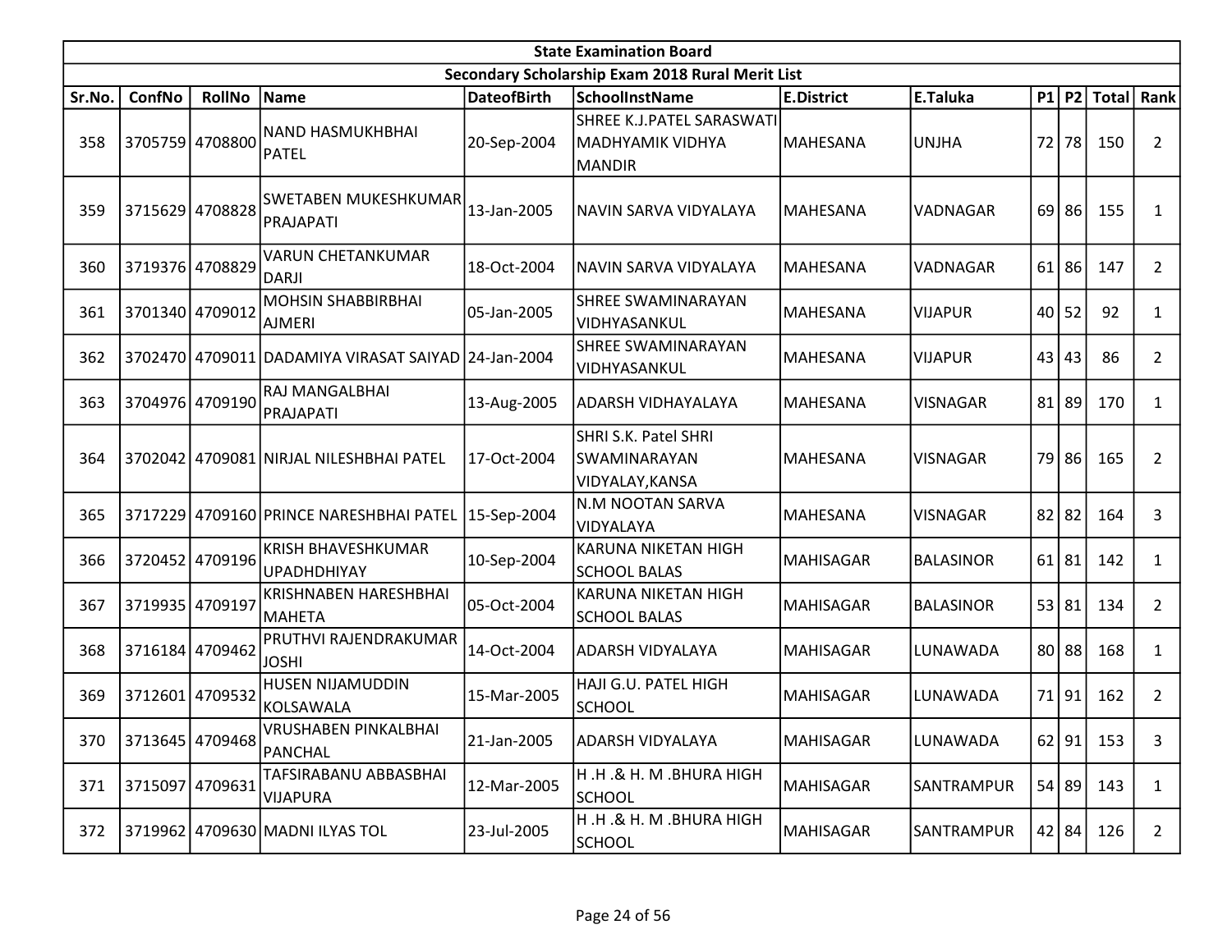| State Examination Board | | | | | | | | | | | |
|---|---|---|---|---|---|---|---|---|---|---|---|
| Secondary Scholarship Exam 2018 Rural Merit List | | | | | | | | | | | |
| Sr.No. | ConfNo | RollNo | Name | DateofBirth | SchoolInstName | E.District | E.Taluka | P1 | P2 | Total | Rank |
| 358 | 3705759 | 4708800 | NAND HASMUKHBHAI PATEL | 20-Sep-2004 | SHREE K.J.PATEL SARASWATI MADHYAMIK VIDHYA MANDIR | MAHESANA | UNJHA | 72 | 78 | 150 | 2 |
| 359 | 3715629 | 4708828 | SWETABEN MUKESHKUMAR PRAJAPATI | 13-Jan-2005 | NAVIN SARVA VIDYALAYA | MAHESANA | VADNAGAR | 69 | 86 | 155 | 1 |
| 360 | 3719376 | 4708829 | VARUN CHETANKUMAR DARJI | 18-Oct-2004 | NAVIN SARVA VIDYALAYA | MAHESANA | VADNAGAR | 61 | 86 | 147 | 2 |
| 361 | 3701340 | 4709012 | MOHSIN SHABBIRBHAI AJMERI | 05-Jan-2005 | SHREE SWAMINARAYAN VIDHYASANKUL | MAHESANA | VIJAPUR | 40 | 52 | 92 | 1 |
| 362 | 3702470 | 4709011 | DADAMIYA VIRASAT SAIYAD | 24-Jan-2004 | SHREE SWAMINARAYAN VIDHYASANKUL | MAHESANA | VIJAPUR | 43 | 43 | 86 | 2 |
| 363 | 3704976 | 4709190 | RAJ MANGALBHAI PRAJAPATI | 13-Aug-2005 | ADARSH VIDHAYALAYA | MAHESANA | VISNAGAR | 81 | 89 | 170 | 1 |
| 364 | 3702042 | 4709081 | NIRJAL NILESHBHAI PATEL | 17-Oct-2004 | SHRI S.K. Patel SHRI SWAMINARAYAN VIDYALAY,KANSA | MAHESANA | VISNAGAR | 79 | 86 | 165 | 2 |
| 365 | 3717229 | 4709160 | PRINCE NARESHBHAI PATEL | 15-Sep-2004 | N.M NOOTAN SARVA VIDYALAYA | MAHESANA | VISNAGAR | 82 | 82 | 164 | 3 |
| 366 | 3720452 | 4709196 | KRISH BHAVESHKUMAR UPADHDHIYAY | 10-Sep-2004 | KARUNA NIKETAN HIGH SCHOOL BALAS | MAHISAGAR | BALASINOR | 61 | 81 | 142 | 1 |
| 367 | 3719935 | 4709197 | KRISHNABEN HARESHBHAI MAHETA | 05-Oct-2004 | KARUNA NIKETAN HIGH SCHOOL BALAS | MAHISAGAR | BALASINOR | 53 | 81 | 134 | 2 |
| 368 | 3716184 | 4709462 | PRUTHVI RAJENDRAKUMAR JOSHI | 14-Oct-2004 | ADARSH VIDYALAYA | MAHISAGAR | LUNAWADA | 80 | 88 | 168 | 1 |
| 369 | 3712601 | 4709532 | HUSEN NIJAMUDDIN KOLSAWALA | 15-Mar-2005 | HAJI G.U. PATEL HIGH SCHOOL | MAHISAGAR | LUNAWADA | 71 | 91 | 162 | 2 |
| 370 | 3713645 | 4709468 | VRUSHABEN PINKALBHAI PANCHAL | 21-Jan-2005 | ADARSH VIDYALAYA | MAHISAGAR | LUNAWADA | 62 | 91 | 153 | 3 |
| 371 | 3715097 | 4709631 | TAFSIRABANU ABBASBHAI VIJAPURA | 12-Mar-2005 | H .H .& H. M .BHURA HIGH SCHOOL | MAHISAGAR | SANTRAMPUR | 54 | 89 | 143 | 1 |
| 372 | 3719962 | 4709630 | MADNI ILYAS TOL | 23-Jul-2005 | H .H .& H. M .BHURA HIGH SCHOOL | MAHISAGAR | SANTRAMPUR | 42 | 84 | 126 | 2 |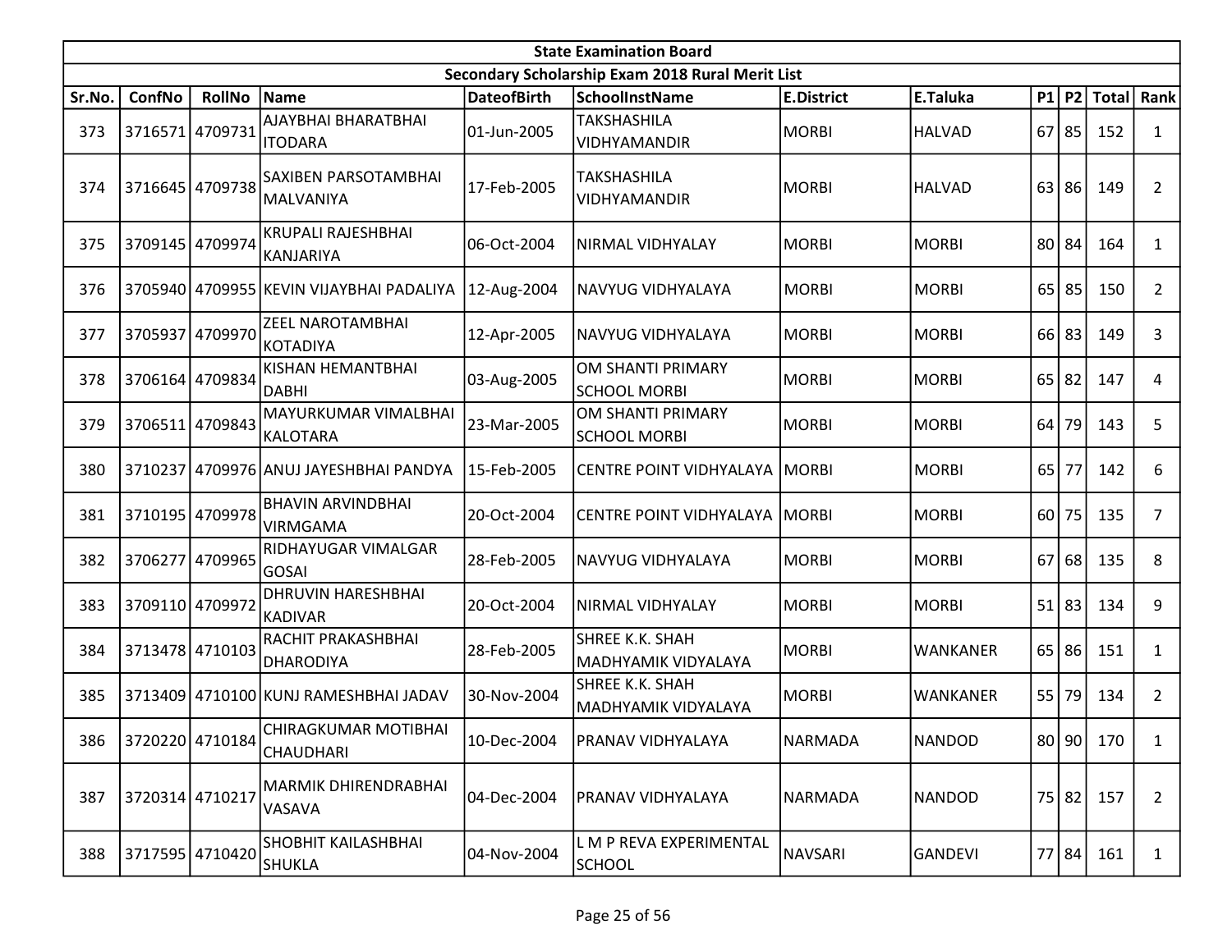| State Examination Board | | | | | | | | | | | | |
|---|---|---|---|---|---|---|---|---|---|---|---|---|
| Secondary Scholarship Exam 2018 Rural Merit List | | | | | | | | | | | | |
| Sr.No. | ConfNo | RollNo | Name | DateofBirth | SchoolInstName | E.District | E.Taluka | P1 | P2 | Total | Rank |
| 373 | 3716571 | 4709731 | AJAYBHAI BHARATBHAI ITODARA | 01-Jun-2005 | TAKSHASHILA VIDHYAMANDIR | MORBI | HALVAD | 67 | 85 | 152 | 1 |
| 374 | 3716645 | 4709738 | SAXIBEN PARSOTAMBHAI MALVANIYA | 17-Feb-2005 | TAKSHASHILA VIDHYAMANDIR | MORBI | HALVAD | 63 | 86 | 149 | 2 |
| 375 | 3709145 | 4709974 | KRUPALI RAJESHBHAI KANJARIYA | 06-Oct-2004 | NIRMAL VIDHYALAY | MORBI | MORBI | 80 | 84 | 164 | 1 |
| 376 | 3705940 | 4709955 | KEVIN VIJAYBHAI PADALIYA | 12-Aug-2004 | NAVYUG VIDHYALAYA | MORBI | MORBI | 65 | 85 | 150 | 2 |
| 377 | 3705937 | 4709970 | ZEEL NAROTAMBHAI KOTADIYA | 12-Apr-2005 | NAVYUG VIDHYALAYA | MORBI | MORBI | 66 | 83 | 149 | 3 |
| 378 | 3706164 | 4709834 | KISHAN HEMANTBHAI DABHI | 03-Aug-2005 | OM SHANTI PRIMARY SCHOOL MORBI | MORBI | MORBI | 65 | 82 | 147 | 4 |
| 379 | 3706511 | 4709843 | MAYURKUMAR VIMALBHAI KALOTARA | 23-Mar-2005 | OM SHANTI PRIMARY SCHOOL MORBI | MORBI | MORBI | 64 | 79 | 143 | 5 |
| 380 | 3710237 | 4709976 | ANUJ JAYESHBHAI PANDYA | 15-Feb-2005 | CENTRE POINT VIDHYALAYA | MORBI | MORBI | 65 | 77 | 142 | 6 |
| 381 | 3710195 | 4709978 | BHAVIN ARVINDBHAI VIRMGAMA | 20-Oct-2004 | CENTRE POINT VIDHYALAYA | MORBI | MORBI | 60 | 75 | 135 | 7 |
| 382 | 3706277 | 4709965 | RIDHAYUGAR VIMALGAR GOSAI | 28-Feb-2005 | NAVYUG VIDHYALAYA | MORBI | MORBI | 67 | 68 | 135 | 8 |
| 383 | 3709110 | 4709972 | DHRUVIN HARESHBHAI KADIVAR | 20-Oct-2004 | NIRMAL VIDHYALAY | MORBI | MORBI | 51 | 83 | 134 | 9 |
| 384 | 3713478 | 4710103 | RACHIT PRAKASHBHAI DHARODIYA | 28-Feb-2005 | SHREE K.K. SHAH MADHYAMIK VIDYALAYA | MORBI | WANKANER | 65 | 86 | 151 | 1 |
| 385 | 3713409 | 4710100 | KUNJ RAMESHBHAI JADAV | 30-Nov-2004 | SHREE K.K. SHAH MADHYAMIK VIDYALAYA | MORBI | WANKANER | 55 | 79 | 134 | 2 |
| 386 | 3720220 | 4710184 | CHIRAGKUMAR MOTIBHAI CHAUDHARI | 10-Dec-2004 | PRANAV VIDHYALAYA | NARMADA | NANDOD | 80 | 90 | 170 | 1 |
| 387 | 3720314 | 4710217 | MARMIK DHIRENDRABHAI VASAVA | 04-Dec-2004 | PRANAV VIDHYALAYA | NARMADA | NANDOD | 75 | 82 | 157 | 2 |
| 388 | 3717595 | 4710420 | SHOBHIT KAILASHBHAI SHUKLA | 04-Nov-2004 | L M P REVA EXPERIMENTAL SCHOOL | NAVSARI | GANDEVI | 77 | 84 | 161 | 1 |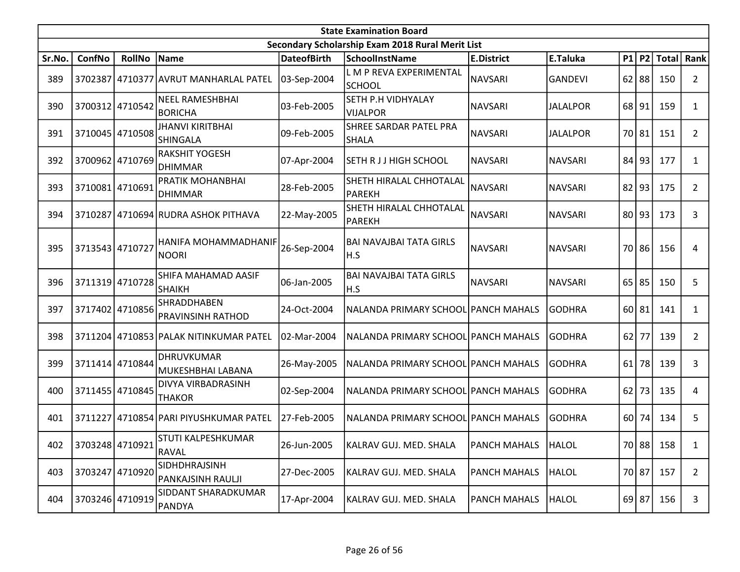| State Examination Board | | | | | | | | | | | | |
|---|---|---|---|---|---|---|---|---|---|---|---|---|
| Secondary Scholarship Exam 2018 Rural Merit List | | | | | | | | | | | | |
| Sr.No. | ConfNo | RollNo | Name | DateofBirth | SchoolInstName | E.District | E.Taluka | P1 | P2 | Total | Rank |
| 389 | 3702387 | 4710377 | AVRUT MANHARLAL PATEL | 03-Sep-2004 | L M P REVA EXPERIMENTAL SCHOOL | NAVSARI | GANDEVI | 62 | 88 | 150 | 2 |
| 390 | 3700312 | 4710542 | NEEL RAMESHBHAI BORICHA | 03-Feb-2005 | SETH P.H VIDHYALAY VIJALPOR | NAVSARI | JALALPOR | 68 | 91 | 159 | 1 |
| 391 | 3710045 | 4710508 | JHANVI KIRITBHAI SHINGALA | 09-Feb-2005 | SHREE SARDAR PATEL PRA SHALA | NAVSARI | JALALPOR | 70 | 81 | 151 | 2 |
| 392 | 3700962 | 4710769 | RAKSHIT YOGESH DHIMMAR | 07-Apr-2004 | SETH R J J HIGH SCHOOL | NAVSARI | NAVSARI | 84 | 93 | 177 | 1 |
| 393 | 3710081 | 4710691 | PRATIK MOHANBHAI DHIMMAR | 28-Feb-2005 | SHETH HIRALAL CHHOTALAL PAREKH | NAVSARI | NAVSARI | 82 | 93 | 175 | 2 |
| 394 | 3710287 | 4710694 | RUDRA ASHOK PITHAVA | 22-May-2005 | SHETH HIRALAL CHHOTALAL PAREKH | NAVSARI | NAVSARI | 80 | 93 | 173 | 3 |
| 395 | 3713543 | 4710727 | HANIFA MOHAMMADHANIF NOORI | 26-Sep-2004 | BAI NAVAJBAI TATA GIRLS H.S | NAVSARI | NAVSARI | 70 | 86 | 156 | 4 |
| 396 | 3711319 | 4710728 | SHIFA MAHAMAD AASIF SHAIKH | 06-Jan-2005 | BAI NAVAJBAI TATA GIRLS H.S | NAVSARI | NAVSARI | 65 | 85 | 150 | 5 |
| 397 | 3717402 | 4710856 | SHRADDHABEN PRAVINSINH RATHOD | 24-Oct-2004 | NALANDA PRIMARY SCHOOL | PANCH MAHALS | GODHRA | 60 | 81 | 141 | 1 |
| 398 | 3711204 | 4710853 | PALAK NITINKUMAR PATEL | 02-Mar-2004 | NALANDA PRIMARY SCHOOL | PANCH MAHALS | GODHRA | 62 | 77 | 139 | 2 |
| 399 | 3711414 | 4710844 | DHRUVKUMAR MUKESHBHAI LABANA | 26-May-2005 | NALANDA PRIMARY SCHOOL | PANCH MAHALS | GODHRA | 61 | 78 | 139 | 3 |
| 400 | 3711455 | 4710845 | DIVYA VIRBADRASINH THAKOR | 02-Sep-2004 | NALANDA PRIMARY SCHOOL | PANCH MAHALS | GODHRA | 62 | 73 | 135 | 4 |
| 401 | 3711227 | 4710854 | PARI PIYUSHKUMAR PATEL | 27-Feb-2005 | NALANDA PRIMARY SCHOOL | PANCH MAHALS | GODHRA | 60 | 74 | 134 | 5 |
| 402 | 3703248 | 4710921 | STUTI KALPESHKUMAR RAVAL | 26-Jun-2005 | KALRAV GUJ. MED. SHALA | PANCH MAHALS | HALOL | 70 | 88 | 158 | 1 |
| 403 | 3703247 | 4710920 | SIDHDHRAJSINH PANKAJSINH RAULJI | 27-Dec-2005 | KALRAV GUJ. MED. SHALA | PANCH MAHALS | HALOL | 70 | 87 | 157 | 2 |
| 404 | 3703246 | 4710919 | SIDDANT SHARADKUMAR PANDYA | 17-Apr-2004 | KALRAV GUJ. MED. SHALA | PANCH MAHALS | HALOL | 69 | 87 | 156 | 3 |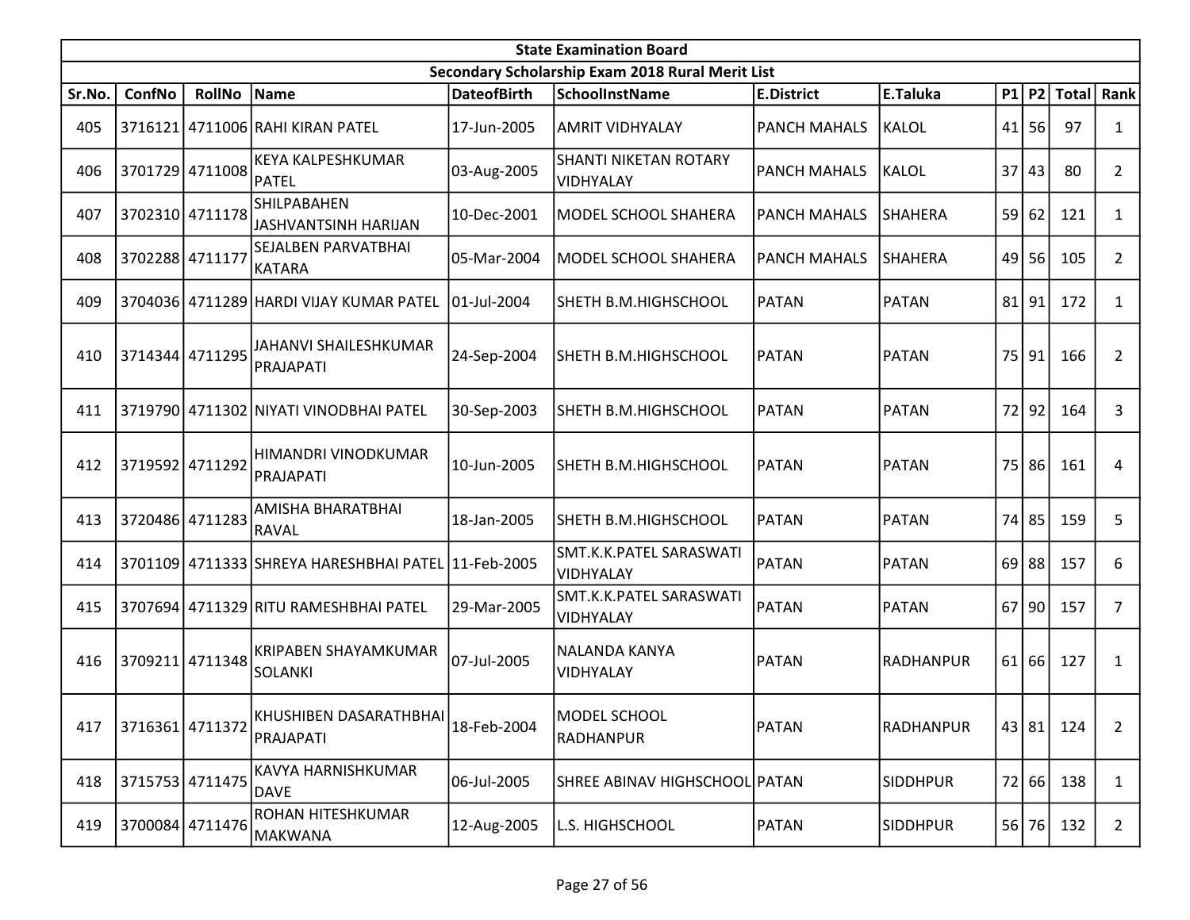| State Examination Board | | | | | | | | | | | |
|---|---|---|---|---|---|---|---|---|---|---|---|
| Secondary Scholarship Exam 2018 Rural Merit List | | | | | | | | | | | |
| Sr.No. | ConfNo | RollNo | Name | DateofBirth | SchoolInstName | E.District | E.Taluka | P1 | P2 | Total | Rank |
| 405 | 3716121 | 4711006 | RAHI KIRAN PATEL | 17-Jun-2005 | AMRIT VIDHYALAY | PANCH MAHALS | KALOL | 41 | 56 | 97 | 1 |
| 406 | 3701729 | 4711008 | KEYA KALPESHKUMAR PATEL | 03-Aug-2005 | SHANTI NIKETAN ROTARY VIDHYALAY | PANCH MAHALS | KALOL | 37 | 43 | 80 | 2 |
| 407 | 3702310 | 4711178 | SHILPABAHEN JASHVANTSINH HARIJAN | 10-Dec-2001 | MODEL SCHOOL SHAHERA | PANCH MAHALS | SHAHERA | 59 | 62 | 121 | 1 |
| 408 | 3702288 | 4711177 | SEJALBEN PARVATBHAI KATARA | 05-Mar-2004 | MODEL SCHOOL SHAHERA | PANCH MAHALS | SHAHERA | 49 | 56 | 105 | 2 |
| 409 | 3704036 | 4711289 | HARDI VIJAY KUMAR PATEL | 01-Jul-2004 | SHETH B.M.HIGHSCHOOL | PATAN | PATAN | 81 | 91 | 172 | 1 |
| 410 | 3714344 | 4711295 | JAHANVI SHAILESHKUMAR PRAJAPATI | 24-Sep-2004 | SHETH B.M.HIGHSCHOOL | PATAN | PATAN | 75 | 91 | 166 | 2 |
| 411 | 3719790 | 4711302 | NIYATI VINODBHAI PATEL | 30-Sep-2003 | SHETH B.M.HIGHSCHOOL | PATAN | PATAN | 72 | 92 | 164 | 3 |
| 412 | 3719592 | 4711292 | HIMANDRI VINODKUMAR PRAJAPATI | 10-Jun-2005 | SHETH B.M.HIGHSCHOOL | PATAN | PATAN | 75 | 86 | 161 | 4 |
| 413 | 3720486 | 4711283 | AMISHA BHARATBHAI RAVAL | 18-Jan-2005 | SHETH B.M.HIGHSCHOOL | PATAN | PATAN | 74 | 85 | 159 | 5 |
| 414 | 3701109 | 4711333 | SHREYA HARESHBHAI PATEL | 11-Feb-2005 | SMT.K.K.PATEL SARASWATI VIDHYALAY | PATAN | PATAN | 69 | 88 | 157 | 6 |
| 415 | 3707694 | 4711329 | RITU RAMESHBHAI PATEL | 29-Mar-2005 | SMT.K.K.PATEL SARASWATI VIDHYALAY | PATAN | PATAN | 67 | 90 | 157 | 7 |
| 416 | 3709211 | 4711348 | KRIPABEN SHAYAMKUMAR SOLANKI | 07-Jul-2005 | NALANDA KANYA VIDHYALAY | PATAN | RADHANPUR | 61 | 66 | 127 | 1 |
| 417 | 3716361 | 4711372 | KHUSHIBEN DASARATHBHAI PRAJAPATI | 18-Feb-2004 | MODEL SCHOOL RADHANPUR | PATAN | RADHANPUR | 43 | 81 | 124 | 2 |
| 418 | 3715753 | 4711475 | KAVYA HARNISHKUMAR DAVE | 06-Jul-2005 | SHREE ABINAV HIGHSCHOOL | PATAN | SIDDHPUR | 72 | 66 | 138 | 1 |
| 419 | 3700084 | 4711476 | ROHAN HITESHKUMAR MAKWANA | 12-Aug-2005 | L.S. HIGHSCHOOL | PATAN | SIDDHPUR | 56 | 76 | 132 | 2 |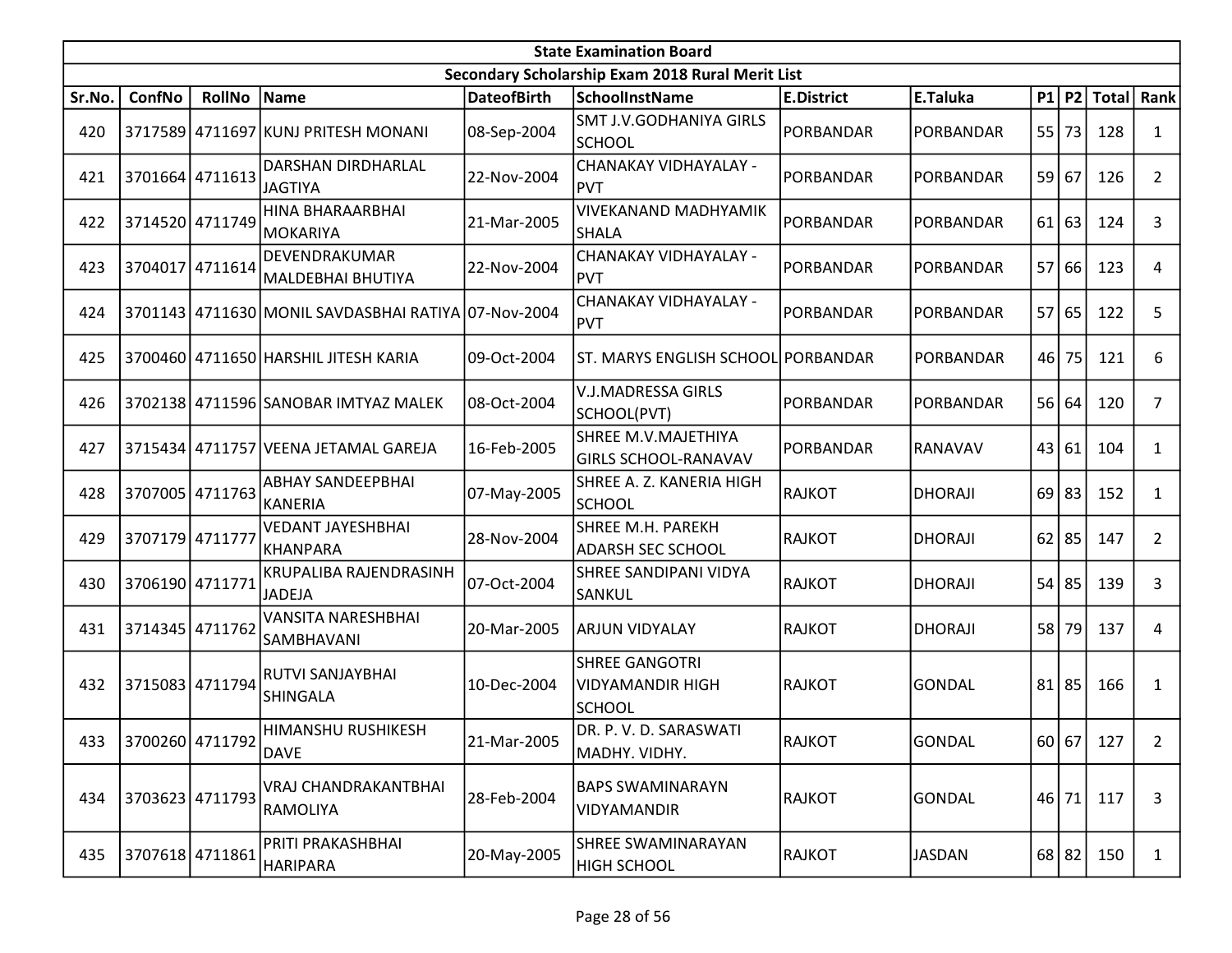| State Examination Board | | | | | | | | | | | |
|---|---|---|---|---|---|---|---|---|---|---|---|
| Secondary Scholarship Exam 2018 Rural Merit List | | | | | | | | | | | |
| Sr.No. | ConfNo | RollNo | Name | DateofBirth | SchoolInstName | E.District | E.Taluka | P1 | P2 | Total | Rank |
| 420 | 3717589 | 4711697 | KUNJ PRITESH MONANI | 08-Sep-2004 | SMT J.V.GODHANIYA GIRLS SCHOOL | PORBANDAR | PORBANDAR | 55 | 73 | 128 | 1 |
| 421 | 3701664 | 4711613 | DARSHAN DIRDHARLAL JAGTIYA | 22-Nov-2004 | CHANAKAY VIDHAYALAY - PVT | PORBANDAR | PORBANDAR | 59 | 67 | 126 | 2 |
| 422 | 3714520 | 4711749 | HINA BHARAARBHAI MOKARIYA | 21-Mar-2005 | VIVEKANAND MADHYAMIK SHALA | PORBANDAR | PORBANDAR | 61 | 63 | 124 | 3 |
| 423 | 3704017 | 4711614 | DEVENDRAKUMAR MALDEBHAI BHUTIYA | 22-Nov-2004 | CHANAKAY VIDHAYALAY - PVT | PORBANDAR | PORBANDAR | 57 | 66 | 123 | 4 |
| 424 | 3701143 | 4711630 | MONIL SAVDASBHAI RATIYA | 07-Nov-2004 | CHANAKAY VIDHAYALAY - PVT | PORBANDAR | PORBANDAR | 57 | 65 | 122 | 5 |
| 425 | 3700460 | 4711650 | HARSHIL JITESH KARIA | 09-Oct-2004 | ST. MARYS ENGLISH SCHOOL | PORBANDAR | PORBANDAR | 46 | 75 | 121 | 6 |
| 426 | 3702138 | 4711596 | SANOBAR IMTYAZ MALEK | 08-Oct-2004 | V.J.MADRESSA GIRLS SCHOOL(PVT) | PORBANDAR | PORBANDAR | 56 | 64 | 120 | 7 |
| 427 | 3715434 | 4711757 | VEENA JETAMAL GAREJA | 16-Feb-2005 | SHREE M.V.MAJETHIYA GIRLS SCHOOL-RANAVAV | PORBANDAR | RANAVAV | 43 | 61 | 104 | 1 |
| 428 | 3707005 | 4711763 | ABHAY SANDEEPBHAI KANERIA | 07-May-2005 | SHREE A. Z. KANERIA HIGH SCHOOL | RAJKOT | DHORAJI | 69 | 83 | 152 | 1 |
| 429 | 3707179 | 4711777 | VEDANT JAYESHBHAI KHANPARA | 28-Nov-2004 | SHREE M.H. PAREKH ADARSH SEC SCHOOL | RAJKOT | DHORAJI | 62 | 85 | 147 | 2 |
| 430 | 3706190 | 4711771 | KRUPALIBA RAJENDRASINH JADEJA | 07-Oct-2004 | SHREE SANDIPANI VIDYA SANKUL | RAJKOT | DHORAJI | 54 | 85 | 139 | 3 |
| 431 | 3714345 | 4711762 | VANSITA NARESHBHAI SAMBHAVANI | 20-Mar-2005 | ARJUN VIDYALAY | RAJKOT | DHORAJI | 58 | 79 | 137 | 4 |
| 432 | 3715083 | 4711794 | RUTVI SANJAYBHAI SHINGALA | 10-Dec-2004 | SHREE GANGOTRI VIDYAMANDIR HIGH SCHOOL | RAJKOT | GONDAL | 81 | 85 | 166 | 1 |
| 433 | 3700260 | 4711792 | HIMANSHU RUSHIKESH DAVE | 21-Mar-2005 | DR. P. V. D. SARASWATI MADHY. VIDHY. | RAJKOT | GONDAL | 60 | 67 | 127 | 2 |
| 434 | 3703623 | 4711793 | VRAJ CHANDRAKANTBHAI RAMOLIYA | 28-Feb-2004 | BAPS SWAMINARAYN VIDYAMANDIR | RAJKOT | GONDAL | 46 | 71 | 117 | 3 |
| 435 | 3707618 | 4711861 | PRITI PRAKASHBHAI HARIPARA | 20-May-2005 | SHREE SWAMINARAYAN HIGH SCHOOL | RAJKOT | JASDAN | 68 | 82 | 150 | 1 |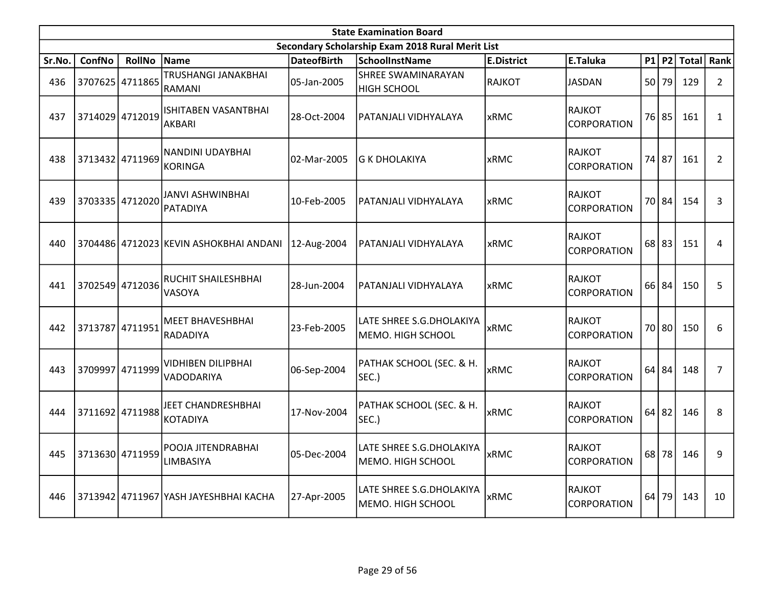| State Examination Board | | | | | | | | | | | |
|---|---|---|---|---|---|---|---|---|---|---|---|
| Secondary Scholarship Exam 2018 Rural Merit List | | | | | | | | | | | |
| Sr.No. | ConfNo | RollNo | Name | DateofBirth | SchoolInstName | E.District | E.Taluka | P1 | P2 | Total | Rank |
| 436 | 3707625 | 4711865 | TRUSHANGI JANAKBHAI RAMANI | 05-Jan-2005 | SHREE SWAMINARAYAN HIGH SCHOOL | RAJKOT | JASDAN | 50 | 79 | 129 | 2 |
| 437 | 3714029 | 4712019 | ISHITABEN VASANTBHAI AKBARI | 28-Oct-2004 | PATANJALI VIDHYALAYA | xRMC | RAJKOT CORPORATION | 76 | 85 | 161 | 1 |
| 438 | 3713432 | 4711969 | NANDINI UDAYBHAI KORINGA | 02-Mar-2005 | G K DHOLAKIYA | xRMC | RAJKOT CORPORATION | 74 | 87 | 161 | 2 |
| 439 | 3703335 | 4712020 | JANVI ASHWINBHAI PATADIYA | 10-Feb-2005 | PATANJALI VIDHYALAYA | xRMC | RAJKOT CORPORATION | 70 | 84 | 154 | 3 |
| 440 | 3704486 | 4712023 | KEVIN ASHOKBHAI ANDANI | 12-Aug-2004 | PATANJALI VIDHYALAYA | xRMC | RAJKOT CORPORATION | 68 | 83 | 151 | 4 |
| 441 | 3702549 | 4712036 | RUCHIT SHAILESHBHAI VASOYA | 28-Jun-2004 | PATANJALI VIDHYALAYA | xRMC | RAJKOT CORPORATION | 66 | 84 | 150 | 5 |
| 442 | 3713787 | 4711951 | MEET BHAVESHBHAI RADADIYA | 23-Feb-2005 | LATE SHREE S.G.DHOLAKIYA MEMO. HIGH SCHOOL | xRMC | RAJKOT CORPORATION | 70 | 80 | 150 | 6 |
| 443 | 3709997 | 4711999 | VIDHIBEN DILIPBHAI VADODARIYA | 06-Sep-2004 | PATHAK SCHOOL (SEC. & H. SEC.) | xRMC | RAJKOT CORPORATION | 64 | 84 | 148 | 7 |
| 444 | 3711692 | 4711988 | JEET CHANDRESHBHAI KOTADIYA | 17-Nov-2004 | PATHAK SCHOOL (SEC. & H. SEC.) | xRMC | RAJKOT CORPORATION | 64 | 82 | 146 | 8 |
| 445 | 3713630 | 4711959 | POOJA JITENDRABHAI LIMBASIYA | 05-Dec-2004 | LATE SHREE S.G.DHOLAKIYA MEMO. HIGH SCHOOL | xRMC | RAJKOT CORPORATION | 68 | 78 | 146 | 9 |
| 446 | 3713942 | 4711967 | YASH JAYESHBHAI KACHA | 27-Apr-2005 | LATE SHREE S.G.DHOLAKIYA MEMO. HIGH SCHOOL | xRMC | RAJKOT CORPORATION | 64 | 79 | 143 | 10 |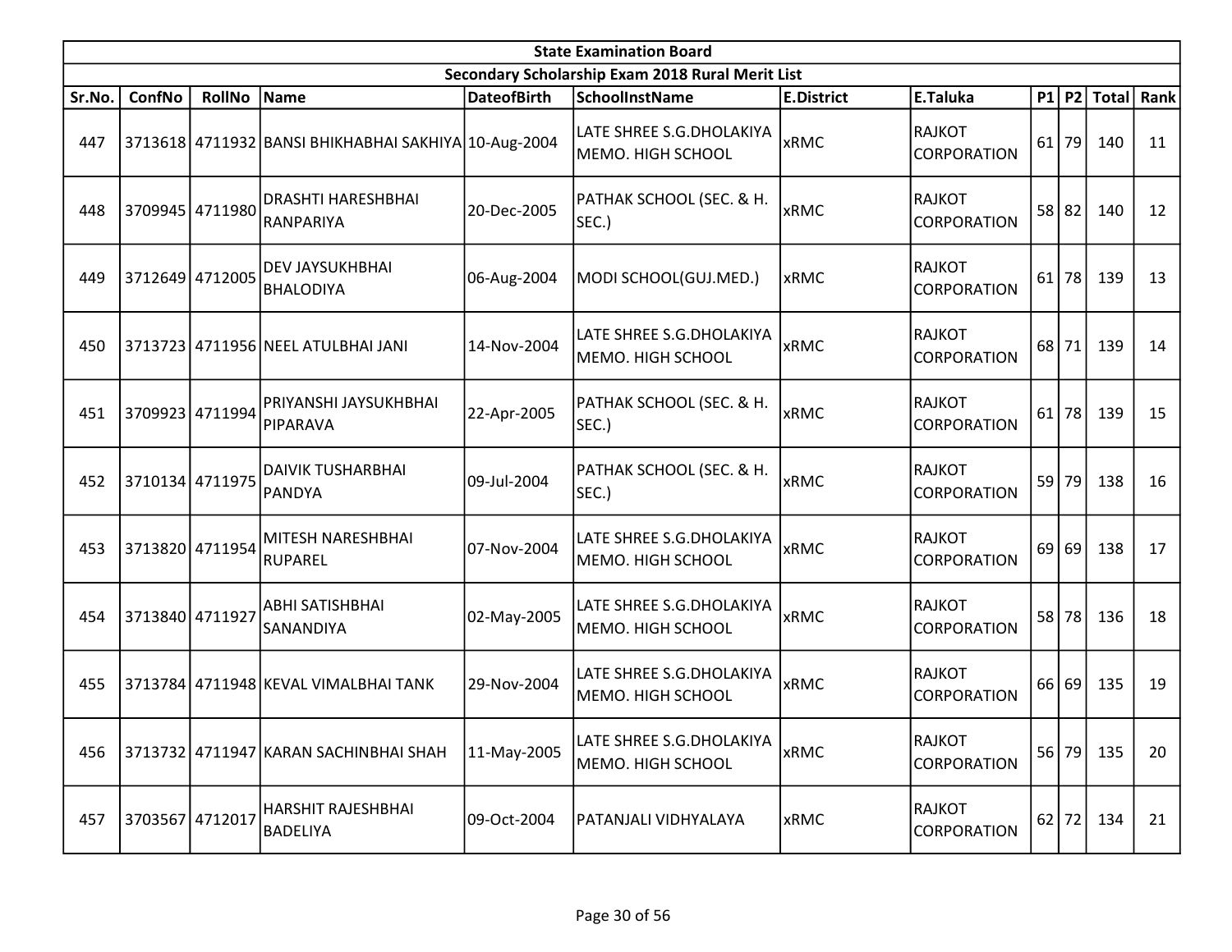| State Examination Board | | | | | | | | | | | |
|---|---|---|---|---|---|---|---|---|---|---|---|
| Secondary Scholarship Exam 2018 Rural Merit List | | | | | | | | | | | |
| Sr.No. | ConfNo | RollNo | Name | DateofBirth | SchoolInstName | E.District | E.Taluka | P1 | P2 | Total | Rank |
| 447 | 3713618 | 4711932 | BANSI BHIKHABHAI SAKHIYA | 10-Aug-2004 | LATE SHREE S.G.DHOLAKIYA MEMO. HIGH SCHOOL | xRMC | RAJKOT CORPORATION | 61 | 79 | 140 | 11 |
| 448 | 3709945 | 4711980 | DRASHTI HARESHBHAI RANPARIYA | 20-Dec-2005 | PATHAK SCHOOL (SEC. & H. SEC.) | xRMC | RAJKOT CORPORATION | 58 | 82 | 140 | 12 |
| 449 | 3712649 | 4712005 | DEV JAYSUKHBHAI BHALODIYA | 06-Aug-2004 | MODI SCHOOL(GUJ.MED.) | xRMC | RAJKOT CORPORATION | 61 | 78 | 139 | 13 |
| 450 | 3713723 | 4711956 | NEEL ATULBHAI JANI | 14-Nov-2004 | LATE SHREE S.G.DHOLAKIYA MEMO. HIGH SCHOOL | xRMC | RAJKOT CORPORATION | 68 | 71 | 139 | 14 |
| 451 | 3709923 | 4711994 | PRIYANSHI JAYSUKHBHAI PIPARAVA | 22-Apr-2005 | PATHAK SCHOOL (SEC. & H. SEC.) | xRMC | RAJKOT CORPORATION | 61 | 78 | 139 | 15 |
| 452 | 3710134 | 4711975 | DAIVIK TUSHARBHAI PANDYA | 09-Jul-2004 | PATHAK SCHOOL (SEC. & H. SEC.) | xRMC | RAJKOT CORPORATION | 59 | 79 | 138 | 16 |
| 453 | 3713820 | 4711954 | MITESH NARESHBHAI RUPAREL | 07-Nov-2004 | LATE SHREE S.G.DHOLAKIYA MEMO. HIGH SCHOOL | xRMC | RAJKOT CORPORATION | 69 | 69 | 138 | 17 |
| 454 | 3713840 | 4711927 | ABHI SATISHBHAI SANANDIYA | 02-May-2005 | LATE SHREE S.G.DHOLAKIYA MEMO. HIGH SCHOOL | xRMC | RAJKOT CORPORATION | 58 | 78 | 136 | 18 |
| 455 | 3713784 | 4711948 | KEVAL VIMALBHAI TANK | 29-Nov-2004 | LATE SHREE S.G.DHOLAKIYA MEMO. HIGH SCHOOL | xRMC | RAJKOT CORPORATION | 66 | 69 | 135 | 19 |
| 456 | 3713732 | 4711947 | KARAN SACHINBHAI SHAH | 11-May-2005 | LATE SHREE S.G.DHOLAKIYA MEMO. HIGH SCHOOL | xRMC | RAJKOT CORPORATION | 56 | 79 | 135 | 20 |
| 457 | 3703567 | 4712017 | HARSHIT RAJESHBHAI BADELIYA | 09-Oct-2004 | PATANJALI VIDHYALAYA | xRMC | RAJKOT CORPORATION | 62 | 72 | 134 | 21 |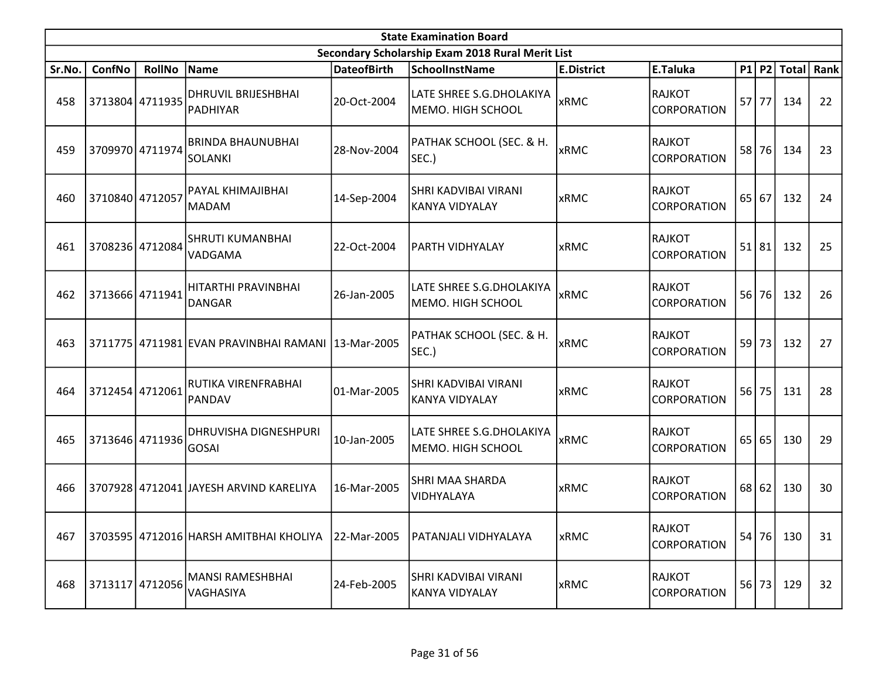| State Examination Board | | | | | | | | | | | |
|---|---|---|---|---|---|---|---|---|---|---|---|
| Secondary Scholarship Exam 2018 Rural Merit List | | | | | | | | | | | |
| Sr.No. | ConfNo | RollNo | Name | DateofBirth | SchoolInstName | E.District | E.Taluka | P1 | P2 | Total | Rank |
| 458 | 3713804 | 4711935 | DHRUVIL BRIJESHBHAI PADHIYAR | 20-Oct-2004 | LATE SHREE S.G.DHOLAKIYA MEMO. HIGH SCHOOL | xRMC | RAJKOT CORPORATION | 57 | 77 | 134 | 22 |
| 459 | 3709970 | 4711974 | BRINDA BHAUNUBHAI SOLANKI | 28-Nov-2004 | PATHAK SCHOOL (SEC. & H. SEC.) | xRMC | RAJKOT CORPORATION | 58 | 76 | 134 | 23 |
| 460 | 3710840 | 4712057 | PAYAL KHIMAJIBHAI MADAM | 14-Sep-2004 | SHRI KADVIBAI VIRANI KANYA VIDYALAY | xRMC | RAJKOT CORPORATION | 65 | 67 | 132 | 24 |
| 461 | 3708236 | 4712084 | SHRUTI KUMANBHAI VADGAMA | 22-Oct-2004 | PARTH VIDHYALAY | xRMC | RAJKOT CORPORATION | 51 | 81 | 132 | 25 |
| 462 | 3713666 | 4711941 | HITARTHI PRAVINBHAI DANGAR | 26-Jan-2005 | LATE SHREE S.G.DHOLAKIYA MEMO. HIGH SCHOOL | xRMC | RAJKOT CORPORATION | 56 | 76 | 132 | 26 |
| 463 | 3711775 | 4711981 | EVAN PRAVINBHAI RAMANI | 13-Mar-2005 | PATHAK SCHOOL (SEC. & H. SEC.) | xRMC | RAJKOT CORPORATION | 59 | 73 | 132 | 27 |
| 464 | 3712454 | 4712061 | RUTIKA VIRENFRABHAI PANDAV | 01-Mar-2005 | SHRI KADVIBAI VIRANI KANYA VIDYALAY | xRMC | RAJKOT CORPORATION | 56 | 75 | 131 | 28 |
| 465 | 3713646 | 4711936 | DHRUVISHA DIGNESHPURI GOSAI | 10-Jan-2005 | LATE SHREE S.G.DHOLAKIYA MEMO. HIGH SCHOOL | xRMC | RAJKOT CORPORATION | 65 | 65 | 130 | 29 |
| 466 | 3707928 | 4712041 | JAYESH ARVIND KARELIYA | 16-Mar-2005 | SHRI MAA SHARDA VIDHYALAYA | xRMC | RAJKOT CORPORATION | 68 | 62 | 130 | 30 |
| 467 | 3703595 | 4712016 | HARSH AMITBHAI KHOLIYA | 22-Mar-2005 | PATANJALI VIDHYALAYA | xRMC | RAJKOT CORPORATION | 54 | 76 | 130 | 31 |
| 468 | 3713117 | 4712056 | MANSI RAMESHBHAI VAGHASIYA | 24-Feb-2005 | SHRI KADVIBAI VIRANI KANYA VIDYALAY | xRMC | RAJKOT CORPORATION | 56 | 73 | 129 | 32 |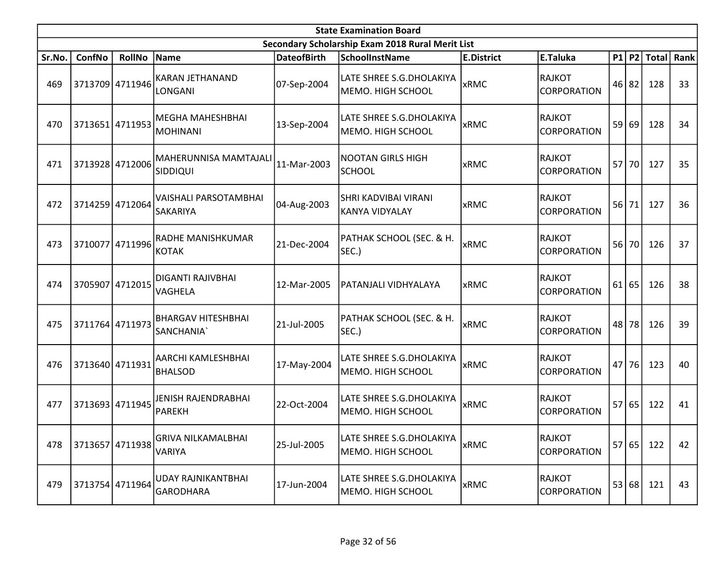| State Examination Board | | | | | | | | | | | | |
|---|---|---|---|---|---|---|---|---|---|---|---|---|
| Secondary Scholarship Exam 2018 Rural Merit List | | | | | | | | | | | | |
| Sr.No. | ConfNo | RollNo | Name | DateofBirth | SchoolInstName | E.District | E.Taluka | P1 | P2 | Total | Rank |
| 469 | 3713709 | 4711946 | KARAN JETHANAND LONGANI | 07-Sep-2004 | LATE SHREE S.G.DHOLAKIYA MEMO. HIGH SCHOOL | xRMC | RAJKOT CORPORATION | 46 | 82 | 128 | 33 |
| 470 | 3713651 | 4711953 | MEGHA MAHESHBHAI MOHINANI | 13-Sep-2004 | LATE SHREE S.G.DHOLAKIYA MEMO. HIGH SCHOOL | xRMC | RAJKOT CORPORATION | 59 | 69 | 128 | 34 |
| 471 | 3713928 | 4712006 | MAHERUNNISA MAMTAJALI SIDDIQUI | 11-Mar-2003 | NOOTAN GIRLS HIGH SCHOOL | xRMC | RAJKOT CORPORATION | 57 | 70 | 127 | 35 |
| 472 | 3714259 | 4712064 | VAISHALI PARSOTAMBHAI SAKARIYA | 04-Aug-2003 | SHRI KADVIBAI VIRANI KANYA VIDYALAY | xRMC | RAJKOT CORPORATION | 56 | 71 | 127 | 36 |
| 473 | 3710077 | 4711996 | RADHE MANISHKUMAR KOTAK | 21-Dec-2004 | PATHAK SCHOOL (SEC. & H. SEC.) | xRMC | RAJKOT CORPORATION | 56 | 70 | 126 | 37 |
| 474 | 3705907 | 4712015 | DIGANTI RAJIVBHAI VAGHELA | 12-Mar-2005 | PATANJALI VIDHYALAYA | xRMC | RAJKOT CORPORATION | 61 | 65 | 126 | 38 |
| 475 | 3711764 | 4711973 | BHARGAV HITESHBHAI SANCHANIA` | 21-Jul-2005 | PATHAK SCHOOL (SEC. & H. SEC.) | xRMC | RAJKOT CORPORATION | 48 | 78 | 126 | 39 |
| 476 | 3713640 | 4711931 | AARCHI KAMLESHBHAI BHALSOD | 17-May-2004 | LATE SHREE S.G.DHOLAKIYA MEMO. HIGH SCHOOL | xRMC | RAJKOT CORPORATION | 47 | 76 | 123 | 40 |
| 477 | 3713693 | 4711945 | JENISH RAJENDRABHAI PAREKH | 22-Oct-2004 | LATE SHREE S.G.DHOLAKIYA MEMO. HIGH SCHOOL | xRMC | RAJKOT CORPORATION | 57 | 65 | 122 | 41 |
| 478 | 3713657 | 4711938 | GRIVA NILKAMALBHAI VARIYA | 25-Jul-2005 | LATE SHREE S.G.DHOLAKIYA MEMO. HIGH SCHOOL | xRMC | RAJKOT CORPORATION | 57 | 65 | 122 | 42 |
| 479 | 3713754 | 4711964 | UDAY RAJNIKANTBHAI GARODHARA | 17-Jun-2004 | LATE SHREE S.G.DHOLAKIYA MEMO. HIGH SCHOOL | xRMC | RAJKOT CORPORATION | 53 | 68 | 121 | 43 |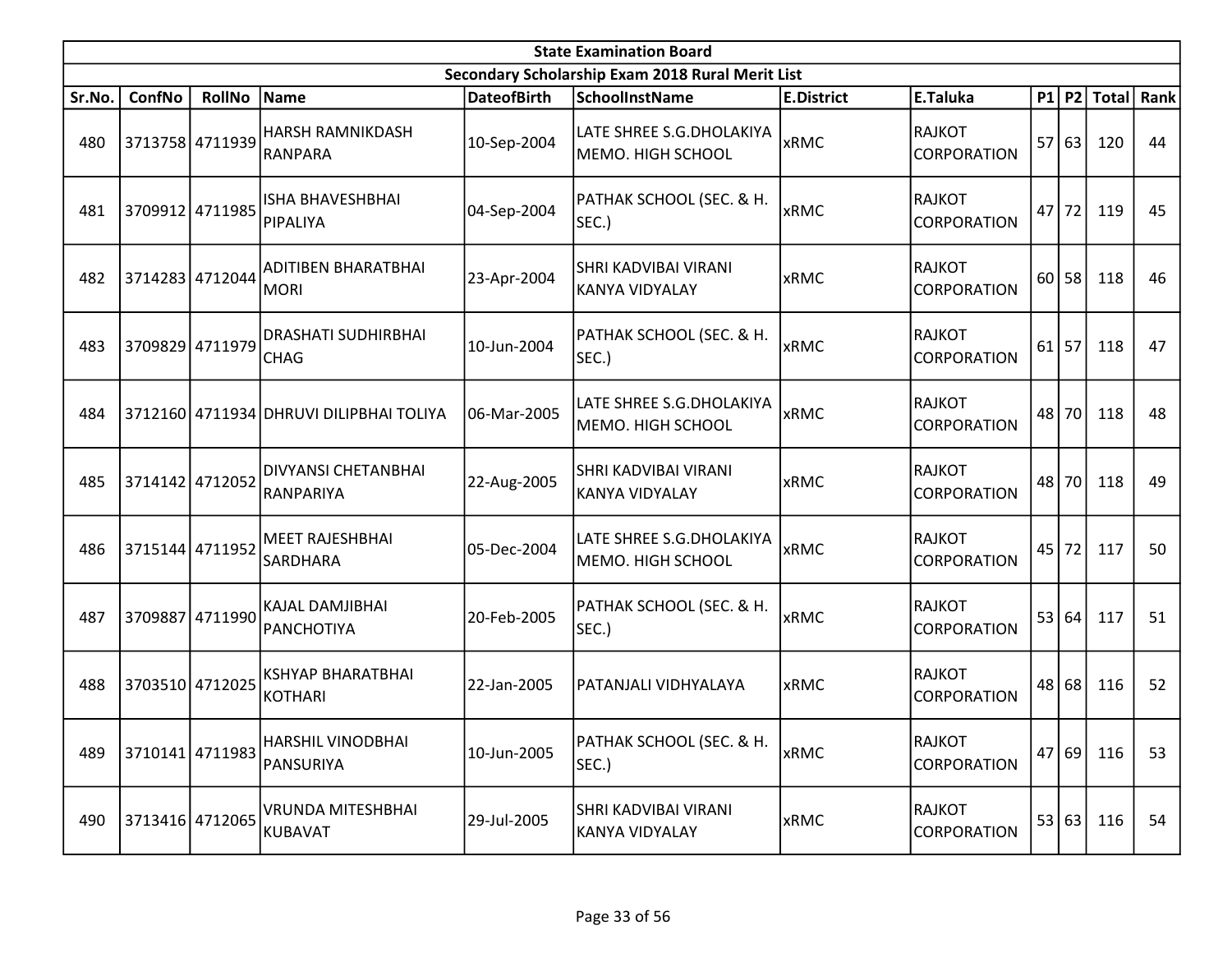| State Examination Board | | | | | | | | | | | | |
|---|---|---|---|---|---|---|---|---|---|---|---|---|
| Secondary Scholarship Exam 2018 Rural Merit List | | | | | | | | | | | | |
| Sr.No. | ConfNo | RollNo | Name | DateofBirth | SchoolInstName | E.District | E.Taluka | P1 | P2 | Total | Rank |
| 480 | 3713758 | 4711939 | HARSH RAMNIKDASH RANPARA | 10-Sep-2004 | LATE SHREE S.G.DHOLAKIYA MEMO. HIGH SCHOOL | xRMC | RAJKOT CORPORATION | 57 | 63 | 120 | 44 |
| 481 | 3709912 | 4711985 | ISHA BHAVESHBHAI PIPALIYA | 04-Sep-2004 | PATHAK SCHOOL (SEC. & H. SEC.) | xRMC | RAJKOT CORPORATION | 47 | 72 | 119 | 45 |
| 482 | 3714283 | 4712044 | ADITIBEN BHARATBHAI MORI | 23-Apr-2004 | SHRI KADVIBAI VIRANI KANYA VIDYALAY | xRMC | RAJKOT CORPORATION | 60 | 58 | 118 | 46 |
| 483 | 3709829 | 4711979 | DRASHATI SUDHIRBHAI CHAG | 10-Jun-2004 | PATHAK SCHOOL (SEC. & H. SEC.) | xRMC | RAJKOT CORPORATION | 61 | 57 | 118 | 47 |
| 484 | 3712160 | 4711934 | DHRUVI DILIPBHAI TOLIYA | 06-Mar-2005 | LATE SHREE S.G.DHOLAKIYA MEMO. HIGH SCHOOL | xRMC | RAJKOT CORPORATION | 48 | 70 | 118 | 48 |
| 485 | 3714142 | 4712052 | DIVYANSI CHETANBHAI RANPARIYA | 22-Aug-2005 | SHRI KADVIBAI VIRANI KANYA VIDYALAY | xRMC | RAJKOT CORPORATION | 48 | 70 | 118 | 49 |
| 486 | 3715144 | 4711952 | MEET RAJESHBHAI SARDHARA | 05-Dec-2004 | LATE SHREE S.G.DHOLAKIYA MEMO. HIGH SCHOOL | xRMC | RAJKOT CORPORATION | 45 | 72 | 117 | 50 |
| 487 | 3709887 | 4711990 | KAJAL DAMJIBHAI PANCHOTIYA | 20-Feb-2005 | PATHAK SCHOOL (SEC. & H. SEC.) | xRMC | RAJKOT CORPORATION | 53 | 64 | 117 | 51 |
| 488 | 3703510 | 4712025 | KSHYAP BHARATBHAI KOTHARI | 22-Jan-2005 | PATANJALI VIDHYALAYA | xRMC | RAJKOT CORPORATION | 48 | 68 | 116 | 52 |
| 489 | 3710141 | 4711983 | HARSHIL VINODBHAI PANSURIYA | 10-Jun-2005 | PATHAK SCHOOL (SEC. & H. SEC.) | xRMC | RAJKOT CORPORATION | 47 | 69 | 116 | 53 |
| 490 | 3713416 | 4712065 | VRUNDA MITESHBHAI KUBAVAT | 29-Jul-2005 | SHRI KADVIBAI VIRANI KANYA VIDYALAY | xRMC | RAJKOT CORPORATION | 53 | 63 | 116 | 54 |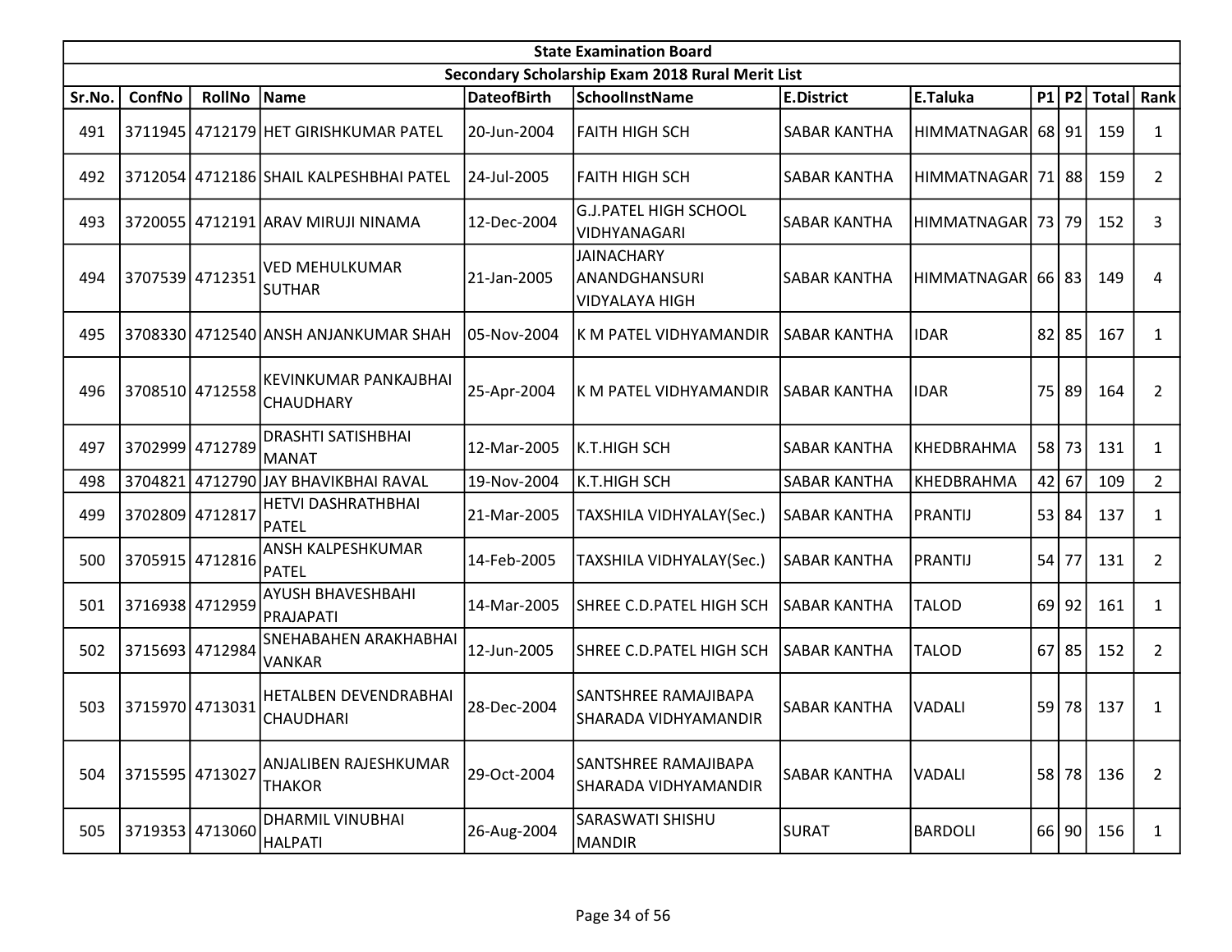| State Examination Board | | | | | | | | | | | | |
|---|---|---|---|---|---|---|---|---|---|---|---|---|
| Secondary Scholarship Exam 2018 Rural Merit List | | | | | | | | | | | | |
| Sr.No. | ConfNo | RollNo | Name | DateofBirth | SchoolInstName | E.District | E.Taluka | P1 | P2 | Total | Rank |
| 491 | 3711945 | 4712179 | HET GIRISHKUMAR PATEL | 20-Jun-2004 | FAITH HIGH SCH | SABAR KANTHA | HIMMATNAGAR | 68 | 91 | 159 | 1 |
| 492 | 3712054 | 4712186 | SHAIL KALPESHBHAI PATEL | 24-Jul-2005 | FAITH HIGH SCH | SABAR KANTHA | HIMMATNAGAR | 71 | 88 | 159 | 2 |
| 493 | 3720055 | 4712191 | ARAV MIRUJI NINAMA | 12-Dec-2004 | G.J.PATEL HIGH SCHOOL VIDHYANAGARI | SABAR KANTHA | HIMMATNAGAR | 73 | 79 | 152 | 3 |
| 494 | 3707539 | 4712351 | VED MEHULKUMAR SUTHAR | 21-Jan-2005 | JAINACHARY ANANDGHANSURI VIDYALAYA HIGH | SABAR KANTHA | HIMMATNAGAR | 66 | 83 | 149 | 4 |
| 495 | 3708330 | 4712540 | ANSH ANJANKUMAR SHAH | 05-Nov-2004 | K M PATEL VIDHYAMANDIR | SABAR KANTHA | IDAR | 82 | 85 | 167 | 1 |
| 496 | 3708510 | 4712558 | KEVINKUMAR PANKAJBHAI CHAUDHARY | 25-Apr-2004 | K M PATEL VIDHYAMANDIR | SABAR KANTHA | IDAR | 75 | 89 | 164 | 2 |
| 497 | 3702999 | 4712789 | DRASHTI SATISHBHAI MANAT | 12-Mar-2005 | K.T.HIGH SCH | SABAR KANTHA | KHEDBRAHMA | 58 | 73 | 131 | 1 |
| 498 | 3704821 | 4712790 | JAY BHAVIKBHAI RAVAL | 19-Nov-2004 | K.T.HIGH SCH | SABAR KANTHA | KHEDBRAHMA | 42 | 67 | 109 | 2 |
| 499 | 3702809 | 4712817 | HETVI DASHRATHBHAI PATEL | 21-Mar-2005 | TAXSHILA VIDHYALAY(Sec.) | SABAR KANTHA | PRANTIJ | 53 | 84 | 137 | 1 |
| 500 | 3705915 | 4712816 | ANSH KALPESHKUMAR PATEL | 14-Feb-2005 | TAXSHILA VIDHYALAY(Sec.) | SABAR KANTHA | PRANTIJ | 54 | 77 | 131 | 2 |
| 501 | 3716938 | 4712959 | AYUSH BHAVESHBAHI PRAJAPATI | 14-Mar-2005 | SHREE C.D.PATEL HIGH SCH | SABAR KANTHA | TALOD | 69 | 92 | 161 | 1 |
| 502 | 3715693 | 4712984 | SNEHABAHEN ARAKHABHAI VANKAR | 12-Jun-2005 | SHREE C.D.PATEL HIGH SCH | SABAR KANTHA | TALOD | 67 | 85 | 152 | 2 |
| 503 | 3715970 | 4713031 | HETALBEN DEVENDRABHAI CHAUDHARI | 28-Dec-2004 | SANTSHREE RAMAJIBAPA SHARADA VIDHYAMANDIR | SABAR KANTHA | VADALI | 59 | 78 | 137 | 1 |
| 504 | 3715595 | 4713027 | ANJALIBEN RAJESHKUMAR THAKOR | 29-Oct-2004 | SANTSHREE RAMAJIBAPA SHARADA VIDHYAMANDIR | SABAR KANTHA | VADALI | 58 | 78 | 136 | 2 |
| 505 | 3719353 | 4713060 | DHARMIL VINUBHAI HALPATI | 26-Aug-2004 | SARASWATI SHISHU MANDIR | SURAT | BARDOLI | 66 | 90 | 156 | 1 |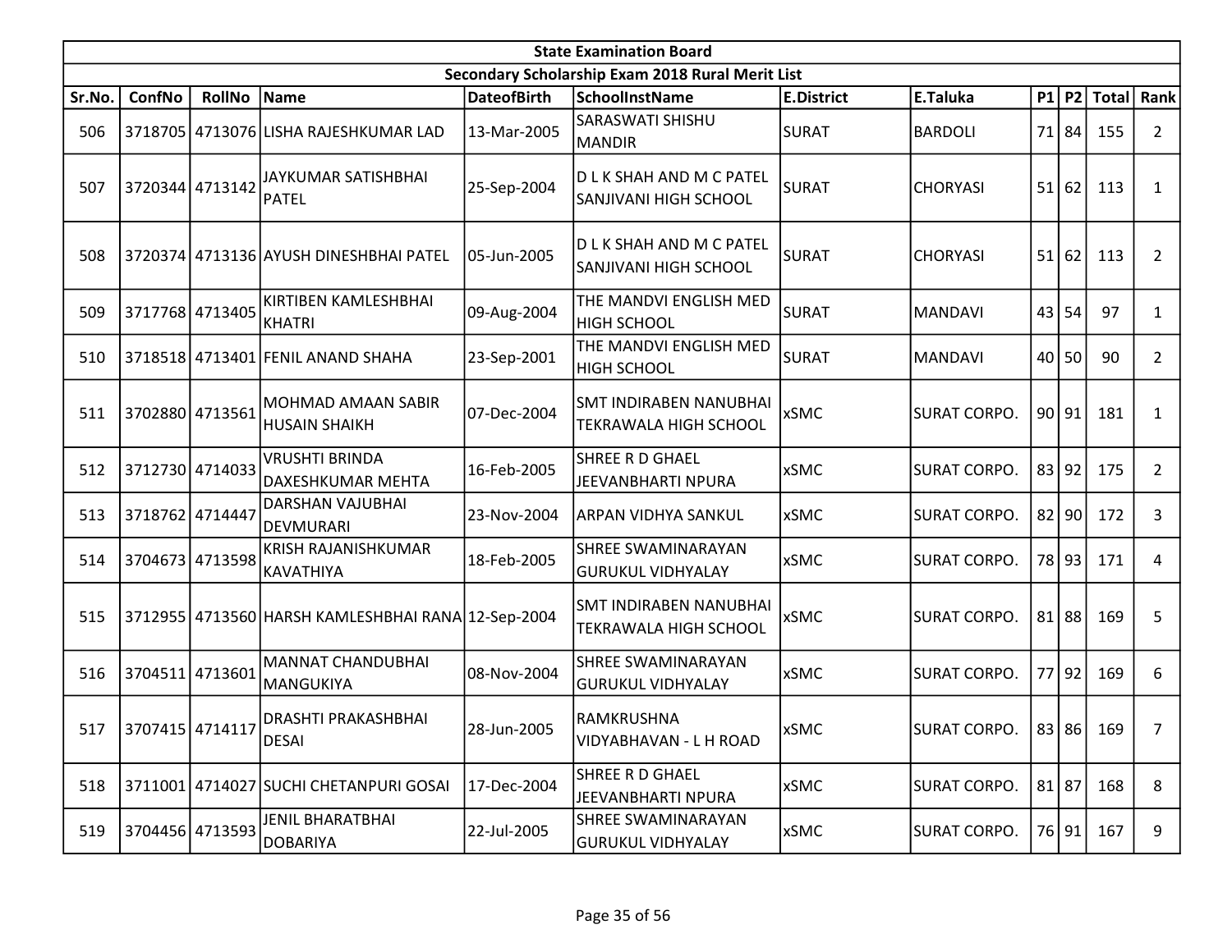| State Examination Board | | | | | | | | | | | |
|---|---|---|---|---|---|---|---|---|---|---|---|
| Secondary Scholarship Exam 2018 Rural Merit List | | | | | | | | | | | |
| Sr.No. | ConfNo | RollNo | Name | DateofBirth | SchoolInstName | E.District | E.Taluka | P1 | P2 | Total | Rank |
| 506 | 3718705 | 4713076 | LISHA RAJESHKUMAR LAD | 13-Mar-2005 | SARASWATI SHISHU MANDIR | SURAT | BARDOLI | 71 | 84 | 155 | 2 |
| 507 | 3720344 | 4713142 | JAYKUMAR SATISHBHAI PATEL | 25-Sep-2004 | D L K SHAH AND M C PATEL SANJIVANI HIGH SCHOOL | SURAT | CHORYASI | 51 | 62 | 113 | 1 |
| 508 | 3720374 | 4713136 | AYUSH DINESHBHAI PATEL | 05-Jun-2005 | D L K SHAH AND M C PATEL SANJIVANI HIGH SCHOOL | SURAT | CHORYASI | 51 | 62 | 113 | 2 |
| 509 | 3717768 | 4713405 | KIRTIBEN KAMLESHBHAI KHATRI | 09-Aug-2004 | THE MANDVI ENGLISH MED HIGH SCHOOL | SURAT | MANDAVI | 43 | 54 | 97 | 1 |
| 510 | 3718518 | 4713401 | FENIL ANAND SHAHA | 23-Sep-2001 | THE MANDVI ENGLISH MED HIGH SCHOOL | SURAT | MANDAVI | 40 | 50 | 90 | 2 |
| 511 | 3702880 | 4713561 | MOHMAD AMAAN SABIR HUSAIN SHAIKH | 07-Dec-2004 | SMT INDIRABEN NANUBHAI TEKRAWALA HIGH SCHOOL | xSMC | SURAT CORPO. | 90 | 91 | 181 | 1 |
| 512 | 3712730 | 4714033 | VRUSHTI BRINDA DAXESHKUMAR MEHTA | 16-Feb-2005 | SHREE R D GHAEL JEEVANBHARTI NPURA | xSMC | SURAT CORPO. | 83 | 92 | 175 | 2 |
| 513 | 3718762 | 4714447 | DARSHAN VAJUBHAI DEVMURARI | 23-Nov-2004 | ARPAN VIDHYA SANKUL | xSMC | SURAT CORPO. | 82 | 90 | 172 | 3 |
| 514 | 3704673 | 4713598 | KRISH RAJANISHKUMAR KAVATHIYA | 18-Feb-2005 | SHREE SWAMINARAYAN GURUKUL VIDHYALAY | xSMC | SURAT CORPO. | 78 | 93 | 171 | 4 |
| 515 | 3712955 | 4713560 | HARSH KAMLESHBHAI RANA | 12-Sep-2004 | SMT INDIRABEN NANUBHAI TEKRAWALA HIGH SCHOOL | xSMC | SURAT CORPO. | 81 | 88 | 169 | 5 |
| 516 | 3704511 | 4713601 | MANNAT CHANDUBHAI MANGUKIYA | 08-Nov-2004 | SHREE SWAMINARAYAN GURUKUL VIDHYALAY | xSMC | SURAT CORPO. | 77 | 92 | 169 | 6 |
| 517 | 3707415 | 4714117 | DRASHTI PRAKASHBHAI DESAI | 28-Jun-2005 | RAMKRUSHNA VIDYABHAVAN - L H ROAD | xSMC | SURAT CORPO. | 83 | 86 | 169 | 7 |
| 518 | 3711001 | 4714027 | SUCHI CHETANPURI GOSAI | 17-Dec-2004 | SHREE R D GHAEL JEEVANBHARTI NPURA | xSMC | SURAT CORPO. | 81 | 87 | 168 | 8 |
| 519 | 3704456 | 4713593 | JENIL BHARATBHAI DOBARIYA | 22-Jul-2005 | SHREE SWAMINARAYAN GURUKUL VIDHYALAY | xSMC | SURAT CORPO. | 76 | 91 | 167 | 9 |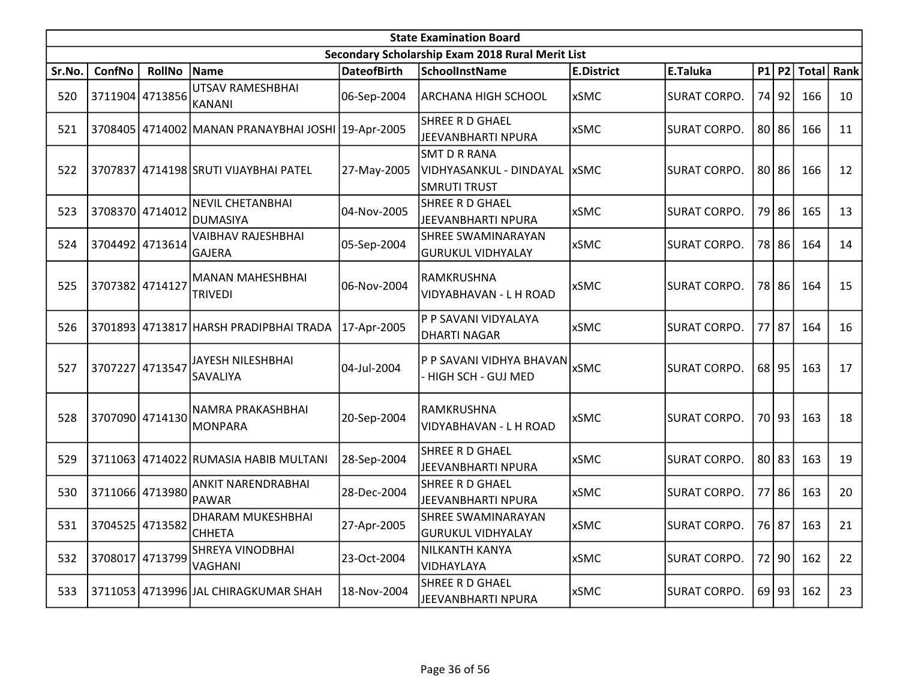| State Examination Board | | | | | | | | | | | |
|---|---|---|---|---|---|---|---|---|---|---|---|
| Secondary Scholarship Exam 2018 Rural Merit List | | | | | | | | | | | |
| Sr.No. | ConfNo | RollNo | Name | DateofBirth | SchoolInstName | E.District | E.Taluka | P1 | P2 | Total | Rank |
| 520 | 3711904 | 4713856 | UTSAV RAMESHBHAI KANANI | 06-Sep-2004 | ARCHANA HIGH SCHOOL | xSMC | SURAT CORPO. | 74 | 92 | 166 | 10 |
| 521 | 3708405 | 4714002 | MANAN PRANAYBHAI JOSHI | 19-Apr-2005 | SHREE R D GHAEL JEEVANBHARTI NPURA | xSMC | SURAT CORPO. | 80 | 86 | 166 | 11 |
| 522 | 3707837 | 4714198 | SRUTI VIJAYBHAI PATEL | 27-May-2005 | SMT D R RANA VIDHYASANKUL - DINDAYAL SMRUTI TRUST | xSMC | SURAT CORPO. | 80 | 86 | 166 | 12 |
| 523 | 3708370 | 4714012 | NEVIL CHETANBHAI DUMASIYA | 04-Nov-2005 | SHREE R D GHAEL JEEVANBHARTI NPURA | xSMC | SURAT CORPO. | 79 | 86 | 165 | 13 |
| 524 | 3704492 | 4713614 | VAIBHAV RAJESHBHAI GAJERA | 05-Sep-2004 | SHREE SWAMINARAYAN GURUKUL VIDHYALAY | xSMC | SURAT CORPO. | 78 | 86 | 164 | 14 |
| 525 | 3707382 | 4714127 | MANAN MAHESHBHAI TRIVEDI | 06-Nov-2004 | RAMKRUSHNA VIDYABHAVAN - L H ROAD | xSMC | SURAT CORPO. | 78 | 86 | 164 | 15 |
| 526 | 3701893 | 4713817 | HARSH PRADIPBHAI TRADA | 17-Apr-2005 | P P SAVANI VIDYALAYA DHARTI NAGAR | xSMC | SURAT CORPO. | 77 | 87 | 164 | 16 |
| 527 | 3707227 | 4713547 | JAYESH NILESHBHAI SAVALIYA | 04-Jul-2004 | P P SAVANI VIDHYA BHAVAN - HIGH SCH - GUJ MED | xSMC | SURAT CORPO. | 68 | 95 | 163 | 17 |
| 528 | 3707090 | 4714130 | NAMRA PRAKASHBHAI MONPARA | 20-Sep-2004 | RAMKRUSHNA VIDYABHAVAN - L H ROAD | xSMC | SURAT CORPO. | 70 | 93 | 163 | 18 |
| 529 | 3711063 | 4714022 | RUMASIA HABIB MULTANI | 28-Sep-2004 | SHREE R D GHAEL JEEVANBHARTI NPURA | xSMC | SURAT CORPO. | 80 | 83 | 163 | 19 |
| 530 | 3711066 | 4713980 | ANKIT NARENDRABHAI PAWAR | 28-Dec-2004 | SHREE R D GHAEL JEEVANBHARTI NPURA | xSMC | SURAT CORPO. | 77 | 86 | 163 | 20 |
| 531 | 3704525 | 4713582 | DHARAM MUKESHBHAI CHHETA | 27-Apr-2005 | SHREE SWAMINARAYAN GURUKUL VIDHYALAY | xSMC | SURAT CORPO. | 76 | 87 | 163 | 21 |
| 532 | 3708017 | 4713799 | SHREYA VINODBHAI VAGHANI | 23-Oct-2004 | NILKANTH KANYA VIDHAYLAYA | xSMC | SURAT CORPO. | 72 | 90 | 162 | 22 |
| 533 | 3711053 | 4713996 | JAL CHIRAGKUMAR SHAH | 18-Nov-2004 | SHREE R D GHAEL JEEVANBHARTI NPURA | xSMC | SURAT CORPO. | 69 | 93 | 162 | 23 |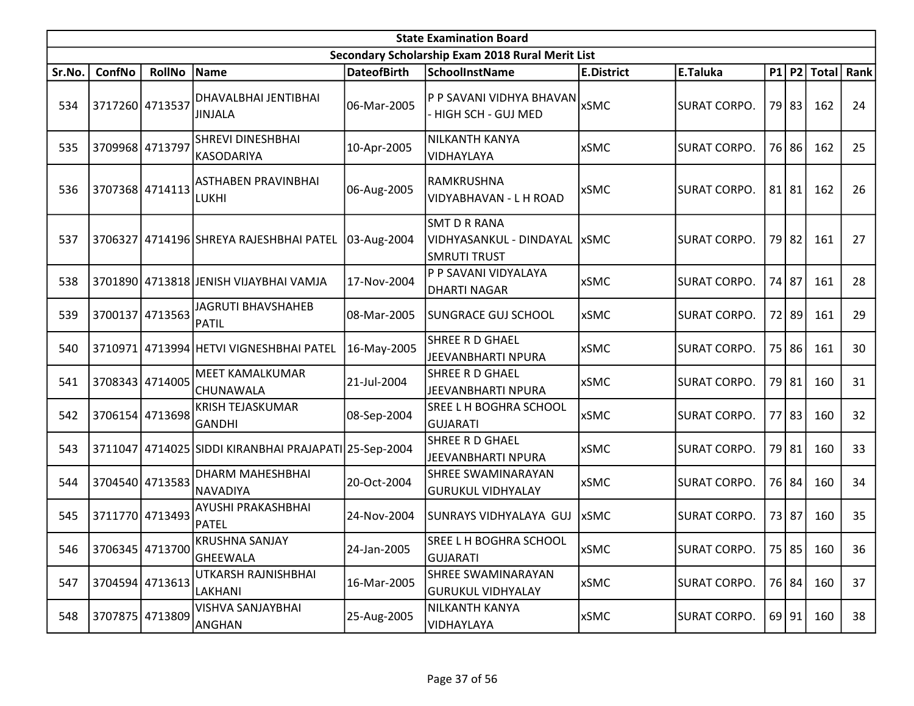| State Examination Board | | | | | | | | | | | | |
|---|---|---|---|---|---|---|---|---|---|---|---|---|
| Secondary Scholarship Exam 2018 Rural Merit List | | | | | | | | | | | | |
| Sr.No. | ConfNo | RollNo | Name | DateofBirth | SchoolInstName | E.District | E.Taluka | P1 | P2 | Total | Rank |
| 534 | 3717260 | 4713537 | DHAVALBHAI JENTIBHAI JINJALA | 06-Mar-2005 | P P SAVANI VIDHYA BHAVAN - HIGH SCH - GUJ MED | xSMC | SURAT CORPO. | 79 | 83 | 162 | 24 |
| 535 | 3709968 | 4713797 | SHREVI DINESHBHAI KASODARIYA | 10-Apr-2005 | NILKANTH KANYA VIDHAYLAYA | xSMC | SURAT CORPO. | 76 | 86 | 162 | 25 |
| 536 | 3707368 | 4714113 | ASTHABEN PRAVINBHAI LUKHI | 06-Aug-2005 | RAMKRUSHNA VIDYABHAVAN - L H ROAD | xSMC | SURAT CORPO. | 81 | 81 | 162 | 26 |
| 537 | 3706327 | 4714196 | SHREYA RAJESHBHAI PATEL | 03-Aug-2004 | SMT D R RANA VIDHYASANKUL - DINDAYAL SMRUTI TRUST | xSMC | SURAT CORPO. | 79 | 82 | 161 | 27 |
| 538 | 3701890 | 4713818 | JENISH VIJAYBHAI VAMJA | 17-Nov-2004 | P P SAVANI VIDYALAYA DHARTI NAGAR | xSMC | SURAT CORPO. | 74 | 87 | 161 | 28 |
| 539 | 3700137 | 4713563 | JAGRUTI BHAVSHAHEB PATIL | 08-Mar-2005 | SUNGRACE GUJ SCHOOL | xSMC | SURAT CORPO. | 72 | 89 | 161 | 29 |
| 540 | 3710971 | 4713994 | HETVI VIGNESHBHAI PATEL | 16-May-2005 | SHREE R D GHAEL JEEVANBHARTI NPURA | xSMC | SURAT CORPO. | 75 | 86 | 161 | 30 |
| 541 | 3708343 | 4714005 | MEET KAMALKUMAR CHUNAWALA | 21-Jul-2004 | SHREE R D GHAEL JEEVANBHARTI NPURA | xSMC | SURAT CORPO. | 79 | 81 | 160 | 31 |
| 542 | 3706154 | 4713698 | KRISH TEJASKUMAR GANDHI | 08-Sep-2004 | SREE L H BOGHRA SCHOOL GUJARATI | xSMC | SURAT CORPO. | 77 | 83 | 160 | 32 |
| 543 | 3711047 | 4714025 | SIDDI KIRANBHAI PRAJAPATI | 25-Sep-2004 | SHREE R D GHAEL JEEVANBHARTI NPURA | xSMC | SURAT CORPO. | 79 | 81 | 160 | 33 |
| 544 | 3704540 | 4713583 | DHARM MAHESHBHAI NAVADIYA | 20-Oct-2004 | SHREE SWAMINARAYAN GURUKUL VIDHYALAY | xSMC | SURAT CORPO. | 76 | 84 | 160 | 34 |
| 545 | 3711770 | 4713493 | AYUSHI PRAKASHBHAI PATEL | 24-Nov-2004 | SUNRAYS VIDHYALAYA GUJ | xSMC | SURAT CORPO. | 73 | 87 | 160 | 35 |
| 546 | 3706345 | 4713700 | KRUSHNA SANJAY GHEEWALA | 24-Jan-2005 | SREE L H BOGHRA SCHOOL GUJARATI | xSMC | SURAT CORPO. | 75 | 85 | 160 | 36 |
| 547 | 3704594 | 4713613 | UTKARSH RAJNISHBHAI LAKHANI | 16-Mar-2005 | SHREE SWAMINARAYAN GURUKUL VIDHYALAY | xSMC | SURAT CORPO. | 76 | 84 | 160 | 37 |
| 548 | 3707875 | 4713809 | VISHVA SANJAYBHAI ANGHAN | 25-Aug-2005 | NILKANTH KANYA VIDHAYLAYA | xSMC | SURAT CORPO. | 69 | 91 | 160 | 38 |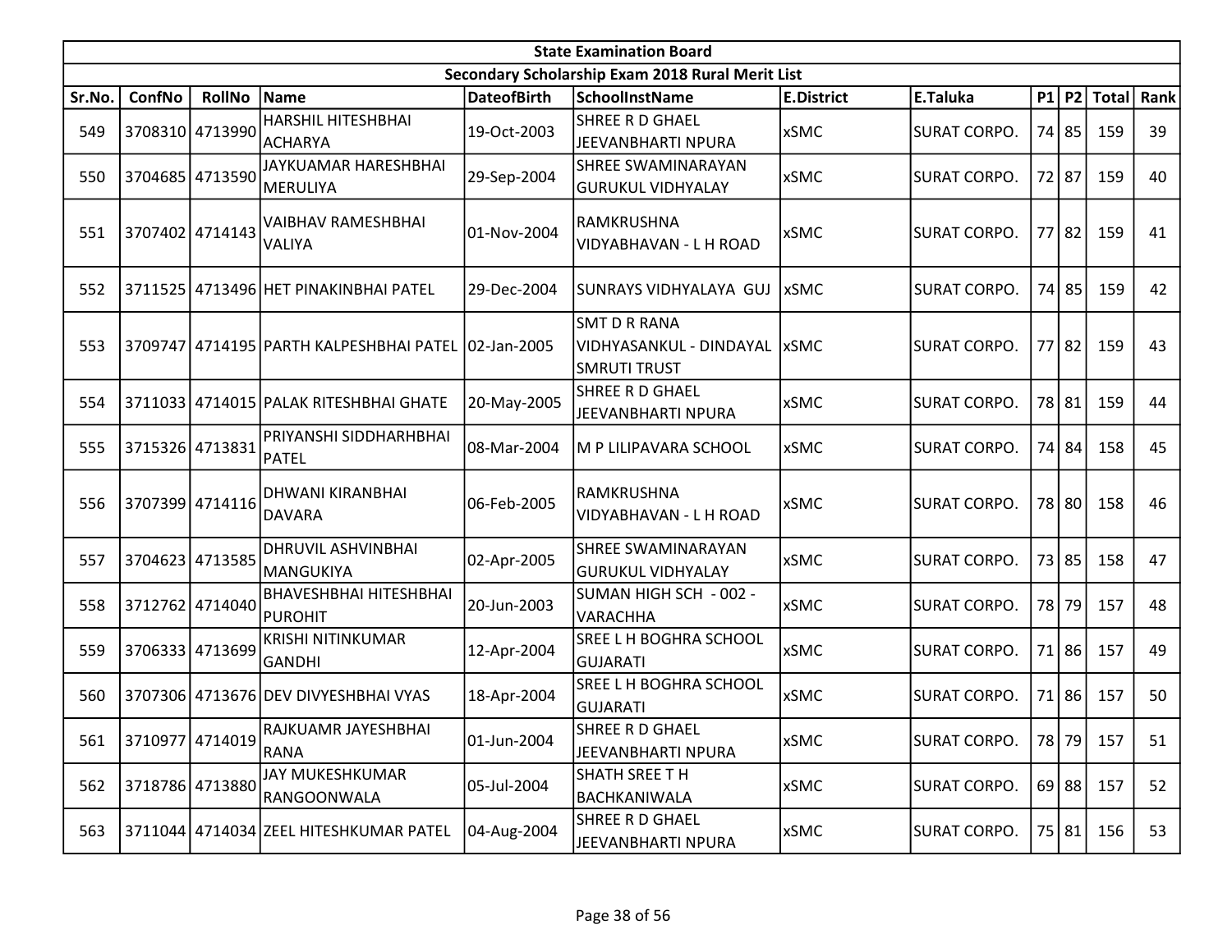| State Examination Board | | | | | | | | | | | |
|---|---|---|---|---|---|---|---|---|---|---|---|
| Secondary Scholarship Exam 2018 Rural Merit List | | | | | | | | | | | |
| Sr.No. | ConfNo | RollNo | Name | DateofBirth | SchoolInstName | E.District | E.Taluka | P1 | P2 | Total | Rank |
| 549 | 3708310 | 4713990 | HARSHIL HITESHBHAI ACHARYA | 19-Oct-2003 | SHREE R D GHAEL JEEVANBHARTI NPURA | xSMC | SURAT CORPO. | 74 | 85 | 159 | 39 |
| 550 | 3704685 | 4713590 | JAYKUAMAR HARESHBHAI MERULIYA | 29-Sep-2004 | SHREE SWAMINARAYAN GURUKUL VIDHYALAY | xSMC | SURAT CORPO. | 72 | 87 | 159 | 40 |
| 551 | 3707402 | 4714143 | VAIBHAV RAMESHBHAI VALIYA | 01-Nov-2004 | RAMKRUSHNA VIDYABHAVAN - L H ROAD | xSMC | SURAT CORPO. | 77 | 82 | 159 | 41 |
| 552 | 3711525 | 4713496 | HET PINAKINBHAI PATEL | 29-Dec-2004 | SUNRAYS VIDHYALAYA GUJ | xSMC | SURAT CORPO. | 74 | 85 | 159 | 42 |
| 553 | 3709747 | 4714195 | PARTH KALPESHBHAI PATEL | 02-Jan-2005 | SMT D R RANA VIDHYASANKUL - DINDAYAL SMRUTI TRUST | xSMC | SURAT CORPO. | 77 | 82 | 159 | 43 |
| 554 | 3711033 | 4714015 | PALAK RITESHBHAI GHATE | 20-May-2005 | SHREE R D GHAEL JEEVANBHARTI NPURA | xSMC | SURAT CORPO. | 78 | 81 | 159 | 44 |
| 555 | 3715326 | 4713831 | PRIYANSHI SIDDHARHBHAI PATEL | 08-Mar-2004 | M P LILIPAVARA SCHOOL | xSMC | SURAT CORPO. | 74 | 84 | 158 | 45 |
| 556 | 3707399 | 4714116 | DHWANI KIRANBHAI DAVARA | 06-Feb-2005 | RAMKRUSHNA VIDYABHAVAN - L H ROAD | xSMC | SURAT CORPO. | 78 | 80 | 158 | 46 |
| 557 | 3704623 | 4713585 | DHRUVIL ASHVINBHAI MANGUKIYA | 02-Apr-2005 | SHREE SWAMINARAYAN GURUKUL VIDHYALAY | xSMC | SURAT CORPO. | 73 | 85 | 158 | 47 |
| 558 | 3712762 | 4714040 | BHAVESHBHAI HITESHBHAI PUROHIT | 20-Jun-2003 | SUMAN HIGH SCH - 002 - VARACHHA | xSMC | SURAT CORPO. | 78 | 79 | 157 | 48 |
| 559 | 3706333 | 4713699 | KRISHI NITINKUMAR GANDHI | 12-Apr-2004 | SREE L H BOGHRA SCHOOL GUJARATI | xSMC | SURAT CORPO. | 71 | 86 | 157 | 49 |
| 560 | 3707306 | 4713676 | DEV DIVYESHBHAI VYAS | 18-Apr-2004 | SREE L H BOGHRA SCHOOL GUJARATI | xSMC | SURAT CORPO. | 71 | 86 | 157 | 50 |
| 561 | 3710977 | 4714019 | RAJKUAMR JAYESHBHAI RANA | 01-Jun-2004 | SHREE R D GHAEL JEEVANBHARTI NPURA | xSMC | SURAT CORPO. | 78 | 79 | 157 | 51 |
| 562 | 3718786 | 4713880 | JAY MUKESHKUMAR RANGOONWALA | 05-Jul-2004 | SHATH SREE T H BACHKANIWALA | xSMC | SURAT CORPO. | 69 | 88 | 157 | 52 |
| 563 | 3711044 | 4714034 | ZEEL HITESHKUMAR PATEL | 04-Aug-2004 | SHREE R D GHAEL JEEVANBHARTI NPURA | xSMC | SURAT CORPO. | 75 | 81 | 156 | 53 |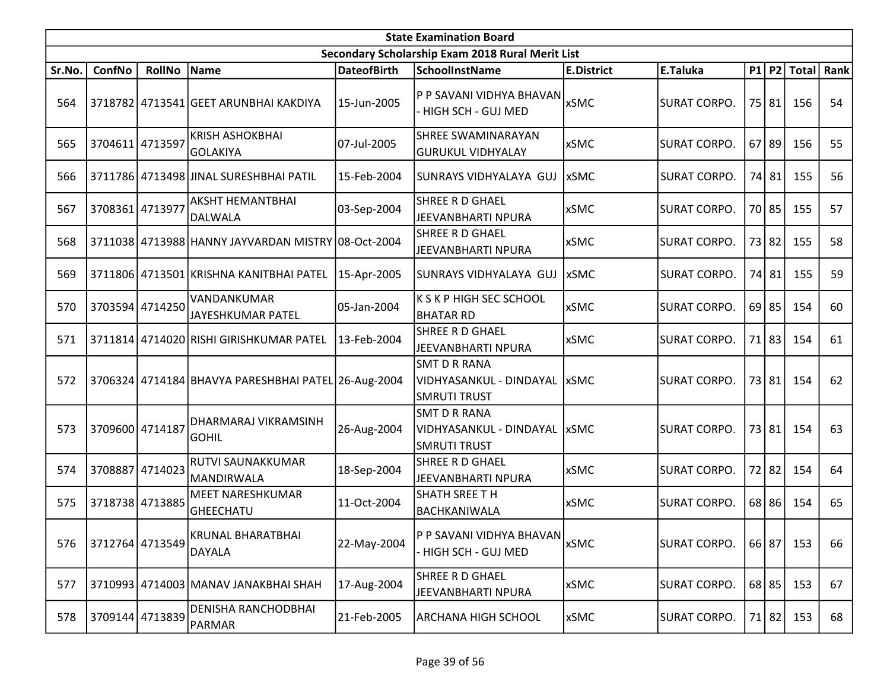| State Examination Board | | | | | | | | | | | |
|---|---|---|---|---|---|---|---|---|---|---|---|
| Secondary Scholarship Exam 2018 Rural Merit List | | | | | | | | | | | |
| Sr.No. | ConfNo | RollNo | Name | DateofBirth | SchoolInstName | E.District | E.Taluka | P1 | P2 | Total | Rank |
| 564 | 3718782 | 4713541 | GEET ARUNBHAI KAKDIYA | 15-Jun-2005 | P P SAVANI VIDHYA BHAVAN - HIGH SCH - GUJ MED | xSMC | SURAT CORPO. | 75 | 81 | 156 | 54 |
| 565 | 3704611 | 4713597 | KRISH ASHOKBHAI GOLAKIYA | 07-Jul-2005 | SHREE SWAMINARAYAN GURUKUL VIDHYALAY | xSMC | SURAT CORPO. | 67 | 89 | 156 | 55 |
| 566 | 3711786 | 4713498 | JINAL SURESHBHAI PATIL | 15-Feb-2004 | SUNRAYS VIDHYALAYA GUJ | xSMC | SURAT CORPO. | 74 | 81 | 155 | 56 |
| 567 | 3708361 | 4713977 | AKSHT HEMANTBHAI DALWALA | 03-Sep-2004 | SHREE R D GHAEL JEEVANBHARTI NPURA | xSMC | SURAT CORPO. | 70 | 85 | 155 | 57 |
| 568 | 3711038 | 4713988 | HANNY JAYVARDAN MISTRY | 08-Oct-2004 | SHREE R D GHAEL JEEVANBHARTI NPURA | xSMC | SURAT CORPO. | 73 | 82 | 155 | 58 |
| 569 | 3711806 | 4713501 | KRISHNA KANITBHAI PATEL | 15-Apr-2005 | SUNRAYS VIDHYALAYA GUJ | xSMC | SURAT CORPO. | 74 | 81 | 155 | 59 |
| 570 | 3703594 | 4714250 | VANDANKUMAR JAYESHKUMAR PATEL | 05-Jan-2004 | K S K P HIGH SEC SCHOOL BHATAR RD | xSMC | SURAT CORPO. | 69 | 85 | 154 | 60 |
| 571 | 3711814 | 4714020 | RISHI GIRISHKUMAR PATEL | 13-Feb-2004 | SHREE R D GHAEL JEEVANBHARTI NPURA | xSMC | SURAT CORPO. | 71 | 83 | 154 | 61 |
| 572 | 3706324 | 4714184 | BHAVYA PARESHBHAI PATEL | 26-Aug-2004 | SMT D R RANA VIDHYASANKUL - DINDAYAL SMRUTI TRUST | xSMC | SURAT CORPO. | 73 | 81 | 154 | 62 |
| 573 | 3709600 | 4714187 | DHARMARAJ VIKRAMSINH GOHIL | 26-Aug-2004 | SMT D R RANA VIDHYASANKUL - DINDAYAL SMRUTI TRUST | xSMC | SURAT CORPO. | 73 | 81 | 154 | 63 |
| 574 | 3708887 | 4714023 | RUTVI SAUNAKKUMAR MANDIRWALA | 18-Sep-2004 | SHREE R D GHAEL JEEVANBHARTI NPURA | xSMC | SURAT CORPO. | 72 | 82 | 154 | 64 |
| 575 | 3718738 | 4713885 | MEET NARESHKUMAR GHEECHATU | 11-Oct-2004 | SHATH SREE T H BACHKANIWALA | xSMC | SURAT CORPO. | 68 | 86 | 154 | 65 |
| 576 | 3712764 | 4713549 | KRUNAL BHARATBHAI DAYALA | 22-May-2004 | P P SAVANI VIDHYA BHAVAN - HIGH SCH - GUJ MED | xSMC | SURAT CORPO. | 66 | 87 | 153 | 66 |
| 577 | 3710993 | 4714003 | MANAV JANAKBHAI SHAH | 17-Aug-2004 | SHREE R D GHAEL JEEVANBHARTI NPURA | xSMC | SURAT CORPO. | 68 | 85 | 153 | 67 |
| 578 | 3709144 | 4713839 | DENISHA RANCHODBHAI PARMAR | 21-Feb-2005 | ARCHANA HIGH SCHOOL | xSMC | SURAT CORPO. | 71 | 82 | 153 | 68 |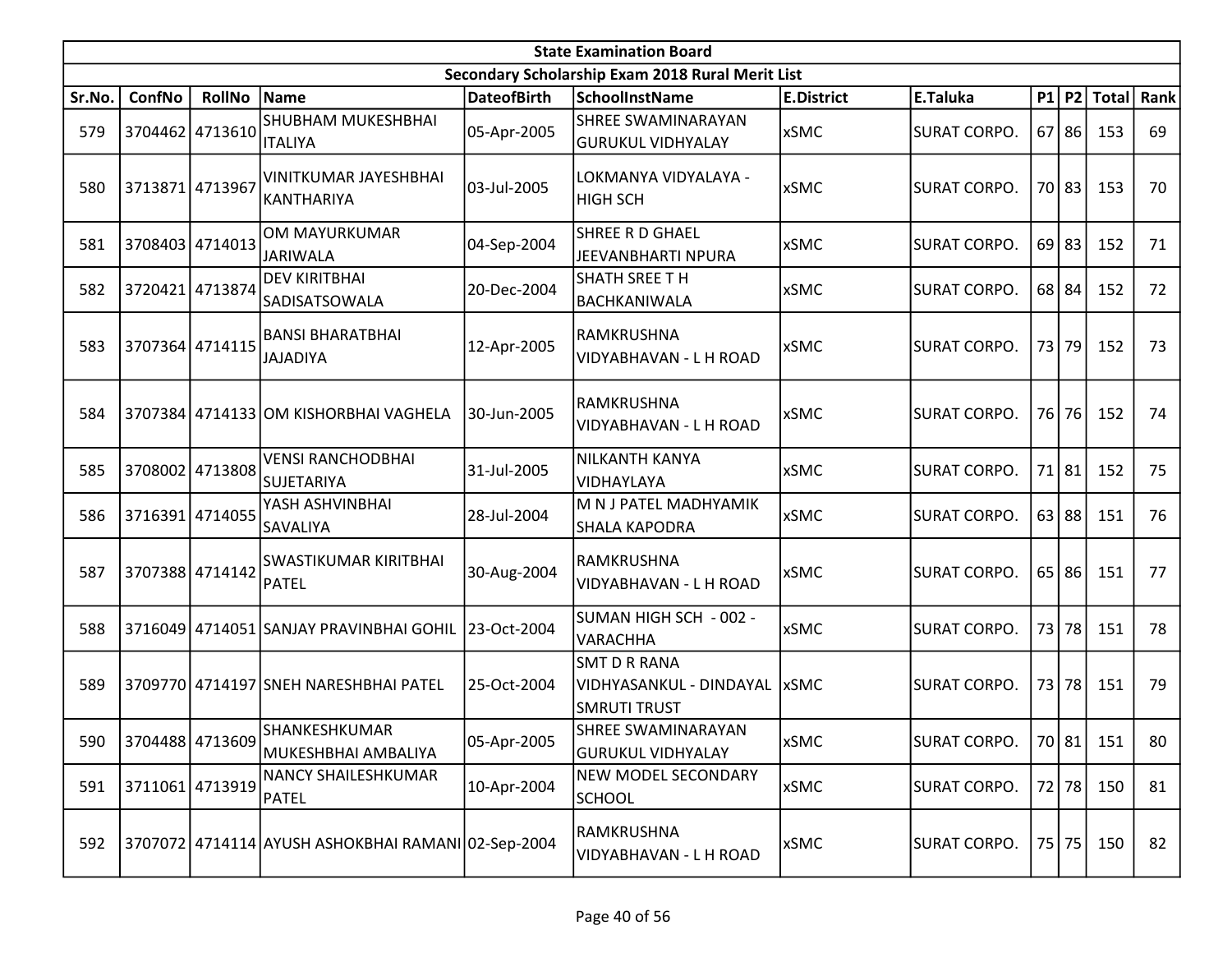| State Examination Board | | | | | | | | | | | | |
|---|---|---|---|---|---|---|---|---|---|---|---|---|
| Secondary Scholarship Exam 2018 Rural Merit List | | | | | | | | | | | | |
| Sr.No. | ConfNo | RollNo | Name | DateofBirth | SchoolInstName | E.District | E.Taluka | P1 | P2 | Total | Rank |
| 579 | 3704462 | 4713610 | SHUBHAM MUKESHBHAI ITALIYA | 05-Apr-2005 | SHREE SWAMINARAYAN GURUKUL VIDHYALAY | xSMC | SURAT CORPO. | 67 | 86 | 153 | 69 |
| 580 | 3713871 | 4713967 | VINITKUMAR JAYESHBHAI KANTHARIYA | 03-Jul-2005 | LOKMANYA VIDYALAYA - HIGH SCH | xSMC | SURAT CORPO. | 70 | 83 | 153 | 70 |
| 581 | 3708403 | 4714013 | OM MAYURKUMAR JARIWALA | 04-Sep-2004 | SHREE R D GHAEL JEEVANBHARTI NPURA | xSMC | SURAT CORPO. | 69 | 83 | 152 | 71 |
| 582 | 3720421 | 4713874 | DEV KIRITBHAI SADISATSOWALA | 20-Dec-2004 | SHATH SREE T H BACHKANIWALA | xSMC | SURAT CORPO. | 68 | 84 | 152 | 72 |
| 583 | 3707364 | 4714115 | BANSI BHARATBHAI JAJADIYA | 12-Apr-2005 | RAMKRUSHNA VIDYABHAVAN - L H ROAD | xSMC | SURAT CORPO. | 73 | 79 | 152 | 73 |
| 584 | 3707384 | 4714133 | OM KISHORBHAI VAGHELA | 30-Jun-2005 | RAMKRUSHNA VIDYABHAVAN - L H ROAD | xSMC | SURAT CORPO. | 76 | 76 | 152 | 74 |
| 585 | 3708002 | 4713808 | VENSI RANCHODBHAI SUJETARIYA | 31-Jul-2005 | NILKANTH KANYA VIDHAYLAYA | xSMC | SURAT CORPO. | 71 | 81 | 152 | 75 |
| 586 | 3716391 | 4714055 | YASH ASHVINBHAI SAVALIYA | 28-Jul-2004 | M N J PATEL MADHYAMIK SHALA KAPODRA | xSMC | SURAT CORPO. | 63 | 88 | 151 | 76 |
| 587 | 3707388 | 4714142 | SWASTIKUMAR KIRITBHAI PATEL | 30-Aug-2004 | RAMKRUSHNA VIDYABHAVAN - L H ROAD | xSMC | SURAT CORPO. | 65 | 86 | 151 | 77 |
| 588 | 3716049 | 4714051 | SANJAY PRAVINBHAI GOHIL | 23-Oct-2004 | SUMAN HIGH SCH - 002 - VARACHHA | xSMC | SURAT CORPO. | 73 | 78 | 151 | 78 |
| 589 | 3709770 | 4714197 | SNEH NARESHBHAI PATEL | 25-Oct-2004 | SMT D R RANA VIDHYASANKUL - DINDAYAL SMRUTI TRUST | xSMC | SURAT CORPO. | 73 | 78 | 151 | 79 |
| 590 | 3704488 | 4713609 | SHANKESHKUMAR MUKESHBHAI AMBALIYA | 05-Apr-2005 | SHREE SWAMINARAYAN GURUKUL VIDHYALAY | xSMC | SURAT CORPO. | 70 | 81 | 151 | 80 |
| 591 | 3711061 | 4713919 | NANCY SHAILESHKUMAR PATEL | 10-Apr-2004 | NEW MODEL SECONDARY SCHOOL | xSMC | SURAT CORPO. | 72 | 78 | 150 | 81 |
| 592 | 3707072 | 4714114 | AYUSH ASHOKBHAI RAMANI | 02-Sep-2004 | RAMKRUSHNA VIDYABHAVAN - L H ROAD | xSMC | SURAT CORPO. | 75 | 75 | 150 | 82 |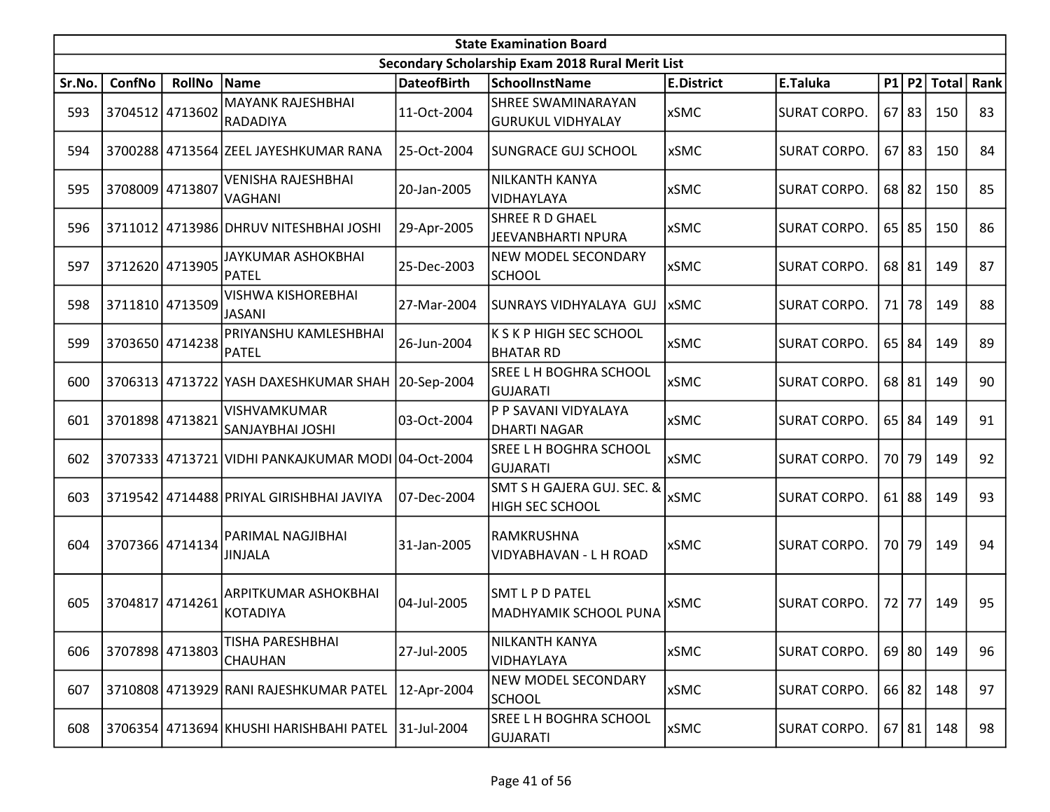| State Examination Board | | | | | | | | | | | |
|---|---|---|---|---|---|---|---|---|---|---|---|
| Secondary Scholarship Exam 2018 Rural Merit List | | | | | | | | | | | |
| Sr.No. | ConfNo | RollNo | Name | DateofBirth | SchoolInstName | E.District | E.Taluka | P1 | P2 | Total | Rank |
| 593 | 3704512 | 4713602 | MAYANK RAJESHBHAI RADADIYA | 11-Oct-2004 | SHREE SWAMINARAYAN GURUKUL VIDHYALAY | xSMC | SURAT CORPO. | 67 | 83 | 150 | 83 |
| 594 | 3700288 | 4713564 | ZEEL JAYESHKUMAR RANA | 25-Oct-2004 | SUNGRACE GUJ SCHOOL | xSMC | SURAT CORPO. | 67 | 83 | 150 | 84 |
| 595 | 3708009 | 4713807 | VENISHA RAJESHBHAI VAGHANI | 20-Jan-2005 | NILKANTH KANYA VIDHAYLAYA | xSMC | SURAT CORPO. | 68 | 82 | 150 | 85 |
| 596 | 3711012 | 4713986 | DHRUV NITESHBHAI JOSHI | 29-Apr-2005 | SHREE R D GHAEL JEEVANBHARTI NPURA | xSMC | SURAT CORPO. | 65 | 85 | 150 | 86 |
| 597 | 3712620 | 4713905 | JAYKUMAR ASHOKBHAI PATEL | 25-Dec-2003 | NEW MODEL SECONDARY SCHOOL | xSMC | SURAT CORPO. | 68 | 81 | 149 | 87 |
| 598 | 3711810 | 4713509 | VISHWA KISHOREBHAI JASANI | 27-Mar-2004 | SUNRAYS VIDHYALAYA GUJ | xSMC | SURAT CORPO. | 71 | 78 | 149 | 88 |
| 599 | 3703650 | 4714238 | PRIYANSHU KAMLESHBHAI PATEL | 26-Jun-2004 | K S K P HIGH SEC SCHOOL BHATAR RD | xSMC | SURAT CORPO. | 65 | 84 | 149 | 89 |
| 600 | 3706313 | 4713722 | YASH DAXESHKUMAR SHAH | 20-Sep-2004 | SREE L H BOGHRA SCHOOL GUJARATI | xSMC | SURAT CORPO. | 68 | 81 | 149 | 90 |
| 601 | 3701898 | 4713821 | VISHVAMKUMAR SANJAYBHAI JOSHI | 03-Oct-2004 | P P SAVANI VIDYALAYA DHARTI NAGAR | xSMC | SURAT CORPO. | 65 | 84 | 149 | 91 |
| 602 | 3707333 | 4713721 | VIDHI PANKAJKUMAR MODI | 04-Oct-2004 | SREE L H BOGHRA SCHOOL GUJARATI | xSMC | SURAT CORPO. | 70 | 79 | 149 | 92 |
| 603 | 3719542 | 4714488 | PRIYAL GIRISHBHAI JAVIYA | 07-Dec-2004 | SMT S H GAJERA GUJ. SEC. & HIGH SEC SCHOOL | xSMC | SURAT CORPO. | 61 | 88 | 149 | 93 |
| 604 | 3707366 | 4714134 | PARIMAL NAGJIBHAI JINJALA | 31-Jan-2005 | RAMKRUSHNA VIDYABHAVAN - L H ROAD | xSMC | SURAT CORPO. | 70 | 79 | 149 | 94 |
| 605 | 3704817 | 4714261 | ARPITKUMAR ASHOKBHAI KOTADIYA | 04-Jul-2005 | SMT L P D PATEL MADHYAMIK SCHOOL PUNA | xSMC | SURAT CORPO. | 72 | 77 | 149 | 95 |
| 606 | 3707898 | 4713803 | TISHA PARESHBHAI CHAUHAN | 27-Jul-2005 | NILKANTH KANYA VIDHAYLAYA | xSMC | SURAT CORPO. | 69 | 80 | 149 | 96 |
| 607 | 3710808 | 4713929 | RANI RAJESHKUMAR PATEL | 12-Apr-2004 | NEW MODEL SECONDARY SCHOOL | xSMC | SURAT CORPO. | 66 | 82 | 148 | 97 |
| 608 | 3706354 | 4713694 | KHUSHI HARISHBAHI PATEL | 31-Jul-2004 | SREE L H BOGHRA SCHOOL GUJARATI | xSMC | SURAT CORPO. | 67 | 81 | 148 | 98 |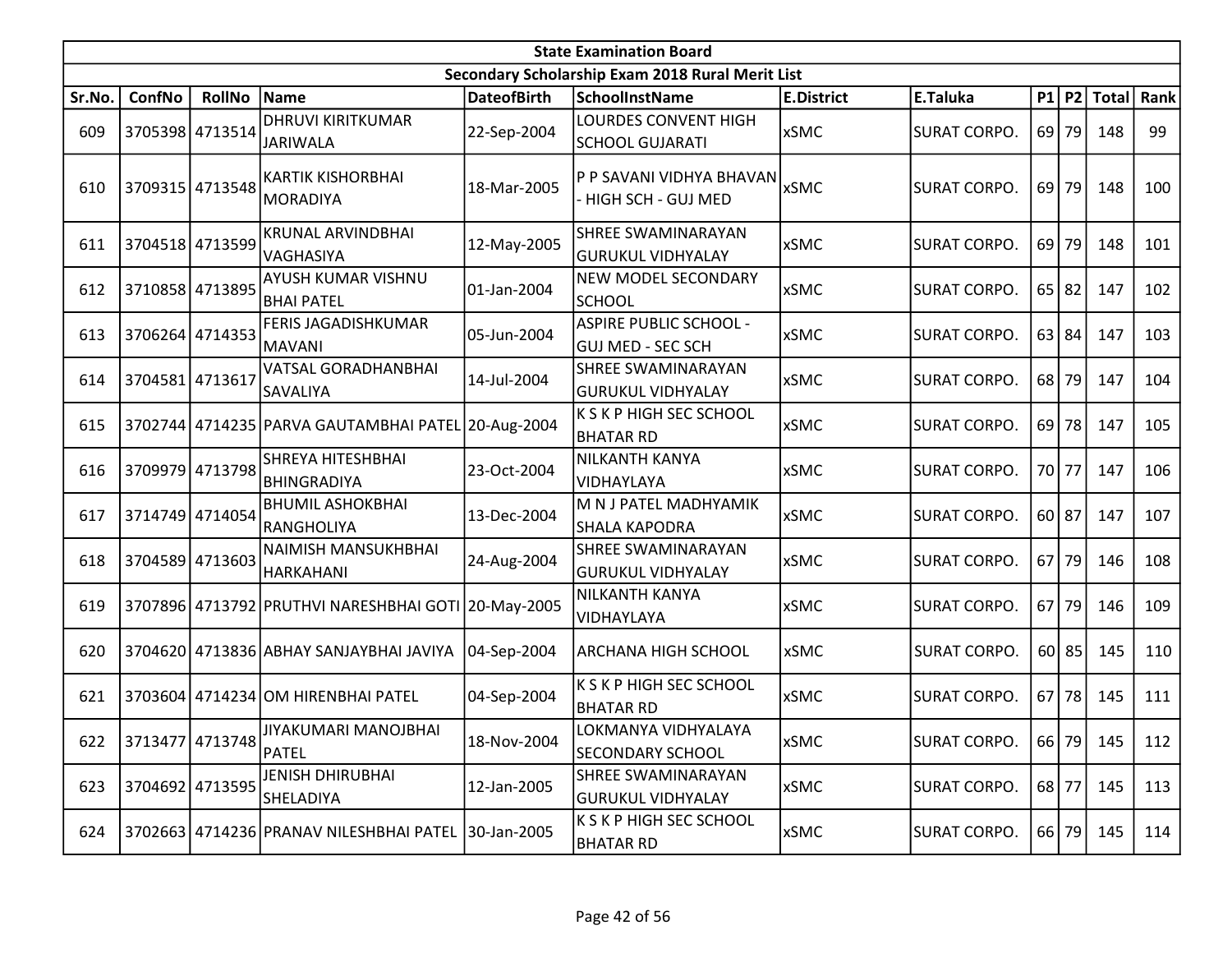| State Examination Board | | | | | | | | | | | | |
|---|---|---|---|---|---|---|---|---|---|---|---|---|
| Secondary Scholarship Exam 2018 Rural Merit List | | | | | | | | | | | | |
| Sr.No. | ConfNo | RollNo | Name | DateofBirth | SchoolInstName | E.District | E.Taluka | P1 | P2 | Total | Rank |
| 609 | 3705398 | 4713514 | DHRUVI KIRITKUMAR JARIWALA | 22-Sep-2004 | LOURDES CONVENT HIGH SCHOOL GUJARATI | xSMC | SURAT CORPO. | 69 | 79 | 148 | 99 |
| 610 | 3709315 | 4713548 | KARTIK KISHORBHAI MORADIYA | 18-Mar-2005 | P P SAVANI VIDHYA BHAVAN - HIGH SCH - GUJ MED | xSMC | SURAT CORPO. | 69 | 79 | 148 | 100 |
| 611 | 3704518 | 4713599 | KRUNAL ARVINDBHAI VAGHASIYA | 12-May-2005 | SHREE SWAMINARAYAN GURUKUL VIDHYALAY | xSMC | SURAT CORPO. | 69 | 79 | 148 | 101 |
| 612 | 3710858 | 4713895 | AYUSH KUMAR VISHNU BHAI PATEL | 01-Jan-2004 | NEW MODEL SECONDARY SCHOOL | xSMC | SURAT CORPO. | 65 | 82 | 147 | 102 |
| 613 | 3706264 | 4714353 | FERIS JAGADISHKUMAR MAVANI | 05-Jun-2004 | ASPIRE PUBLIC SCHOOL - GUJ MED - SEC SCH | xSMC | SURAT CORPO. | 63 | 84 | 147 | 103 |
| 614 | 3704581 | 4713617 | VATSAL GORADHANBHAI SAVALIYA | 14-Jul-2004 | SHREE SWAMINARAYAN GURUKUL VIDHYALAY | xSMC | SURAT CORPO. | 68 | 79 | 147 | 104 |
| 615 | 3702744 | 4714235 | PARVA GAUTAMBHAI PATEL | 20-Aug-2004 | K S K P HIGH SEC SCHOOL BHATAR RD | xSMC | SURAT CORPO. | 69 | 78 | 147 | 105 |
| 616 | 3709979 | 4713798 | SHREYA HITESHBHAI BHINGRADIYA | 23-Oct-2004 | NILKANTH KANYA VIDHAYLAYA | xSMC | SURAT CORPO. | 70 | 77 | 147 | 106 |
| 617 | 3714749 | 4714054 | BHUMIL ASHOKBHAI RANGHOLIYA | 13-Dec-2004 | M N J PATEL MADHYAMIK SHALA KAPODRA | xSMC | SURAT CORPO. | 60 | 87 | 147 | 107 |
| 618 | 3704589 | 4713603 | NAIMISH MANSUKHBHAI HARKAHANI | 24-Aug-2004 | SHREE SWAMINARAYAN GURUKUL VIDHYALAY | xSMC | SURAT CORPO. | 67 | 79 | 146 | 108 |
| 619 | 3707896 | 4713792 | PRUTHVI NARESHBHAI GOTI | 20-May-2005 | NILKANTH KANYA VIDHAYLAYA | xSMC | SURAT CORPO. | 67 | 79 | 146 | 109 |
| 620 | 3704620 | 4713836 | ABHAY SANJAYBHAI JAVIYA | 04-Sep-2004 | ARCHANA HIGH SCHOOL | xSMC | SURAT CORPO. | 60 | 85 | 145 | 110 |
| 621 | 3703604 | 4714234 | OM HIRENBHAI PATEL | 04-Sep-2004 | K S K P HIGH SEC SCHOOL BHATAR RD | xSMC | SURAT CORPO. | 67 | 78 | 145 | 111 |
| 622 | 3713477 | 4713748 | JIYAKUMARI MANOJBHAI PATEL | 18-Nov-2004 | LOKMANYA VIDHYALAYA SECONDARY SCHOOL | xSMC | SURAT CORPO. | 66 | 79 | 145 | 112 |
| 623 | 3704692 | 4713595 | JENISH DHIRUBHAI SHELADIYA | 12-Jan-2005 | SHREE SWAMINARAYAN GURUKUL VIDHYALAY | xSMC | SURAT CORPO. | 68 | 77 | 145 | 113 |
| 624 | 3702663 | 4714236 | PRANAV NILESHBHAI PATEL | 30-Jan-2005 | K S K P HIGH SEC SCHOOL BHATAR RD | xSMC | SURAT CORPO. | 66 | 79 | 145 | 114 |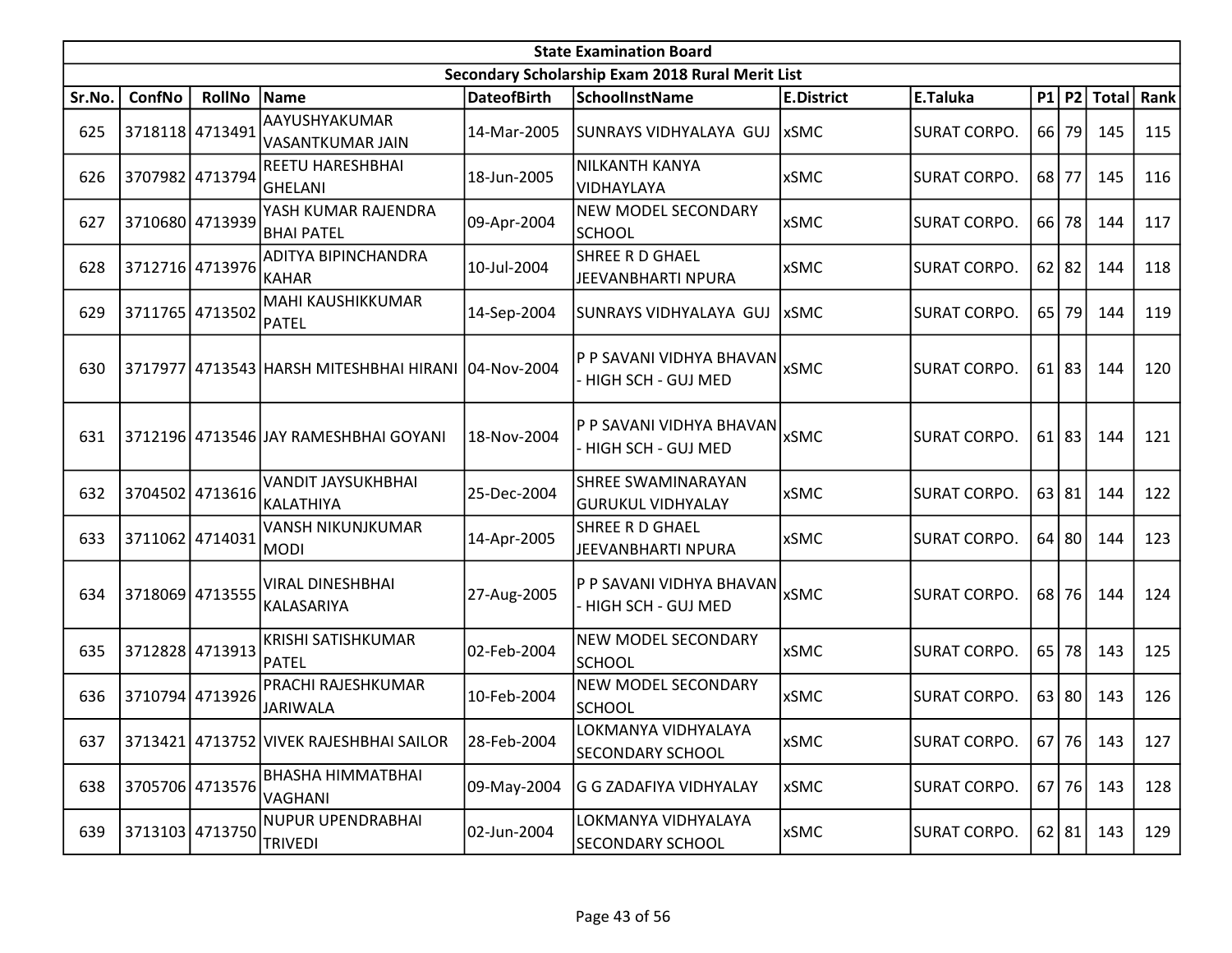| State Examination Board | | | | | | | | | | | | |
|---|---|---|---|---|---|---|---|---|---|---|---|---|
| Secondary Scholarship Exam 2018 Rural Merit List | | | | | | | | | | | | |
| Sr.No. | ConfNo | RollNo | Name | DateofBirth | SchoolInstName | E.District | E.Taluka | P1 | P2 | Total | Rank |
| 625 | 3718118 | 4713491 | AAYUSHYAKUMAR VASANTKUMAR JAIN | 14-Mar-2005 | SUNRAYS VIDHYALAYA GUJ | xSMC | SURAT CORPO. | 66 | 79 | 145 | 115 |
| 626 | 3707982 | 4713794 | REETU HARESHBHAI GHELANI | 18-Jun-2005 | NILKANTH KANYA VIDHAYLAYA | xSMC | SURAT CORPO. | 68 | 77 | 145 | 116 |
| 627 | 3710680 | 4713939 | YASH KUMAR RAJENDRA BHAI PATEL | 09-Apr-2004 | NEW MODEL SECONDARY SCHOOL | xSMC | SURAT CORPO. | 66 | 78 | 144 | 117 |
| 628 | 3712716 | 4713976 | ADITYA BIPINCHANDRA KAHAR | 10-Jul-2004 | SHREE R D GHAEL JEEVANBHARTI NPURA | xSMC | SURAT CORPO. | 62 | 82 | 144 | 118 |
| 629 | 3711765 | 4713502 | MAHI KAUSHIKKUMAR PATEL | 14-Sep-2004 | SUNRAYS VIDHYALAYA GUJ | xSMC | SURAT CORPO. | 65 | 79 | 144 | 119 |
| 630 | 3717977 | 4713543 | HARSH MITESHBHAI HIRANI | 04-Nov-2004 | P P SAVANI VIDHYA BHAVAN - HIGH SCH - GUJ MED | xSMC | SURAT CORPO. | 61 | 83 | 144 | 120 |
| 631 | 3712196 | 4713546 | JAY RAMESHBHAI GOYANI | 18-Nov-2004 | P P SAVANI VIDHYA BHAVAN - HIGH SCH - GUJ MED | xSMC | SURAT CORPO. | 61 | 83 | 144 | 121 |
| 632 | 3704502 | 4713616 | VANDIT JAYSUKHBHAI KALATHIYA | 25-Dec-2004 | SHREE SWAMINARAYAN GURUKUL VIDHYALAY | xSMC | SURAT CORPO. | 63 | 81 | 144 | 122 |
| 633 | 3711062 | 4714031 | VANSH NIKUNJKUMAR MODI | 14-Apr-2005 | SHREE R D GHAEL JEEVANBHARTI NPURA | xSMC | SURAT CORPO. | 64 | 80 | 144 | 123 |
| 634 | 3718069 | 4713555 | VIRAL DINESHBHAI KALASARIYA | 27-Aug-2005 | P P SAVANI VIDHYA BHAVAN - HIGH SCH - GUJ MED | xSMC | SURAT CORPO. | 68 | 76 | 144 | 124 |
| 635 | 3712828 | 4713913 | KRISHI SATISHKUMAR PATEL | 02-Feb-2004 | NEW MODEL SECONDARY SCHOOL | xSMC | SURAT CORPO. | 65 | 78 | 143 | 125 |
| 636 | 3710794 | 4713926 | PRACHI RAJESHKUMAR JARIWALA | 10-Feb-2004 | NEW MODEL SECONDARY SCHOOL | xSMC | SURAT CORPO. | 63 | 80 | 143 | 126 |
| 637 | 3713421 | 4713752 | VIVEK RAJESHBHAI SAILOR | 28-Feb-2004 | LOKMANYA VIDHYALAYA SECONDARY SCHOOL | xSMC | SURAT CORPO. | 67 | 76 | 143 | 127 |
| 638 | 3705706 | 4713576 | BHASHA HIMMATBHAI VAGHANI | 09-May-2004 | G G ZADAFIYA VIDHYALAY | xSMC | SURAT CORPO. | 67 | 76 | 143 | 128 |
| 639 | 3713103 | 4713750 | NUPUR UPENDRABHAI TRIVEDI | 02-Jun-2004 | LOKMANYA VIDHYALAYA SECONDARY SCHOOL | xSMC | SURAT CORPO. | 62 | 81 | 143 | 129 |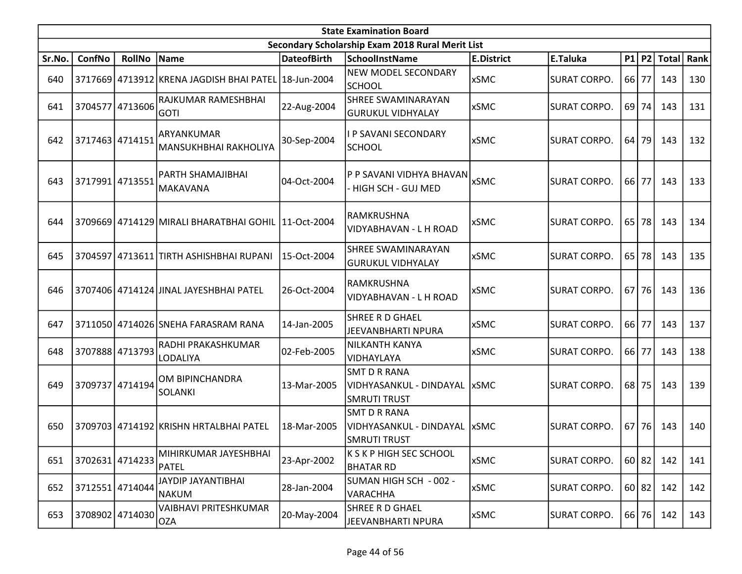## State Examination Board

### Secondary Scholarship Exam 2018 Rural Merit List

| Sr.No. | ConfNo | RollNo | Name | DateofBirth | SchoolInstName | E.District | E.Taluka | P1 | P2 | Total | Rank |
|---|---|---|---|---|---|---|---|---|---|---|---|
| 640 | 3717669 | 4713912 | KRENA JAGDISH BHAI PATEL | 18-Jun-2004 | NEW MODEL SECONDARY SCHOOL | xSMC | SURAT CORPO. | 66 | 77 | 143 | 130 |
| 641 | 3704577 | 4713606 | RAJKUMAR RAMESHBHAI GOTI | 22-Aug-2004 | SHREE SWAMINARAYAN GURUKUL VIDHYALAY | xSMC | SURAT CORPO. | 69 | 74 | 143 | 131 |
| 642 | 3717463 | 4714151 | ARYANKUMAR MANSUKHBHAI RAKHOLIYA | 30-Sep-2004 | I P SAVANI SECONDARY SCHOOL | xSMC | SURAT CORPO. | 64 | 79 | 143 | 132 |
| 643 | 3717991 | 4713551 | PARTH SHAMAJIBHAI MAKAVANA | 04-Oct-2004 | P P SAVANI VIDHYA BHAVAN - HIGH SCH - GUJ MED | xSMC | SURAT CORPO. | 66 | 77 | 143 | 133 |
| 644 | 3709669 | 4714129 | MIRALI BHARATBHAI GOHIL | 11-Oct-2004 | RAMKRUSHNA VIDYABHAVAN - L H ROAD | xSMC | SURAT CORPO. | 65 | 78 | 143 | 134 |
| 645 | 3704597 | 4713611 | TIRTH ASHISHBHAI RUPANI | 15-Oct-2004 | SHREE SWAMINARAYAN GURUKUL VIDHYALAY | xSMC | SURAT CORPO. | 65 | 78 | 143 | 135 |
| 646 | 3707406 | 4714124 | JINAL JAYESHBHAI PATEL | 26-Oct-2004 | RAMKRUSHNA VIDYABHAVAN - L H ROAD | xSMC | SURAT CORPO. | 67 | 76 | 143 | 136 |
| 647 | 3711050 | 4714026 | SNEHA FARASRAM RANA | 14-Jan-2005 | SHREE R D GHAEL JEEVANBHARTI NPURA | xSMC | SURAT CORPO. | 66 | 77 | 143 | 137 |
| 648 | 3707888 | 4713793 | RADHI PRAKASHKUMAR LODALIYA | 02-Feb-2005 | NILKANTH KANYA VIDHAYLAYA | xSMC | SURAT CORPO. | 66 | 77 | 143 | 138 |
| 649 | 3709737 | 4714194 | OM BIPINCHANDRA SOLANKI | 13-Mar-2005 | SMT D R RANA VIDHYASANKUL - DINDAYAL SMRUTI TRUST | xSMC | SURAT CORPO. | 68 | 75 | 143 | 139 |
| 650 | 3709703 | 4714192 | KRISHN HRTALBHAI PATEL | 18-Mar-2005 | SMT D R RANA VIDHYASANKUL - DINDAYAL SMRUTI TRUST | xSMC | SURAT CORPO. | 67 | 76 | 143 | 140 |
| 651 | 3702631 | 4714233 | MIHIRKUMAR JAYESHBHAI PATEL | 23-Apr-2002 | K S K P HIGH SEC SCHOOL BHATAR RD | xSMC | SURAT CORPO. | 60 | 82 | 142 | 141 |
| 652 | 3712551 | 4714044 | JAYDIP JAYANTIBHAI NAKUM | 28-Jan-2004 | SUMAN HIGH SCH - 002 - VARACHHA | xSMC | SURAT CORPO. | 60 | 82 | 142 | 142 |
| 653 | 3708902 | 4714030 | VAIBHAVI PRITESHKUMAR OZA | 20-May-2004 | SHREE R D GHAEL JEEVANBHARTI NPURA | xSMC | SURAT CORPO. | 66 | 76 | 142 | 143 |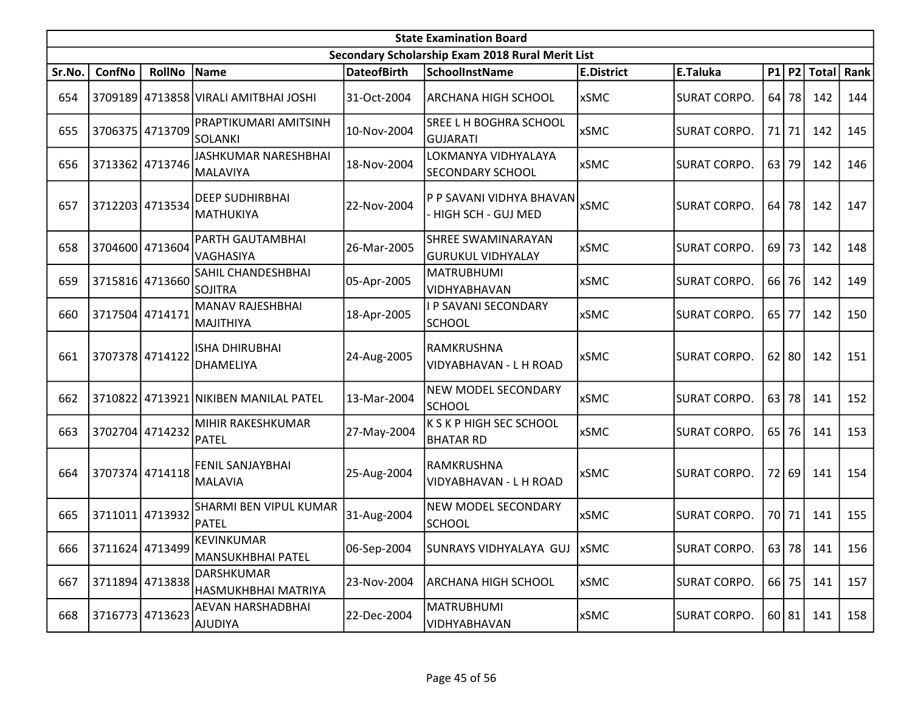| State Examination Board | | | | | | | | | | | |
|---|---|---|---|---|---|---|---|---|---|---|---|
| Secondary Scholarship Exam 2018 Rural Merit List | | | | | | | | | | | |
| Sr.No. | ConfNo | RollNo | Name | DateofBirth | SchoolInstName | E.District | E.Taluka | P1 | P2 | Total | Rank |
| 654 | 3709189 | 4713858 | VIRALI AMITBHAI JOSHI | 31-Oct-2004 | ARCHANA HIGH SCHOOL | xSMC | SURAT CORPO. | 64 | 78 | 142 | 144 |
| 655 | 3706375 | 4713709 | PRAPTIKUMARI AMITSINH SOLANKI | 10-Nov-2004 | SREE L H BOGHRA SCHOOL GUJARATI | xSMC | SURAT CORPO. | 71 | 71 | 142 | 145 |
| 656 | 3713362 | 4713746 | JASHKUMAR NARESHBHAI MALAVIYA | 18-Nov-2004 | LOKMANYA VIDHYALAYA SECONDARY SCHOOL | xSMC | SURAT CORPO. | 63 | 79 | 142 | 146 |
| 657 | 3712203 | 4713534 | DEEP SUDHIRBHAI MATHUKIYA | 22-Nov-2004 | P P SAVANI VIDHYA BHAVAN - HIGH SCH - GUJ MED | xSMC | SURAT CORPO. | 64 | 78 | 142 | 147 |
| 658 | 3704600 | 4713604 | PARTH GAUTAMBHAI VAGHASIYA | 26-Mar-2005 | SHREE SWAMINARAYAN GURUKUL VIDHYALAY | xSMC | SURAT CORPO. | 69 | 73 | 142 | 148 |
| 659 | 3715816 | 4713660 | SAHIL CHANDESHBHAI SOJITRA | 05-Apr-2005 | MATRUBHUMI VIDHYABHAVAN | xSMC | SURAT CORPO. | 66 | 76 | 142 | 149 |
| 660 | 3717504 | 4714171 | MANAV RAJESHBHAI MAJITHIYA | 18-Apr-2005 | I P SAVANI SECONDARY SCHOOL | xSMC | SURAT CORPO. | 65 | 77 | 142 | 150 |
| 661 | 3707378 | 4714122 | ISHA DHIRUBHAI DHAMELIYA | 24-Aug-2005 | RAMKRUSHNA VIDYABHAVAN - L H ROAD | xSMC | SURAT CORPO. | 62 | 80 | 142 | 151 |
| 662 | 3710822 | 4713921 | NIKIBEN MANILAL PATEL | 13-Mar-2004 | NEW MODEL SECONDARY SCHOOL | xSMC | SURAT CORPO. | 63 | 78 | 141 | 152 |
| 663 | 3702704 | 4714232 | MIHIR RAKESHKUMAR PATEL | 27-May-2004 | K S K P HIGH SEC SCHOOL BHATAR RD | xSMC | SURAT CORPO. | 65 | 76 | 141 | 153 |
| 664 | 3707374 | 4714118 | FENIL SANJAYBHAI MALAVIA | 25-Aug-2004 | RAMKRUSHNA VIDYABHAVAN - L H ROAD | xSMC | SURAT CORPO. | 72 | 69 | 141 | 154 |
| 665 | 3711011 | 4713932 | SHARMI BEN VIPUL KUMAR PATEL | 31-Aug-2004 | NEW MODEL SECONDARY SCHOOL | xSMC | SURAT CORPO. | 70 | 71 | 141 | 155 |
| 666 | 3711624 | 4713499 | KEVINKUMAR MANSUKHBHAI PATEL | 06-Sep-2004 | SUNRAYS VIDHYALAYA GUJ | xSMC | SURAT CORPO. | 63 | 78 | 141 | 156 |
| 667 | 3711894 | 4713838 | DARSHKUMAR HASMUKHBHAI MATRIYA | 23-Nov-2004 | ARCHANA HIGH SCHOOL | xSMC | SURAT CORPO. | 66 | 75 | 141 | 157 |
| 668 | 3716773 | 4713623 | AEVAN HARSHADBHAI AJUDIYA | 22-Dec-2004 | MATRUBHUMI VIDHYABHAVAN | xSMC | SURAT CORPO. | 60 | 81 | 141 | 158 |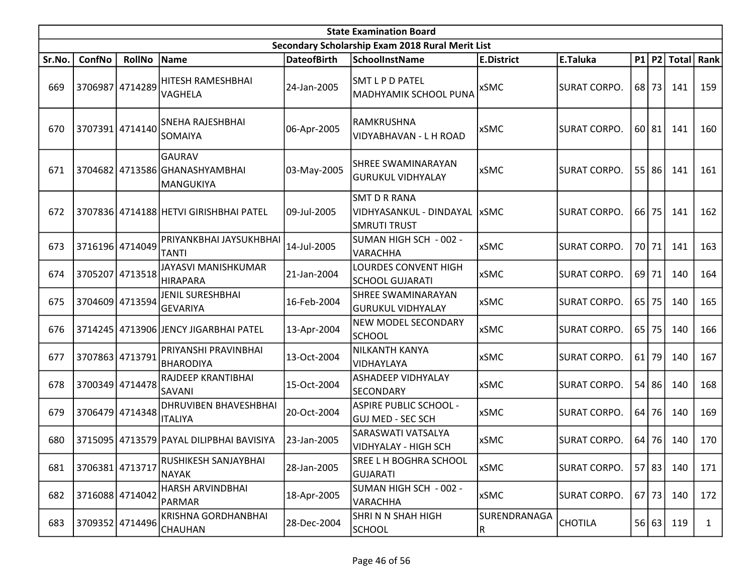| State Examination Board | | | | | | | | | | | |
|---|---|---|---|---|---|---|---|---|---|---|---|
| Secondary Scholarship Exam 2018 Rural Merit List | | | | | | | | | | | |
| Sr.No. | ConfNo | RollNo | Name | DateofBirth | SchoolInstName | E.District | E.Taluka | P1 | P2 | Total | Rank |
| 669 | 3706987 | 4714289 | HITESH RAMESHBHAI VAGHELA | 24-Jan-2005 | SMT L P D PATEL MADHYAMIK SCHOOL PUNA | xSMC | SURAT CORPO. | 68 | 73 | 141 | 159 |
| 670 | 3707391 | 4714140 | SNEHA RAJESHBHAI SOMAIYA | 06-Apr-2005 | RAMKRUSHNA VIDYABHAVAN - L H ROAD | xSMC | SURAT CORPO. | 60 | 81 | 141 | 160 |
| 671 | 3704682 | 4713586 | GAURAV GHANASHYAMBHAI MANGUKIYA | 03-May-2005 | SHREE SWAMINARAYAN GURUKUL VIDHYALAY | xSMC | SURAT CORPO. | 55 | 86 | 141 | 161 |
| 672 | 3707836 | 4714188 | HETVI GIRISHBHAI PATEL | 09-Jul-2005 | SMT D R RANA VIDHYASANKUL - DINDAYAL SMRUTI TRUST | xSMC | SURAT CORPO. | 66 | 75 | 141 | 162 |
| 673 | 3716196 | 4714049 | PRIYANKBHAI JAYSUKHBHAI TANTI | 14-Jul-2005 | SUMAN HIGH SCH - 002 - VARACHHA | xSMC | SURAT CORPO. | 70 | 71 | 141 | 163 |
| 674 | 3705207 | 4713518 | JAYASVI MANISHKUMAR HIRAPARA | 21-Jan-2004 | LOURDES CONVENT HIGH SCHOOL GUJARATI | xSMC | SURAT CORPO. | 69 | 71 | 140 | 164 |
| 675 | 3704609 | 4713594 | JENIL SURESHBHAI GEVARIYA | 16-Feb-2004 | SHREE SWAMINARAYAN GURUKUL VIDHYALAY | xSMC | SURAT CORPO. | 65 | 75 | 140 | 165 |
| 676 | 3714245 | 4713906 | JENCY JIGARBHAI PATEL | 13-Apr-2004 | NEW MODEL SECONDARY SCHOOL | xSMC | SURAT CORPO. | 65 | 75 | 140 | 166 |
| 677 | 3707863 | 4713791 | PRIYANSHI PRAVINBHAI BHARODIYA | 13-Oct-2004 | NILKANTH KANYA VIDHAYLAYA | xSMC | SURAT CORPO. | 61 | 79 | 140 | 167 |
| 678 | 3700349 | 4714478 | RAJDEEP KRANTIBHAI SAVANI | 15-Oct-2004 | ASHADEEP VIDHYALAY SECONDARY | xSMC | SURAT CORPO. | 54 | 86 | 140 | 168 |
| 679 | 3706479 | 4714348 | DHRUVIBEN BHAVESHBHAI ITALIYA | 20-Oct-2004 | ASPIRE PUBLIC SCHOOL - GUJ MED - SEC SCH | xSMC | SURAT CORPO. | 64 | 76 | 140 | 169 |
| 680 | 3715095 | 4713579 | PAYAL DILIPBHAI BAVISIYA | 23-Jan-2005 | SARASWATI VATSALYA VIDHYALAY - HIGH SCH | xSMC | SURAT CORPO. | 64 | 76 | 140 | 170 |
| 681 | 3706381 | 4713717 | RUSHIKESH SANJAYBHAI NAYAK | 28-Jan-2005 | SREE L H BOGHRA SCHOOL GUJARATI | xSMC | SURAT CORPO. | 57 | 83 | 140 | 171 |
| 682 | 3716088 | 4714042 | HARSH ARVINDBHAI PARMAR | 18-Apr-2005 | SUMAN HIGH SCH - 002 - VARACHHA | xSMC | SURAT CORPO. | 67 | 73 | 140 | 172 |
| 683 | 3709352 | 4714496 | KRISHNA GORDHANBHAI CHAUHAN | 28-Dec-2004 | SHRI N N SHAH HIGH SCHOOL | SURENDRANAGAR | CHOTILA | 56 | 63 | 119 | 1 |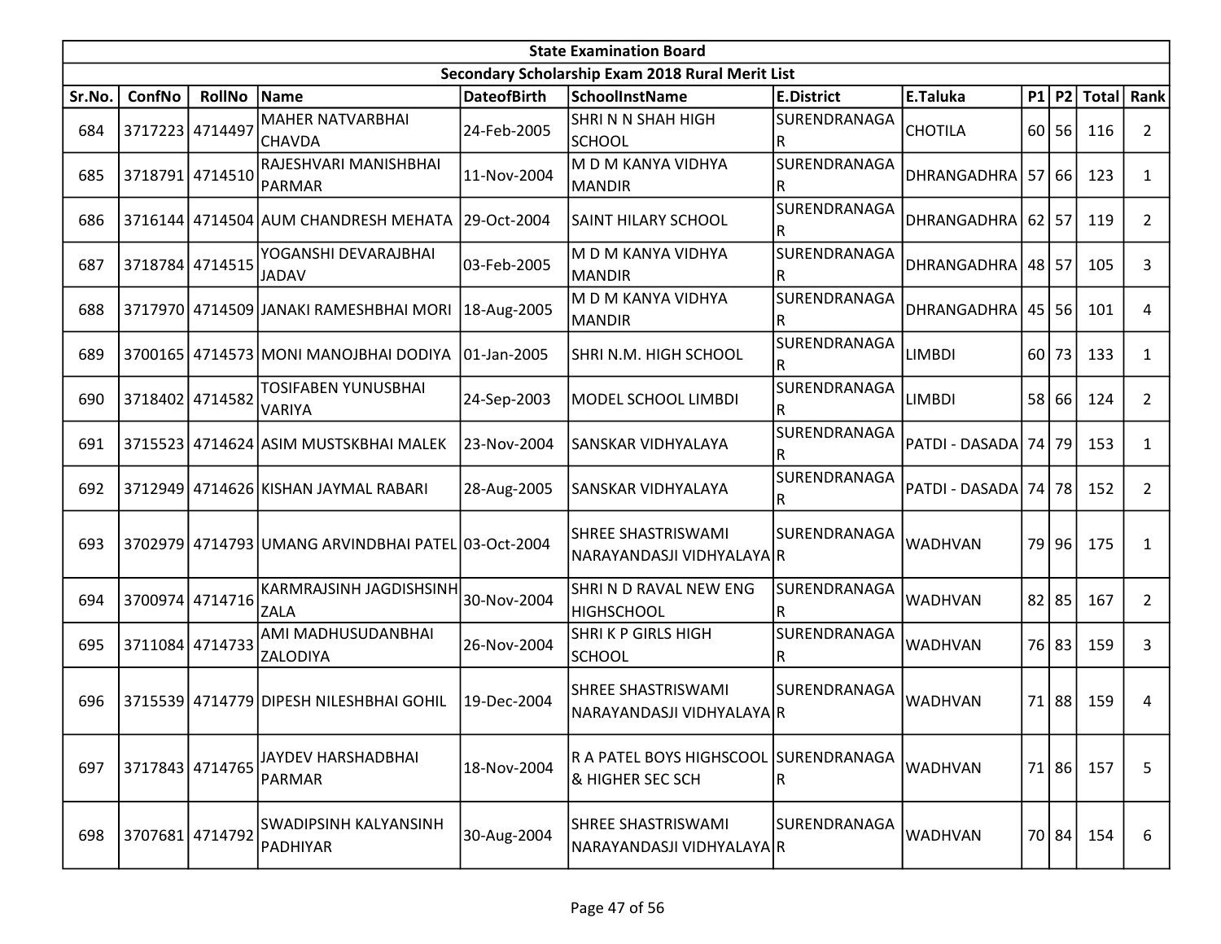| State Examination Board | | | | | | | | | | | | |
|---|---|---|---|---|---|---|---|---|---|---|---|---|
| Secondary Scholarship Exam 2018 Rural Merit List | | | | | | | | | | | | |
| Sr.No. | ConfNo | RollNo | Name | DateofBirth | SchoolInstName | E.District | E.Taluka | P1 | P2 | Total | Rank |
| 684 | 3717223 | 4714497 | MAHER NATVARBHAI CHAVDA | 24-Feb-2005 | SHRI N N SHAH HIGH SCHOOL | SURENDRANAGAR | CHOTILA | 60 | 56 | 116 | 2 |
| 685 | 3718791 | 4714510 | RAJESHVARI MANISHBHAI PARMAR | 11-Nov-2004 | M D M KANYA VIDHYA MANDIR | SURENDRANAGAR | DHRANGADHRA | 57 | 66 | 123 | 1 |
| 686 | 3716144 | 4714504 | AUM CHANDRESH MEHATA | 29-Oct-2004 | SAINT HILARY SCHOOL | SURENDRANAGAR | DHRANGADHRA | 62 | 57 | 119 | 2 |
| 687 | 3718784 | 4714515 | YOGANSHI DEVARAJBHAI JADAV | 03-Feb-2005 | M D M KANYA VIDHYA MANDIR | SURENDRANAGAR | DHRANGADHRA | 48 | 57 | 105 | 3 |
| 688 | 3717970 | 4714509 | JANAKI RAMESHBHAI MORI | 18-Aug-2005 | M D M KANYA VIDHYA MANDIR | SURENDRANAGAR | DHRANGADHRA | 45 | 56 | 101 | 4 |
| 689 | 3700165 | 4714573 | MONI MANOJBHAI DODIYA | 01-Jan-2005 | SHRI N.M. HIGH SCHOOL | SURENDRANAGAR | LIMBDI | 60 | 73 | 133 | 1 |
| 690 | 3718402 | 4714582 | TOSIFABEN YUNUSBHAI VARIYA | 24-Sep-2003 | MODEL SCHOOL LIMBDI | SURENDRANAGAR | LIMBDI | 58 | 66 | 124 | 2 |
| 691 | 3715523 | 4714624 | ASIM MUSTSKBHAI MALEK | 23-Nov-2004 | SANSKAR VIDHYALAYA | SURENDRANAGAR | PATDI - DASADA | 74 | 79 | 153 | 1 |
| 692 | 3712949 | 4714626 | KISHAN JAYMAL RABARI | 28-Aug-2005 | SANSKAR VIDHYALAYA | SURENDRANAGAR | PATDI - DASADA | 74 | 78 | 152 | 2 |
| 693 | 3702979 | 4714793 | UMANG ARVINDBHAI PATEL | 03-Oct-2004 | SHREE SHASTRISWAMI NARAYANDASJI VIDHYALAYA | SURENDRANAGAR | WADHVAN | 79 | 96 | 175 | 1 |
| 694 | 3700974 | 4714716 | KARMRAJSINH JAGDISHSINH ZALA | 30-Nov-2004 | SHRI N D RAVAL NEW ENG HIGHSCHOOL | SURENDRANAGAR | WADHVAN | 82 | 85 | 167 | 2 |
| 695 | 3711084 | 4714733 | AMI MADHUSUDANBHAI ZALODIYA | 26-Nov-2004 | SHRI K P GIRLS HIGH SCHOOL | SURENDRANAGAR | WADHVAN | 76 | 83 | 159 | 3 |
| 696 | 3715539 | 4714779 | DIPESH NILESHBHAI GOHIL | 19-Dec-2004 | SHREE SHASTRISWAMI NARAYANDASJI VIDHYALAYA | SURENDRANAGAR | WADHVAN | 71 | 88 | 159 | 4 |
| 697 | 3717843 | 4714765 | JAYDEV HARSHADBHAI PARMAR | 18-Nov-2004 | R A PATEL BOYS HIGHSCOOL & HIGHER SEC SCH | SURENDRANAGAR | WADHVAN | 71 | 86 | 157 | 5 |
| 698 | 3707681 | 4714792 | SWADIPSINH KALYANSINH PADHIYAR | 30-Aug-2004 | SHREE SHASTRISWAMI NARAYANDASJI VIDHYALAYA | SURENDRANAGAR | WADHVAN | 70 | 84 | 154 | 6 |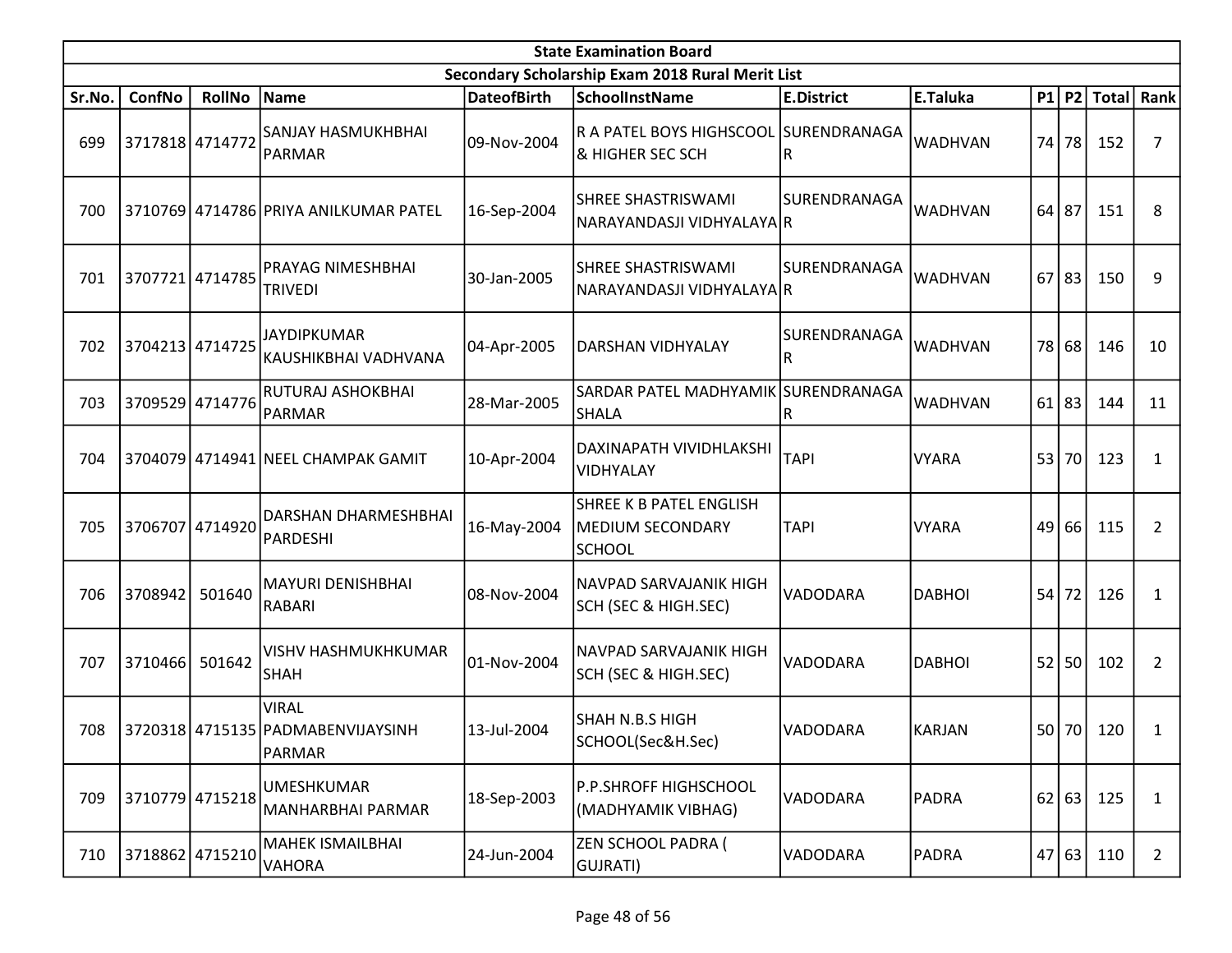| State Examination Board | | | | | | | | | | | | |
|---|---|---|---|---|---|---|---|---|---|---|---|---|
| Secondary Scholarship Exam 2018 Rural Merit List | | | | | | | | | | | | |
| Sr.No. | ConfNo | RollNo | Name | DateofBirth | SchoolInstName | E.District | E.Taluka | P1 | P2 | Total | Rank |
| 699 | 3717818 | 4714772 | SANJAY HASMUKHBHAI PARMAR | 09-Nov-2004 | R A PATEL BOYS HIGHSCOOL & HIGHER SEC SCH | SURENDRANAGAR | WADHVAN | 74 | 78 | 152 | 7 |
| 700 | 3710769 | 4714786 | PRIYA ANILKUMAR PATEL | 16-Sep-2004 | SHREE SHASTRISWAMI NARAYANDASJI VIDHYALAYA | SURENDRANAGAR | WADHVAN | 64 | 87 | 151 | 8 |
| 701 | 3707721 | 4714785 | PRAYAG NIMESHBHAI TRIVEDI | 30-Jan-2005 | SHREE SHASTRISWAMI NARAYANDASJI VIDHYALAYA | SURENDRANAGAR | WADHVAN | 67 | 83 | 150 | 9 |
| 702 | 3704213 | 4714725 | JAYDIPKUMAR KAUSHIKBHAI VADHVANA | 04-Apr-2005 | DARSHAN VIDHYALAY | SURENDRANAGAR | WADHVAN | 78 | 68 | 146 | 10 |
| 703 | 3709529 | 4714776 | RUTURAJ ASHOKBHAI PARMAR | 28-Mar-2005 | SARDAR PATEL MADHYAMIK SHALA | SURENDRANAGAR | WADHVAN | 61 | 83 | 144 | 11 |
| 704 | 3704079 | 4714941 | NEEL CHAMPAK GAMIT | 10-Apr-2004 | DAXINAPATH VIVIDHLAKSHI VIDHYALAY | TAPI | VYARA | 53 | 70 | 123 | 1 |
| 705 | 3706707 | 4714920 | DARSHAN DHARMESHBHAI PARDESHI | 16-May-2004 | SHREE K B PATEL ENGLISH MEDIUM SECONDARY SCHOOL | TAPI | VYARA | 49 | 66 | 115 | 2 |
| 706 | 3708942 | 501640 | MAYURI DENISHBHAI RABARI | 08-Nov-2004 | NAVPAD SARVAJANIK HIGH SCH (SEC & HIGH.SEC) | VADODARA | DABHOI | 54 | 72 | 126 | 1 |
| 707 | 3710466 | 501642 | VISHV HASHMUKHKUMAR SHAH | 01-Nov-2004 | NAVPAD SARVAJANIK HIGH SCH (SEC & HIGH.SEC) | VADODARA | DABHOI | 52 | 50 | 102 | 2 |
| 708 | 3720318 | 4715135 | VIRAL PADMABENVIJAYSINH PARMAR | 13-Jul-2004 | SHAH N.B.S HIGH SCHOOL(Sec&H.Sec) | VADODARA | KARJAN | 50 | 70 | 120 | 1 |
| 709 | 3710779 | 4715218 | UMESHKUMAR MANHARBHAI PARMAR | 18-Sep-2003 | P.P.SHROFF HIGHSCHOOL (MADHYAMIK VIBHAG) | VADODARA | PADRA | 62 | 63 | 125 | 1 |
| 710 | 3718862 | 4715210 | MAHEK ISMAILBHAI VAHORA | 24-Jun-2004 | ZEN SCHOOL PADRA ( GUJRATI) | VADODARA | PADRA | 47 | 63 | 110 | 2 |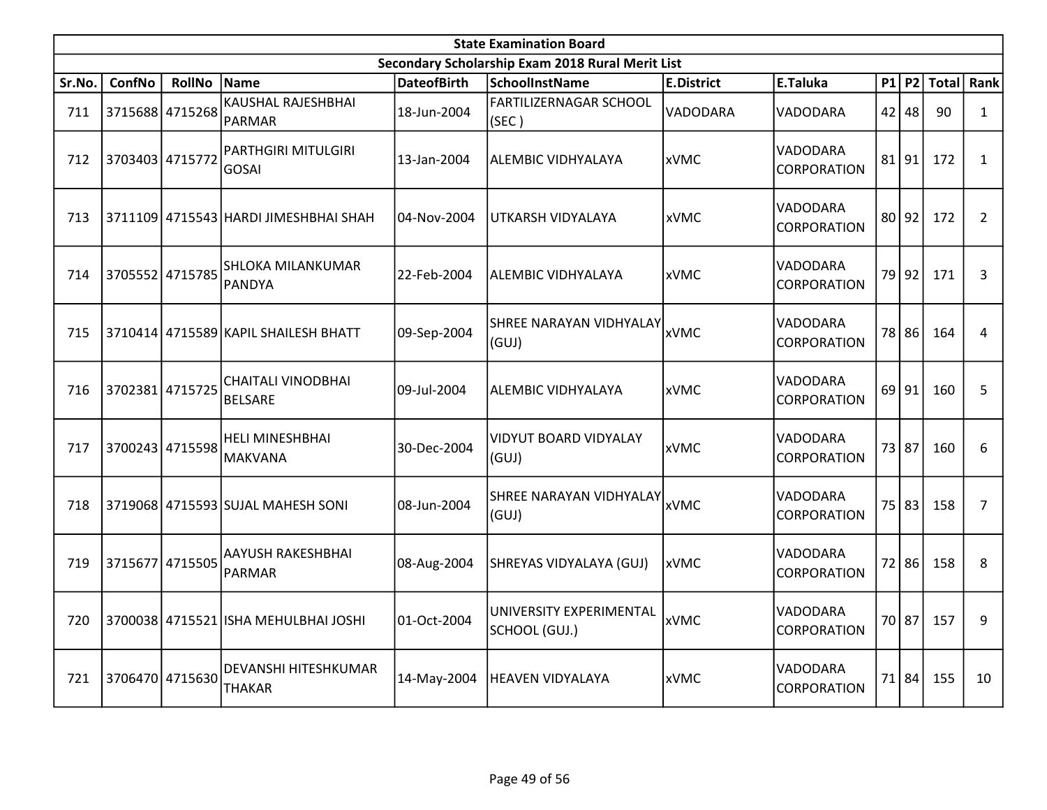| State Examination Board | | | | | | | | | | | |
|---|---|---|---|---|---|---|---|---|---|---|---|
| Secondary Scholarship Exam 2018 Rural Merit List | | | | | | | | | | | |
| Sr.No. | ConfNo | RollNo | Name | DateofBirth | SchoolInstName | E.District | E.Taluka | P1 | P2 | Total | Rank |
| 711 | 3715688 | 4715268 | KAUSHAL RAJESHBHAI PARMAR | 18-Jun-2004 | FARTILIZERNAGAR SCHOOL (SEC ) | VADODARA | VADODARA | 42 | 48 | 90 | 1 |
| 712 | 3703403 | 4715772 | PARTHGIRI MITULGIRI GOSAI | 13-Jan-2004 | ALEMBIC VIDHYALAYA | xVMC | VADODARA CORPORATION | 81 | 91 | 172 | 1 |
| 713 | 3711109 | 4715543 | HARDI JIMESHBHAI SHAH | 04-Nov-2004 | UTKARSH VIDYALAYA | xVMC | VADODARA CORPORATION | 80 | 92 | 172 | 2 |
| 714 | 3705552 | 4715785 | SHLOKA MILANKUMAR PANDYA | 22-Feb-2004 | ALEMBIC VIDHYALAYA | xVMC | VADODARA CORPORATION | 79 | 92 | 171 | 3 |
| 715 | 3710414 | 4715589 | KAPIL SHAILESH BHATT | 09-Sep-2004 | SHREE NARAYAN VIDHYALAY (GUJ) | xVMC | VADODARA CORPORATION | 78 | 86 | 164 | 4 |
| 716 | 3702381 | 4715725 | CHAITALI VINODBHAI BELSARE | 09-Jul-2004 | ALEMBIC VIDHYALAYA | xVMC | VADODARA CORPORATION | 69 | 91 | 160 | 5 |
| 717 | 3700243 | 4715598 | HELI MINESHBHAI MAKVANA | 30-Dec-2004 | VIDYUT BOARD VIDYALAY (GUJ) | xVMC | VADODARA CORPORATION | 73 | 87 | 160 | 6 |
| 718 | 3719068 | 4715593 | SUJAL MAHESH SONI | 08-Jun-2004 | SHREE NARAYAN VIDHYALAY (GUJ) | xVMC | VADODARA CORPORATION | 75 | 83 | 158 | 7 |
| 719 | 3715677 | 4715505 | AAYUSH RAKESHBHAI PARMAR | 08-Aug-2004 | SHREYAS VIDYALAYA (GUJ) | xVMC | VADODARA CORPORATION | 72 | 86 | 158 | 8 |
| 720 | 3700038 | 4715521 | ISHA MEHULBHAI JOSHI | 01-Oct-2004 | UNIVERSITY EXPERIMENTAL SCHOOL (GUJ.) | xVMC | VADODARA CORPORATION | 70 | 87 | 157 | 9 |
| 721 | 3706470 | 4715630 | DEVANSHI HITESHKUMAR THAKAR | 14-May-2004 | HEAVEN VIDYALAYA | xVMC | VADODARA CORPORATION | 71 | 84 | 155 | 10 |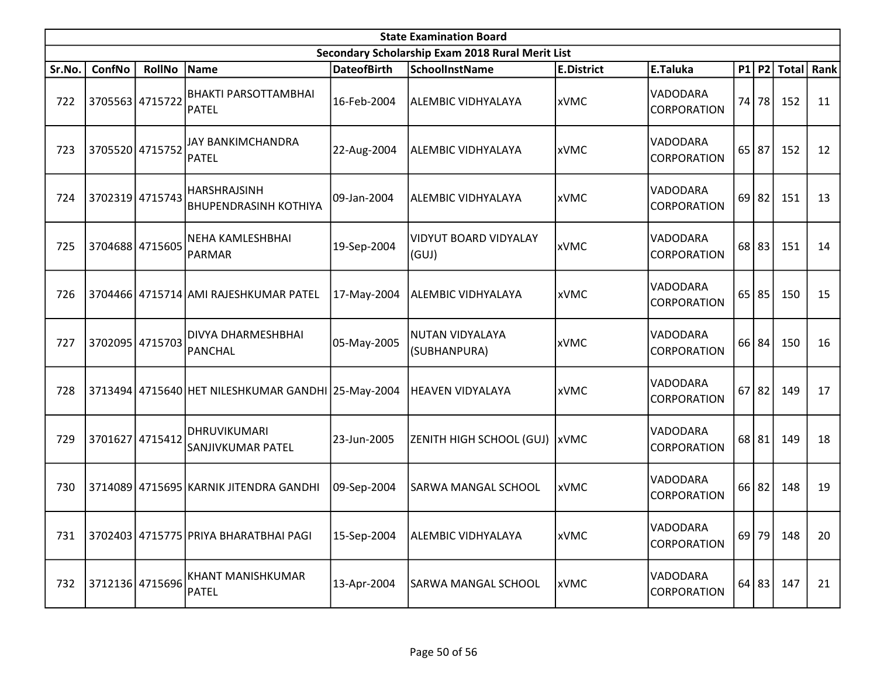| State Examination Board | | | | | | | | | | | | |
|---|---|---|---|---|---|---|---|---|---|---|---|---|
| Secondary Scholarship Exam 2018 Rural Merit List | | | | | | | | | | | | |
| Sr.No. | ConfNo | RollNo | Name | DateofBirth | SchoolInstName | E.District | E.Taluka | P1 | P2 | Total | Rank |
| 722 | 3705563 | 4715722 | BHAKTI PARSOTTAMBHAI PATEL | 16-Feb-2004 | ALEMBIC VIDHYALAYA | xVMC | VADODARA CORPORATION | 74 | 78 | 152 | 11 |
| 723 | 3705520 | 4715752 | JAY BANKIMCHANDRA PATEL | 22-Aug-2004 | ALEMBIC VIDHYALAYA | xVMC | VADODARA CORPORATION | 65 | 87 | 152 | 12 |
| 724 | 3702319 | 4715743 | HARSHRAJSINH BHUPENDRASINH KOTHIYA | 09-Jan-2004 | ALEMBIC VIDHYALAYA | xVMC | VADODARA CORPORATION | 69 | 82 | 151 | 13 |
| 725 | 3704688 | 4715605 | NEHA KAMLESHBHAI PARMAR | 19-Sep-2004 | VIDYUT BOARD VIDYALAY (GUJ) | xVMC | VADODARA CORPORATION | 68 | 83 | 151 | 14 |
| 726 | 3704466 | 4715714 | AMI RAJESHKUMAR PATEL | 17-May-2004 | ALEMBIC VIDHYALAYA | xVMC | VADODARA CORPORATION | 65 | 85 | 150 | 15 |
| 727 | 3702095 | 4715703 | DIVYA DHARMESHBHAI PANCHAL | 05-May-2005 | NUTAN VIDYALAYA (SUBHANPURA) | xVMC | VADODARA CORPORATION | 66 | 84 | 150 | 16 |
| 728 | 3713494 | 4715640 | HET NILESHKUMAR GANDHI | 25-May-2004 | HEAVEN VIDYALAYA | xVMC | VADODARA CORPORATION | 67 | 82 | 149 | 17 |
| 729 | 3701627 | 4715412 | DHRUVIKUMARI SANJIVKUMAR PATEL | 23-Jun-2005 | ZENITH HIGH SCHOOL (GUJ) | xVMC | VADODARA CORPORATION | 68 | 81 | 149 | 18 |
| 730 | 3714089 | 4715695 | KARNIK JITENDRA GANDHI | 09-Sep-2004 | SARWA MANGAL SCHOOL | xVMC | VADODARA CORPORATION | 66 | 82 | 148 | 19 |
| 731 | 3702403 | 4715775 | PRIYA BHARATBHAI PAGI | 15-Sep-2004 | ALEMBIC VIDHYALAYA | xVMC | VADODARA CORPORATION | 69 | 79 | 148 | 20 |
| 732 | 3712136 | 4715696 | KHANT MANISHKUMAR PATEL | 13-Apr-2004 | SARWA MANGAL SCHOOL | xVMC | VADODARA CORPORATION | 64 | 83 | 147 | 21 |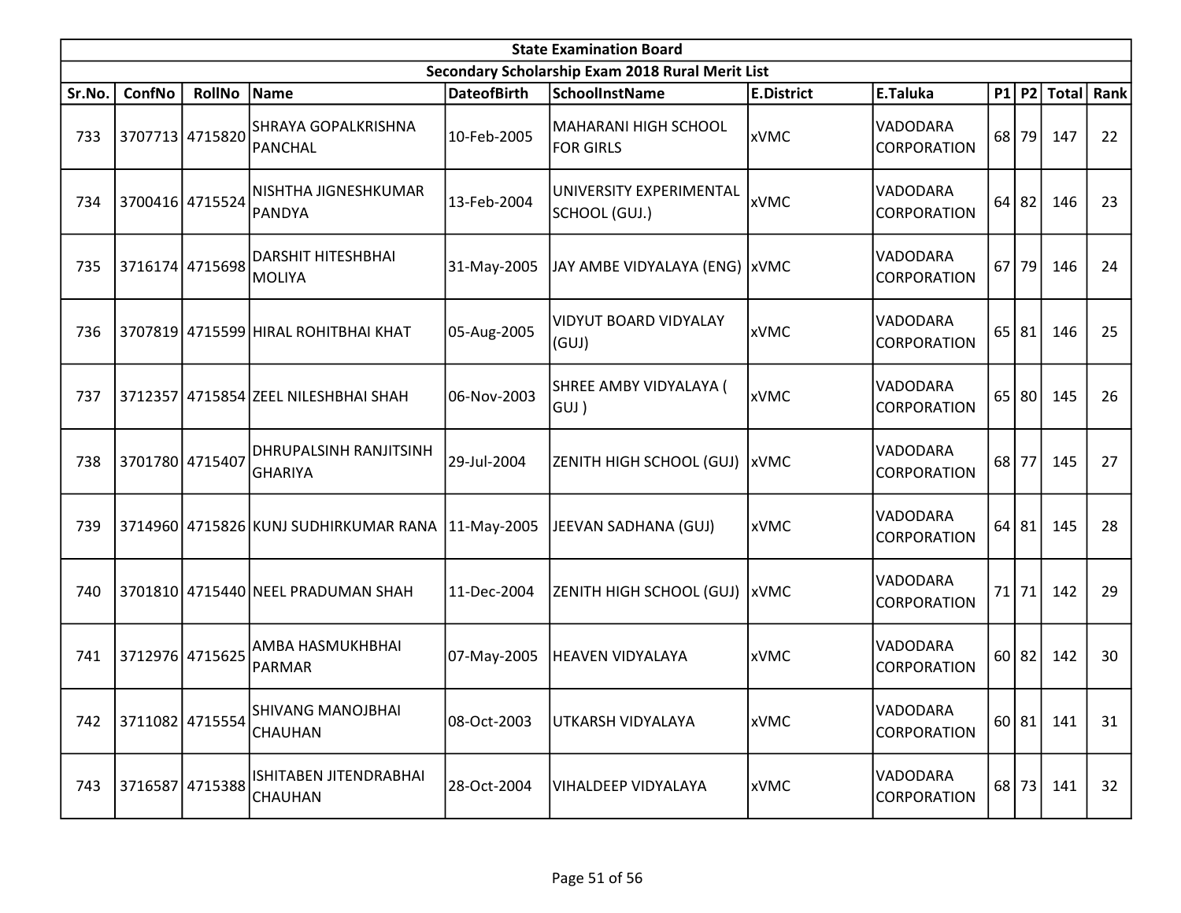| State Examination Board | | | | | | | | | | | |
|---|---|---|---|---|---|---|---|---|---|---|---|
| Secondary Scholarship Exam 2018 Rural Merit List | | | | | | | | | | | |
| Sr.No. | ConfNo | RollNo | Name | DateofBirth | SchoolInstName | E.District | E.Taluka | P1 | P2 | Total | Rank |
| 733 | 3707713 | 4715820 | SHRAYA GOPALKRISHNA PANCHAL | 10-Feb-2005 | MAHARANI HIGH SCHOOL FOR GIRLS | xVMC | VADODARA CORPORATION | 68 | 79 | 147 | 22 |
| 734 | 3700416 | 4715524 | NISHTHA JIGNESHKUMAR PANDYA | 13-Feb-2004 | UNIVERSITY EXPERIMENTAL SCHOOL (GUJ.) | xVMC | VADODARA CORPORATION | 64 | 82 | 146 | 23 |
| 735 | 3716174 | 4715698 | DARSHIT HITESHBHAI MOLIYA | 31-May-2005 | JAY AMBE VIDYALAYA (ENG) | xVMC | VADODARA CORPORATION | 67 | 79 | 146 | 24 |
| 736 | 3707819 | 4715599 | HIRAL ROHITBHAI KHAT | 05-Aug-2005 | VIDYUT BOARD VIDYALAY (GUJ) | xVMC | VADODARA CORPORATION | 65 | 81 | 146 | 25 |
| 737 | 3712357 | 4715854 | ZEEL NILESHBHAI SHAH | 06-Nov-2003 | SHREE AMBY VIDYALAYA ( GUJ ) | xVMC | VADODARA CORPORATION | 65 | 80 | 145 | 26 |
| 738 | 3701780 | 4715407 | DHRUPALSINH RANJITSINH GHARIYA | 29-Jul-2004 | ZENITH HIGH SCHOOL (GUJ) | xVMC | VADODARA CORPORATION | 68 | 77 | 145 | 27 |
| 739 | 3714960 | 4715826 | KUNJ SUDHIRKUMAR RANA | 11-May-2005 | JEEVAN SADHANA (GUJ) | xVMC | VADODARA CORPORATION | 64 | 81 | 145 | 28 |
| 740 | 3701810 | 4715440 | NEEL PRADUMAN SHAH | 11-Dec-2004 | ZENITH HIGH SCHOOL (GUJ) | xVMC | VADODARA CORPORATION | 71 | 71 | 142 | 29 |
| 741 | 3712976 | 4715625 | AMBA HASMUKHBHAI PARMAR | 07-May-2005 | HEAVEN VIDYALAYA | xVMC | VADODARA CORPORATION | 60 | 82 | 142 | 30 |
| 742 | 3711082 | 4715554 | SHIVANG MANOJBHAI CHAUHAN | 08-Oct-2003 | UTKARSH VIDYALAYA | xVMC | VADODARA CORPORATION | 60 | 81 | 141 | 31 |
| 743 | 3716587 | 4715388 | ISHITABEN JITENDRABHAI CHAUHAN | 28-Oct-2004 | VIHALDEEP VIDYALAYA | xVMC | VADODARA CORPORATION | 68 | 73 | 141 | 32 |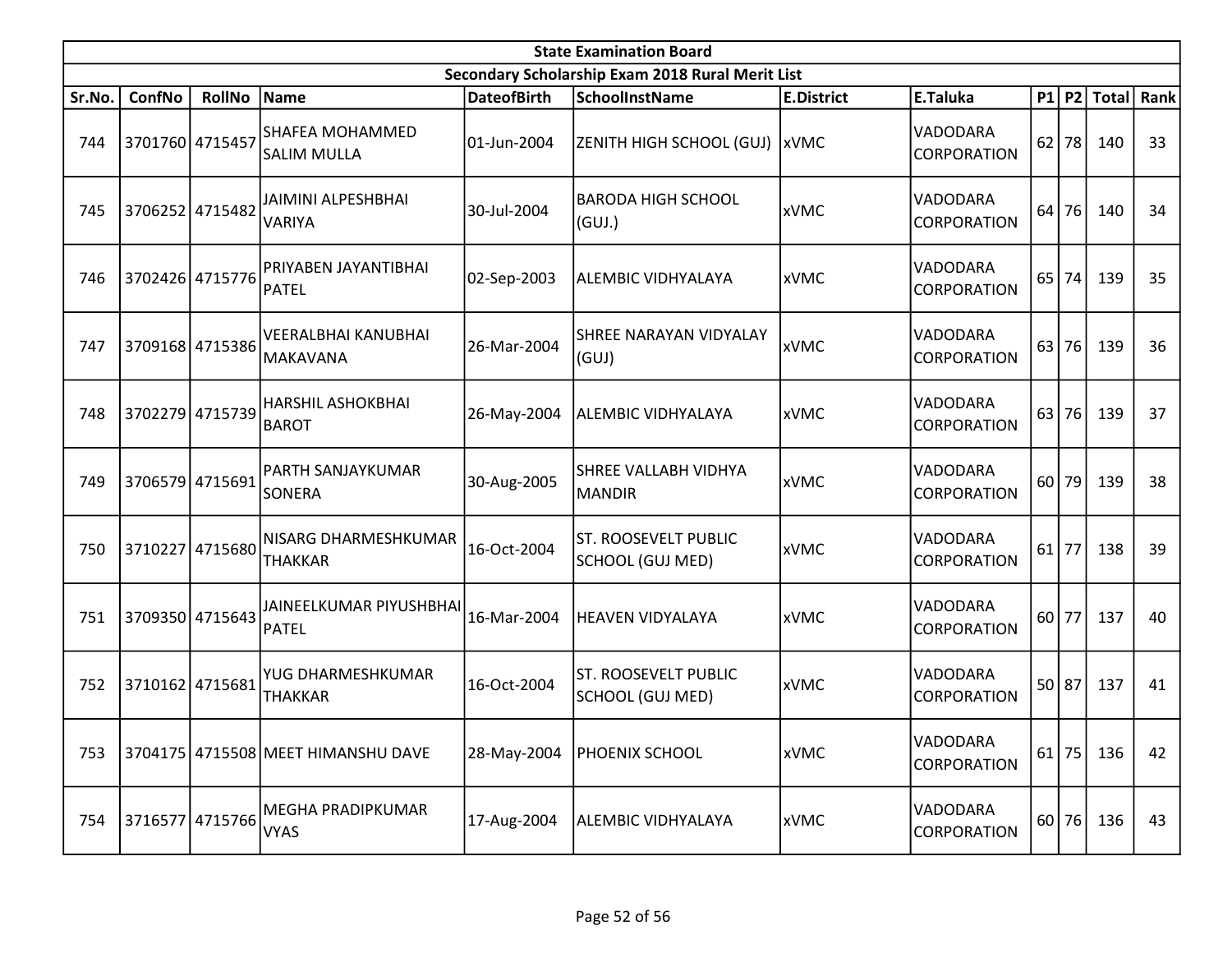| State Examination Board | | | | | | | | | | | |
|---|---|---|---|---|---|---|---|---|---|---|---|
| Secondary Scholarship Exam 2018 Rural Merit List | | | | | | | | | | | |
| Sr.No. | ConfNo | RollNo | Name | DateofBirth | SchoolInstName | E.District | E.Taluka | P1 | P2 | Total | Rank |
| 744 | 3701760 | 4715457 | SHAFEA MOHAMMED SALIM MULLA | 01-Jun-2004 | ZENITH HIGH SCHOOL (GUJ) | xVMC | VADODARA CORPORATION | 62 | 78 | 140 | 33 |
| 745 | 3706252 | 4715482 | JAIMINI ALPESHBHAI VARIYA | 30-Jul-2004 | BARODA HIGH SCHOOL (GUJ.) | xVMC | VADODARA CORPORATION | 64 | 76 | 140 | 34 |
| 746 | 3702426 | 4715776 | PRIYABEN JAYANTIBHAI PATEL | 02-Sep-2003 | ALEMBIC VIDHYALAYA | xVMC | VADODARA CORPORATION | 65 | 74 | 139 | 35 |
| 747 | 3709168 | 4715386 | VEERALBHAI KANUBHAI MAKAVANA | 26-Mar-2004 | SHREE NARAYAN VIDYALAY (GUJ) | xVMC | VADODARA CORPORATION | 63 | 76 | 139 | 36 |
| 748 | 3702279 | 4715739 | HARSHIL ASHOKBHAI BAROT | 26-May-2004 | ALEMBIC VIDHYALAYA | xVMC | VADODARA CORPORATION | 63 | 76 | 139 | 37 |
| 749 | 3706579 | 4715691 | PARTH SANJAYKUMAR SONERA | 30-Aug-2005 | SHREE VALLABH VIDHYA MANDIR | xVMC | VADODARA CORPORATION | 60 | 79 | 139 | 38 |
| 750 | 3710227 | 4715680 | NISARG DHARMESHKUMAR THAKKAR | 16-Oct-2004 | ST. ROOSEVELT PUBLIC SCHOOL (GUJ MED) | xVMC | VADODARA CORPORATION | 61 | 77 | 138 | 39 |
| 751 | 3709350 | 4715643 | JAINEELKUMAR PIYUSHBHAI PATEL | 16-Mar-2004 | HEAVEN VIDYALAYA | xVMC | VADODARA CORPORATION | 60 | 77 | 137 | 40 |
| 752 | 3710162 | 4715681 | YUG DHARMESHKUMAR THAKKAR | 16-Oct-2004 | ST. ROOSEVELT PUBLIC SCHOOL (GUJ MED) | xVMC | VADODARA CORPORATION | 50 | 87 | 137 | 41 |
| 753 | 3704175 | 4715508 | MEET HIMANSHU DAVE | 28-May-2004 | PHOENIX SCHOOL | xVMC | VADODARA CORPORATION | 61 | 75 | 136 | 42 |
| 754 | 3716577 | 4715766 | MEGHA PRADIPKUMAR VYAS | 17-Aug-2004 | ALEMBIC VIDHYALAYA | xVMC | VADODARA CORPORATION | 60 | 76 | 136 | 43 |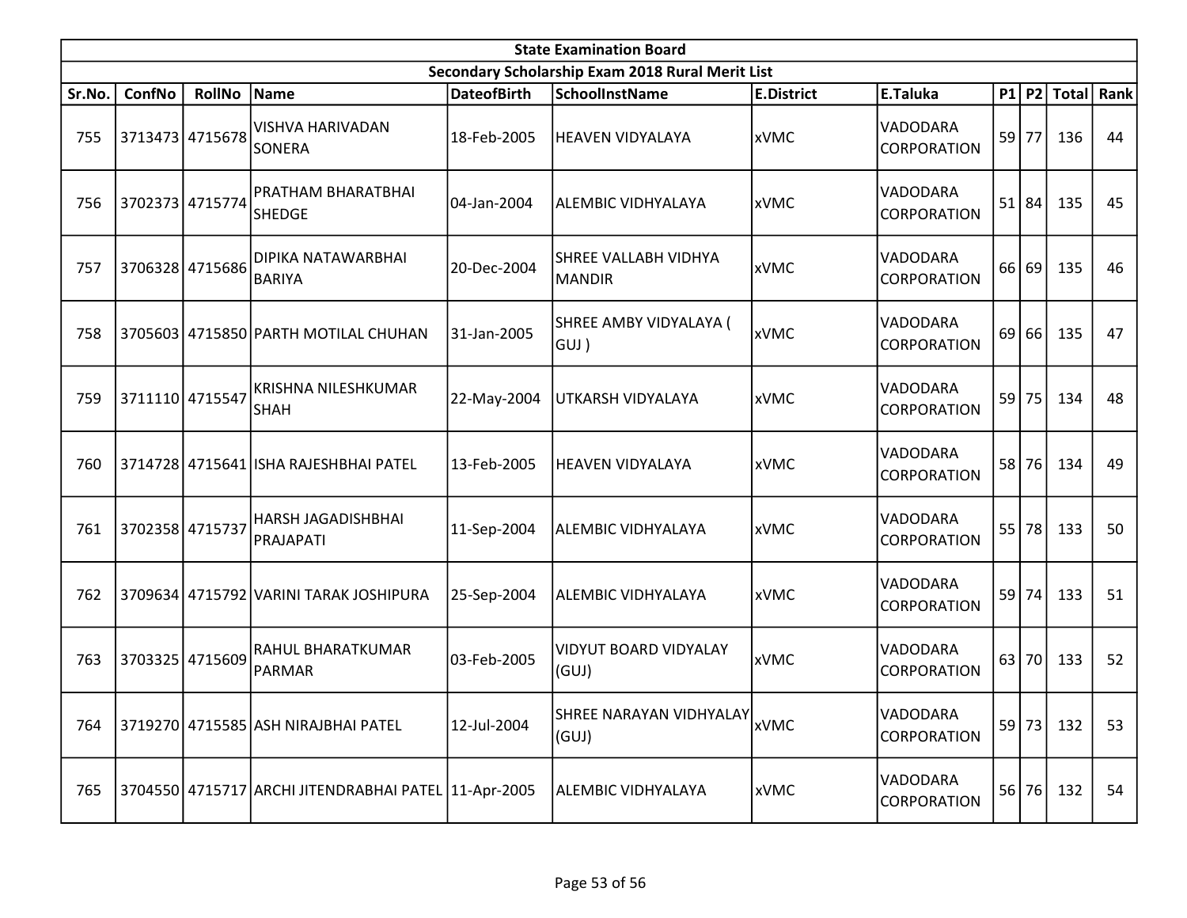| State Examination Board | | | | | | | | | | | |
|---|---|---|---|---|---|---|---|---|---|---|---|
| Secondary Scholarship Exam 2018 Rural Merit List | | | | | | | | | | | |
| Sr.No. | ConfNo | RollNo | Name | DateofBirth | SchoolInstName | E.District | E.Taluka | P1 | P2 | Total | Rank |
| 755 | 3713473 | 4715678 | VISHVA HARIVADAN SONERA | 18-Feb-2005 | HEAVEN VIDYALAYA | xVMC | VADODARA CORPORATION | 59 | 77 | 136 | 44 |
| 756 | 3702373 | 4715774 | PRATHAM BHARATBHAI SHEDGE | 04-Jan-2004 | ALEMBIC VIDHYALAYA | xVMC | VADODARA CORPORATION | 51 | 84 | 135 | 45 |
| 757 | 3706328 | 4715686 | DIPIKA NATAWARBHAI BARIYA | 20-Dec-2004 | SHREE VALLABH VIDHYA MANDIR | xVMC | VADODARA CORPORATION | 66 | 69 | 135 | 46 |
| 758 | 3705603 | 4715850 | PARTH MOTILAL CHUHAN | 31-Jan-2005 | SHREE AMBY VIDYALAYA ( GUJ ) | xVMC | VADODARA CORPORATION | 69 | 66 | 135 | 47 |
| 759 | 3711110 | 4715547 | KRISHNA NILESHKUMAR SHAH | 22-May-2004 | UTKARSH VIDYALAYA | xVMC | VADODARA CORPORATION | 59 | 75 | 134 | 48 |
| 760 | 3714728 | 4715641 | ISHA RAJESHBHAI PATEL | 13-Feb-2005 | HEAVEN VIDYALAYA | xVMC | VADODARA CORPORATION | 58 | 76 | 134 | 49 |
| 761 | 3702358 | 4715737 | HARSH JAGADISHBHAI PRAJAPATI | 11-Sep-2004 | ALEMBIC VIDHYALAYA | xVMC | VADODARA CORPORATION | 55 | 78 | 133 | 50 |
| 762 | 3709634 | 4715792 | VARINI TARAK JOSHIPURA | 25-Sep-2004 | ALEMBIC VIDHYALAYA | xVMC | VADODARA CORPORATION | 59 | 74 | 133 | 51 |
| 763 | 3703325 | 4715609 | RAHUL BHARATKUMAR PARMAR | 03-Feb-2005 | VIDYUT BOARD VIDYALAY (GUJ) | xVMC | VADODARA CORPORATION | 63 | 70 | 133 | 52 |
| 764 | 3719270 | 4715585 | ASH NIRAJBHAI PATEL | 12-Jul-2004 | SHREE NARAYAN VIDHYALAY (GUJ) | xVMC | VADODARA CORPORATION | 59 | 73 | 132 | 53 |
| 765 | 3704550 | 4715717 | ARCHI JITENDRABHAI PATEL | 11-Apr-2005 | ALEMBIC VIDHYALAYA | xVMC | VADODARA CORPORATION | 56 | 76 | 132 | 54 |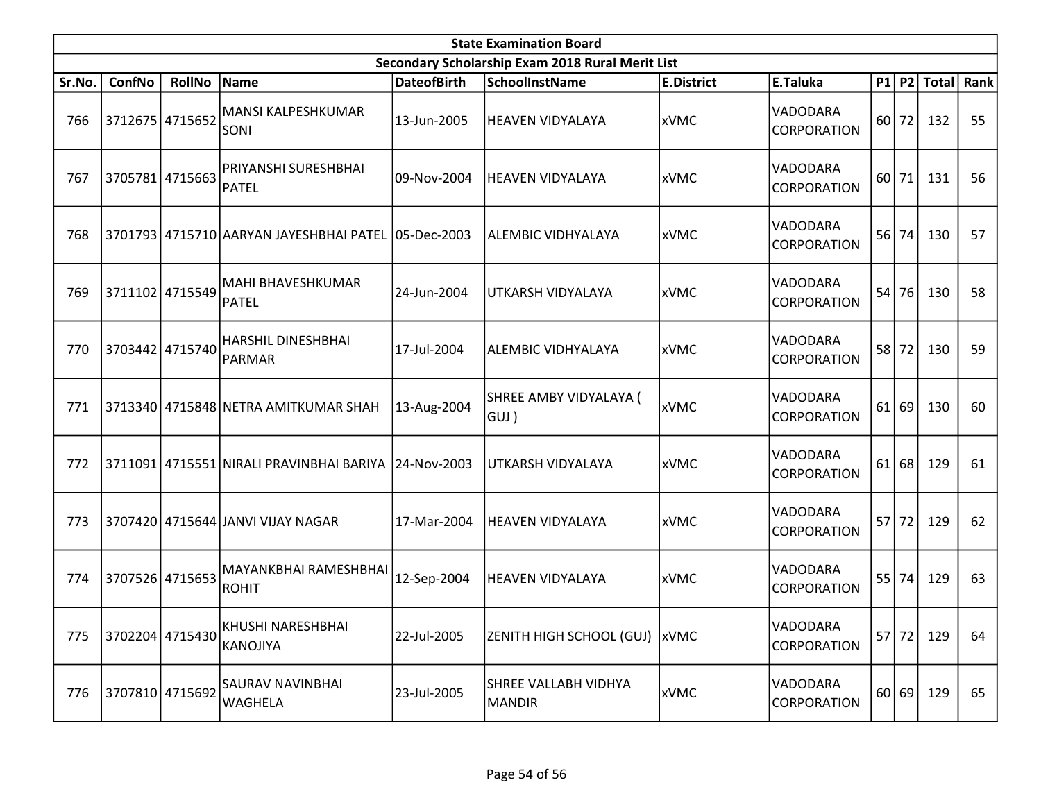| State Examination Board | | | | | | | | | | | |
|---|---|---|---|---|---|---|---|---|---|---|---|
| Secondary Scholarship Exam 2018 Rural Merit List | | | | | | | | | | | |
| Sr.No. | ConfNo | RollNo | Name | DateofBirth | SchoolInstName | E.District | E.Taluka | P1 | P2 | Total | Rank |
| 766 | 3712675 | 4715652 | MANSI KALPESHKUMAR SONI | 13-Jun-2005 | HEAVEN VIDYALAYA | xVMC | VADODARA CORPORATION | 60 | 72 | 132 | 55 |
| 767 | 3705781 | 4715663 | PRIYANSHI SURESHBHAI PATEL | 09-Nov-2004 | HEAVEN VIDYALAYA | xVMC | VADODARA CORPORATION | 60 | 71 | 131 | 56 |
| 768 | 3701793 | 4715710 | AARYAN JAYESHBHAI PATEL | 05-Dec-2003 | ALEMBIC VIDHYALAYA | xVMC | VADODARA CORPORATION | 56 | 74 | 130 | 57 |
| 769 | 3711102 | 4715549 | MAHI BHAVESHKUMAR PATEL | 24-Jun-2004 | UTKARSH VIDYALAYA | xVMC | VADODARA CORPORATION | 54 | 76 | 130 | 58 |
| 770 | 3703442 | 4715740 | HARSHIL DINESHBHAI PARMAR | 17-Jul-2004 | ALEMBIC VIDHYALAYA | xVMC | VADODARA CORPORATION | 58 | 72 | 130 | 59 |
| 771 | 3713340 | 4715848 | NETRA AMITKUMAR SHAH | 13-Aug-2004 | SHREE AMBY VIDYALAYA ( GUJ ) | xVMC | VADODARA CORPORATION | 61 | 69 | 130 | 60 |
| 772 | 3711091 | 4715551 | NIRALI PRAVINBHAI BARIYA | 24-Nov-2003 | UTKARSH VIDYALAYA | xVMC | VADODARA CORPORATION | 61 | 68 | 129 | 61 |
| 773 | 3707420 | 4715644 | JANVI VIJAY NAGAR | 17-Mar-2004 | HEAVEN VIDYALAYA | xVMC | VADODARA CORPORATION | 57 | 72 | 129 | 62 |
| 774 | 3707526 | 4715653 | MAYANKBHAI RAMESHBHAI ROHIT | 12-Sep-2004 | HEAVEN VIDYALAYA | xVMC | VADODARA CORPORATION | 55 | 74 | 129 | 63 |
| 775 | 3702204 | 4715430 | KHUSHI NARESHBHAI KANOJIYA | 22-Jul-2005 | ZENITH HIGH SCHOOL (GUJ) | xVMC | VADODARA CORPORATION | 57 | 72 | 129 | 64 |
| 776 | 3707810 | 4715692 | SAURAV NAVINBHAI WAGHELA | 23-Jul-2005 | SHREE VALLABH VIDHYA MANDIR | xVMC | VADODARA CORPORATION | 60 | 69 | 129 | 65 |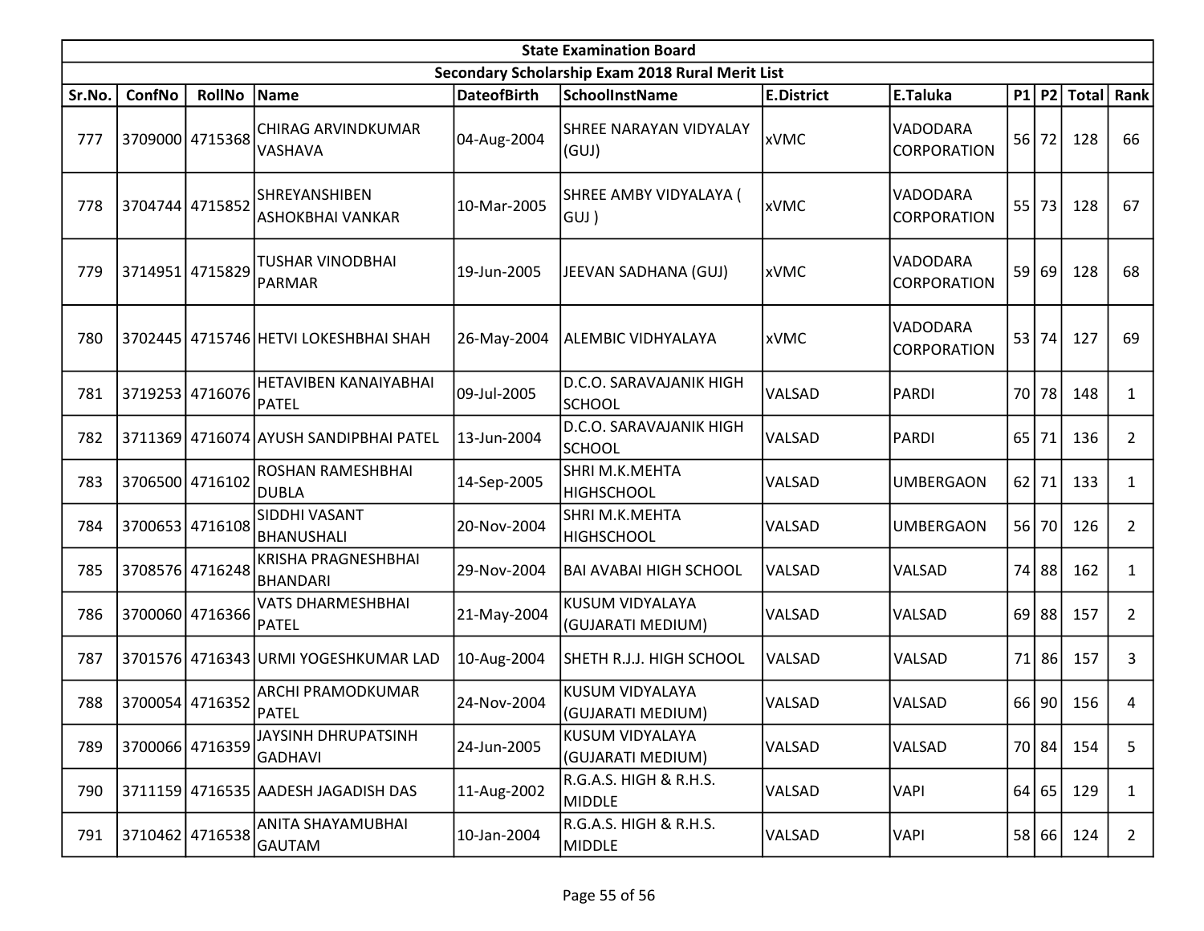| State Examination Board | | | | | | | | | | | |
|---|---|---|---|---|---|---|---|---|---|---|---|
| Secondary Scholarship Exam 2018 Rural Merit List | | | | | | | | | | | |
| Sr.No. | ConfNo | RollNo | Name | DateofBirth | SchoolInstName | E.District | E.Taluka | P1 | P2 | Total | Rank |
| 777 | 3709000 | 4715368 | CHIRAG ARVINDKUMAR VASHAVA | 04-Aug-2004 | SHREE NARAYAN VIDYALAY (GUJ) | xVMC | VADODARA CORPORATION | 56 | 72 | 128 | 66 |
| 778 | 3704744 | 4715852 | SHREYANSHIBEN ASHOKBHAI VANKAR | 10-Mar-2005 | SHREE AMBY VIDYALAYA ( GUJ ) | xVMC | VADODARA CORPORATION | 55 | 73 | 128 | 67 |
| 779 | 3714951 | 4715829 | TUSHAR VINODBHAI PARMAR | 19-Jun-2005 | JEEVAN SADHANA (GUJ) | xVMC | VADODARA CORPORATION | 59 | 69 | 128 | 68 |
| 780 | 3702445 | 4715746 | HETVI LOKESHBHAI SHAH | 26-May-2004 | ALEMBIC VIDHYALAYA | xVMC | VADODARA CORPORATION | 53 | 74 | 127 | 69 |
| 781 | 3719253 | 4716076 | HETAVIBEN KANAIYABHAI PATEL | 09-Jul-2005 | D.C.O. SARAVAJANIK HIGH SCHOOL | VALSAD | PARDI | 70 | 78 | 148 | 1 |
| 782 | 3711369 | 4716074 | AYUSH SANDIPBHAI PATEL | 13-Jun-2004 | D.C.O. SARAVAJANIK HIGH SCHOOL | VALSAD | PARDI | 65 | 71 | 136 | 2 |
| 783 | 3706500 | 4716102 | ROSHAN RAMESHBHAI DUBLA | 14-Sep-2005 | SHRI M.K.MEHTA HIGHSCHOOL | VALSAD | UMBERGAON | 62 | 71 | 133 | 1 |
| 784 | 3700653 | 4716108 | SIDDHI VASANT BHANUSHALI | 20-Nov-2004 | SHRI M.K.MEHTA HIGHSCHOOL | VALSAD | UMBERGAON | 56 | 70 | 126 | 2 |
| 785 | 3708576 | 4716248 | KRISHA PRAGNESHBHAI BHANDARI | 29-Nov-2004 | BAI AVABAI HIGH SCHOOL | VALSAD | VALSAD | 74 | 88 | 162 | 1 |
| 786 | 3700060 | 4716366 | VATS DHARMESHBHAI PATEL | 21-May-2004 | KUSUM VIDYALAYA (GUJARATI MEDIUM) | VALSAD | VALSAD | 69 | 88 | 157 | 2 |
| 787 | 3701576 | 4716343 | URMI YOGESHKUMAR LAD | 10-Aug-2004 | SHETH R.J.J. HIGH SCHOOL | VALSAD | VALSAD | 71 | 86 | 157 | 3 |
| 788 | 3700054 | 4716352 | ARCHI PRAMODKUMAR PATEL | 24-Nov-2004 | KUSUM VIDYALAYA (GUJARATI MEDIUM) | VALSAD | VALSAD | 66 | 90 | 156 | 4 |
| 789 | 3700066 | 4716359 | JAYSINH DHRUPATSINH GADHAVI | 24-Jun-2005 | KUSUM VIDYALAYA (GUJARATI MEDIUM) | VALSAD | VALSAD | 70 | 84 | 154 | 5 |
| 790 | 3711159 | 4716535 | AADESH JAGADISH DAS | 11-Aug-2002 | R.G.A.S. HIGH & R.H.S. MIDDLE | VALSAD | VAPI | 64 | 65 | 129 | 1 |
| 791 | 3710462 | 4716538 | ANITA SHAYAMUBHAI GAUTAM | 10-Jan-2004 | R.G.A.S. HIGH & R.H.S. MIDDLE | VALSAD | VAPI | 58 | 66 | 124 | 2 |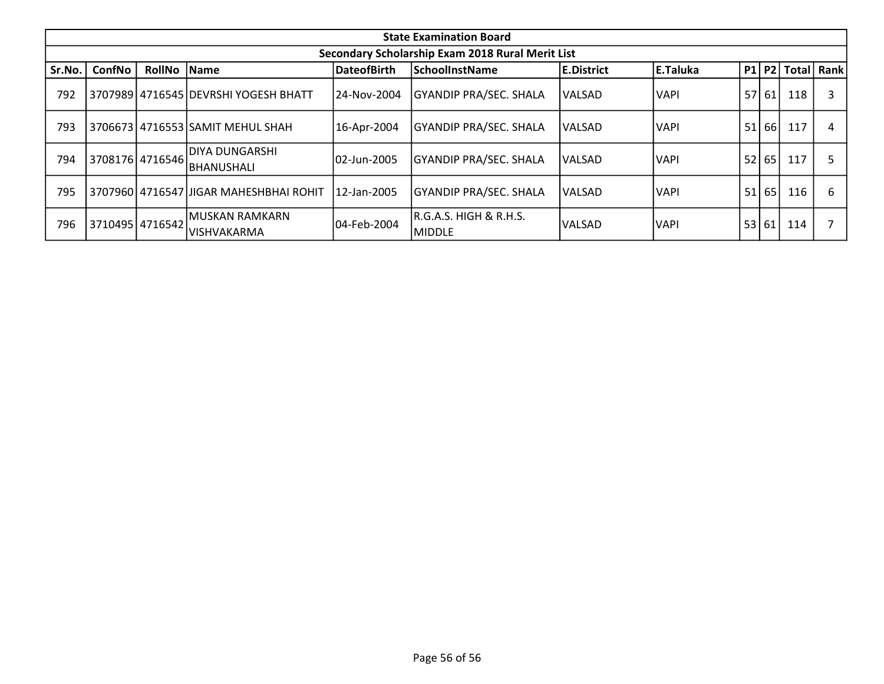| State Examination Board | | | | | | | | | | | | |
|---|---|---|---|---|---|---|---|---|---|---|---|---|
| Secondary Scholarship Exam 2018 Rural Merit List | | | | | | | | | | | | |
| Sr.No. | ConfNo | RollNo | Name | DateofBirth | SchoolInstName | E.District | E.Taluka | P1 | P2 | Total | Rank |
| 792 | 3707989 | 4716545 | DEVRSHI YOGESH BHATT | 24-Nov-2004 | GYANDIP PRA/SEC. SHALA | VALSAD | VAPI | 57 | 61 | 118 | 3 |
| 793 | 3706673 | 4716553 | SAMIT MEHUL SHAH | 16-Apr-2004 | GYANDIP PRA/SEC. SHALA | VALSAD | VAPI | 51 | 66 | 117 | 4 |
| 794 | 3708176 | 4716546 | DIYA DUNGARSHI BHANUSHALI | 02-Jun-2005 | GYANDIP PRA/SEC. SHALA | VALSAD | VAPI | 52 | 65 | 117 | 5 |
| 795 | 3707960 | 4716547 | JIGAR MAHESHBHAI ROHIT | 12-Jan-2005 | GYANDIP PRA/SEC. SHALA | VALSAD | VAPI | 51 | 65 | 116 | 6 |
| 796 | 3710495 | 4716542 | MUSKAN RAMKARN VISHVAKARMA | 04-Feb-2004 | R.G.A.S. HIGH & R.H.S. MIDDLE | VALSAD | VAPI | 53 | 61 | 114 | 7 |